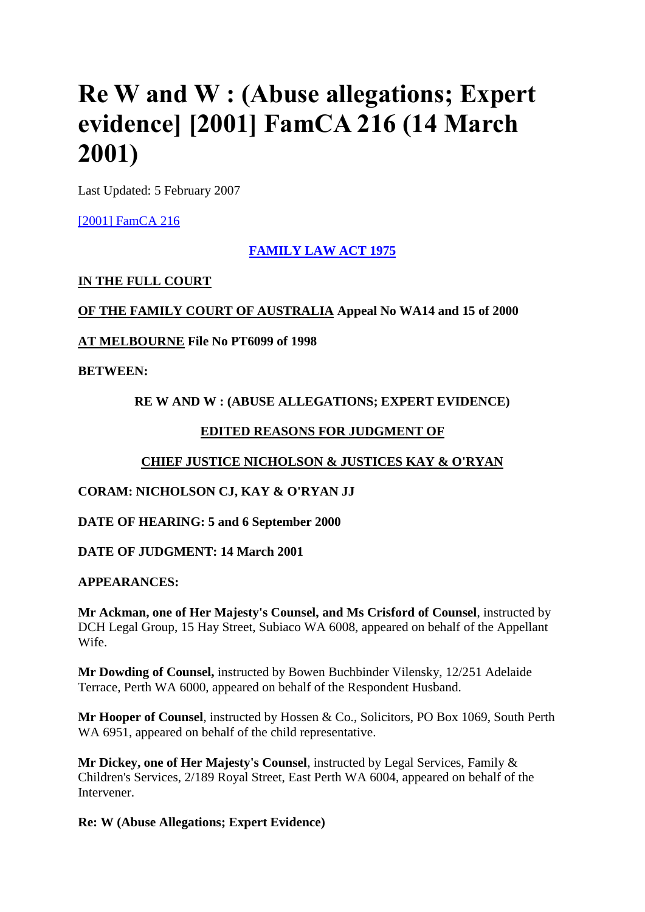# Re W and W : (Abuse allegations; Expert evidence] [2001] FamCA 216 (14 March 2001)

Last Updated: 5 February 2007

[2001] FamCA 216

**FAMILY LAW ACT 1975**

**IN THE FULL COURT**

**OF THE FAMILY COURT OF AUSTRALIA** **Appeal No WA14 and 15 of 2000**

**AT MELBOURNE** **File No PT6099 of 1998**

**BETWEEN:**

**RE W AND W : (ABUSE ALLEGATIONS; EXPERT EVIDENCE)**

**EDITED REASONS FOR JUDGMENT OF**

**CHIEF JUSTICE NICHOLSON & JUSTICES KAY & O'RYAN**

**CORAM: NICHOLSON CJ, KAY & O'RYAN JJ**

**DATE OF HEARING: 5 and 6 September 2000**

**DATE OF JUDGMENT: 14 March 2001**

**APPEARANCES:**

**Mr Ackman, one of Her Majesty's Counsel, and Ms Crisford of Counsel**, instructed by DCH Legal Group, 15 Hay Street, Subiaco WA 6008, appeared on behalf of the Appellant Wife.

**Mr Dowding of Counsel,** instructed by Bowen Buchbinder Vilensky, 12/251 Adelaide Terrace, Perth WA 6000, appeared on behalf of the Respondent Husband.

**Mr Hooper of Counsel**, instructed by Hossen & Co., Solicitors, PO Box 1069, South Perth WA 6951, appeared on behalf of the child representative.

**Mr Dickey, one of Her Majesty's Counsel**, instructed by Legal Services, Family & Children's Services, 2/189 Royal Street, East Perth WA 6004, appeared on behalf of the Intervener.

**Re: W (Abuse Allegations; Expert Evidence)**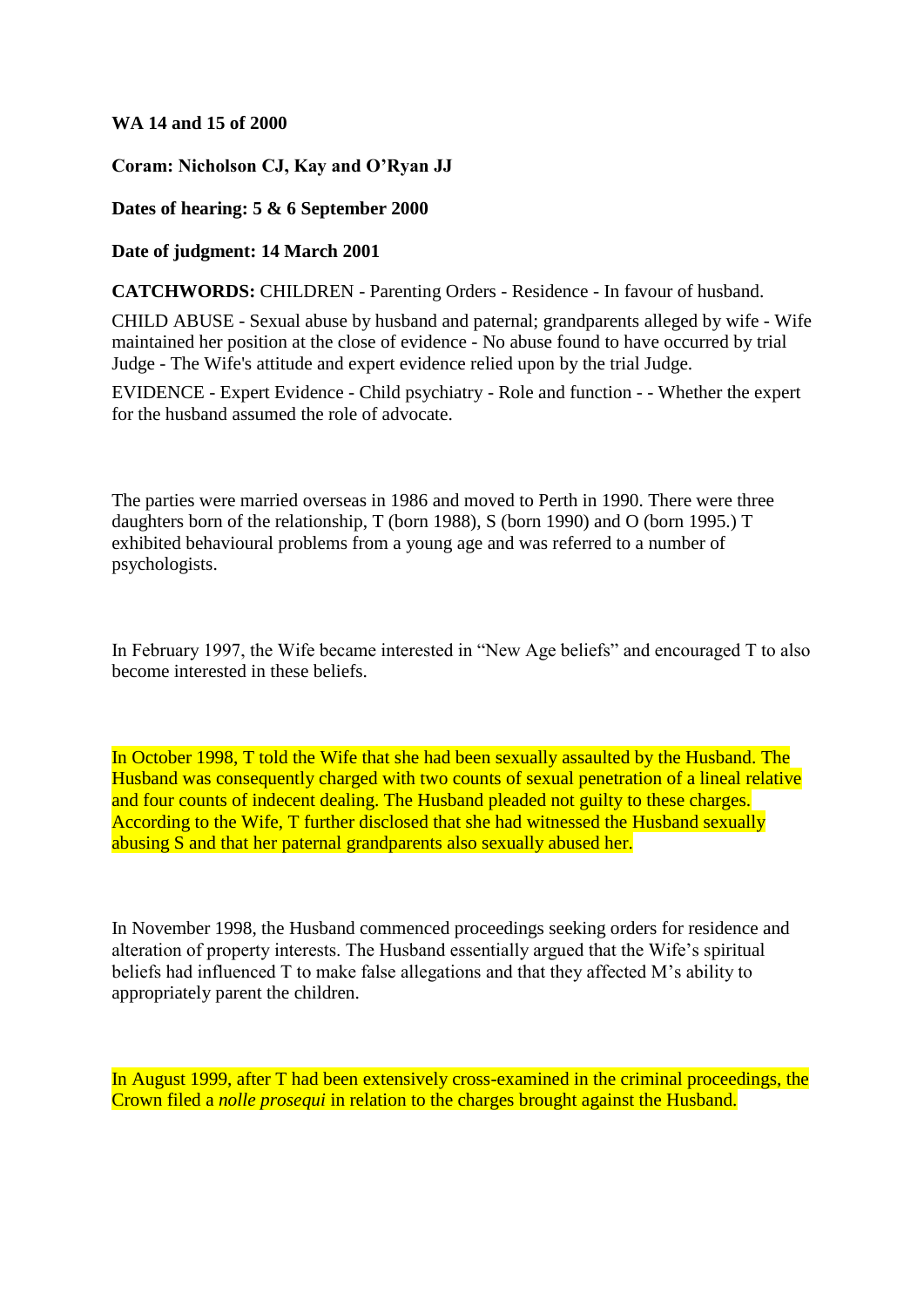**WA 14 and 15 of 2000**

**Coram: Nicholson CJ, Kay and O'Ryan JJ**

**Dates of hearing: 5 & 6 September 2000**

**Date of judgment: 14 March 2001**

**CATCHWORDS:** CHILDREN - Parenting Orders - Residence - In favour of husband.

CHILD ABUSE - Sexual abuse by husband and paternal; grandparents alleged by wife - Wife maintained her position at the close of evidence - No abuse found to have occurred by trial Judge - The Wife's attitude and expert evidence relied upon by the trial Judge.

EVIDENCE - Expert Evidence - Child psychiatry - Role and function - - Whether the expert for the husband assumed the role of advocate.

The parties were married overseas in 1986 and moved to Perth in 1990. There were three daughters born of the relationship, T (born 1988), S (born 1990) and O (born 1995.) T exhibited behavioural problems from a young age and was referred to a number of psychologists.

In February 1997, the Wife became interested in "New Age beliefs" and encouraged T to also become interested in these beliefs.

In October 1998, T told the Wife that she had been sexually assaulted by the Husband. The Husband was consequently charged with two counts of sexual penetration of a lineal relative and four counts of indecent dealing. The Husband pleaded not guilty to these charges. According to the Wife, T further disclosed that she had witnessed the Husband sexually abusing S and that her paternal grandparents also sexually abused her.

In November 1998, the Husband commenced proceedings seeking orders for residence and alteration of property interests. The Husband essentially argued that the Wife's spiritual beliefs had influenced T to make false allegations and that they affected M's ability to appropriately parent the children.

In August 1999, after T had been extensively cross-examined in the criminal proceedings, the Crown filed a *nolle prosequi* in relation to the charges brought against the Husband.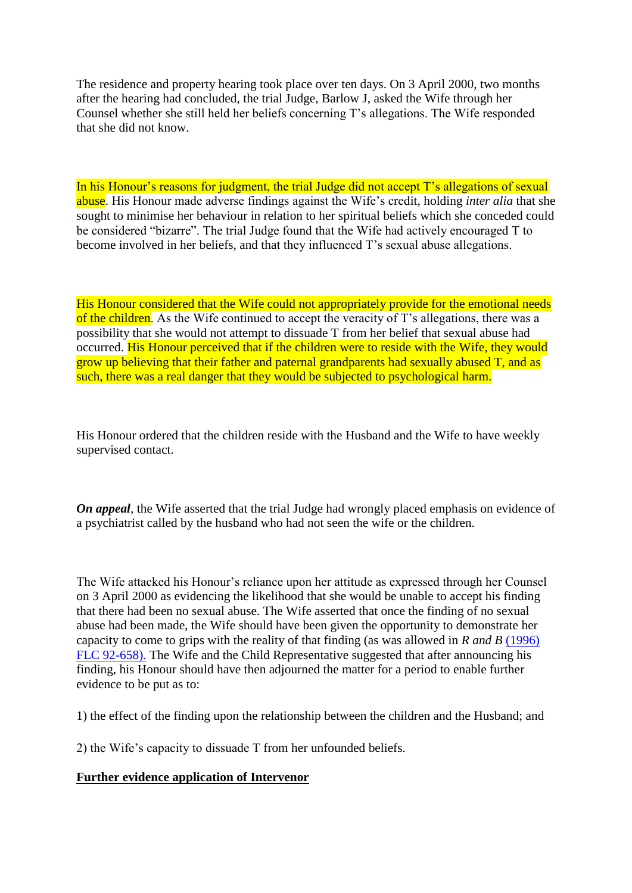The residence and property hearing took place over ten days. On 3 April 2000, two months after the hearing had concluded, the trial Judge, Barlow J, asked the Wife through her Counsel whether she still held her beliefs concerning T's allegations. The Wife responded that she did not know.

In his Honour's reasons for judgment, the trial Judge did not accept T's allegations of sexual abuse. His Honour made adverse findings against the Wife's credit, holding *inter alia* that she sought to minimise her behaviour in relation to her spiritual beliefs which she conceded could be considered "bizarre". The trial Judge found that the Wife had actively encouraged T to become involved in her beliefs, and that they influenced T's sexual abuse allegations.

His Honour considered that the Wife could not appropriately provide for the emotional needs of the children. As the Wife continued to accept the veracity of T's allegations, there was a possibility that she would not attempt to dissuade T from her belief that sexual abuse had occurred. His Honour perceived that if the children were to reside with the Wife, they would grow up believing that their father and paternal grandparents had sexually abused T, and as such, there was a real danger that they would be subjected to psychological harm.

His Honour ordered that the children reside with the Husband and the Wife to have weekly supervised contact.

***On appeal***, the Wife asserted that the trial Judge had wrongly placed emphasis on evidence of a psychiatrist called by the husband who had not seen the wife or the children.

The Wife attacked his Honour's reliance upon her attitude as expressed through her Counsel on 3 April 2000 as evidencing the likelihood that she would be unable to accept his finding that there had been no sexual abuse. The Wife asserted that once the finding of no sexual abuse had been made, the Wife should have been given the opportunity to demonstrate her capacity to come to grips with the reality of that finding (as was allowed in *R and B* (1996) FLC 92-658). The Wife and the Child Representative suggested that after announcing his finding, his Honour should have then adjourned the matter for a period to enable further evidence to be put as to:

1) the effect of the finding upon the relationship between the children and the Husband; and

2) the Wife's capacity to dissuade T from her unfounded beliefs.

**<u>Further evidence application of Intervenor</u>**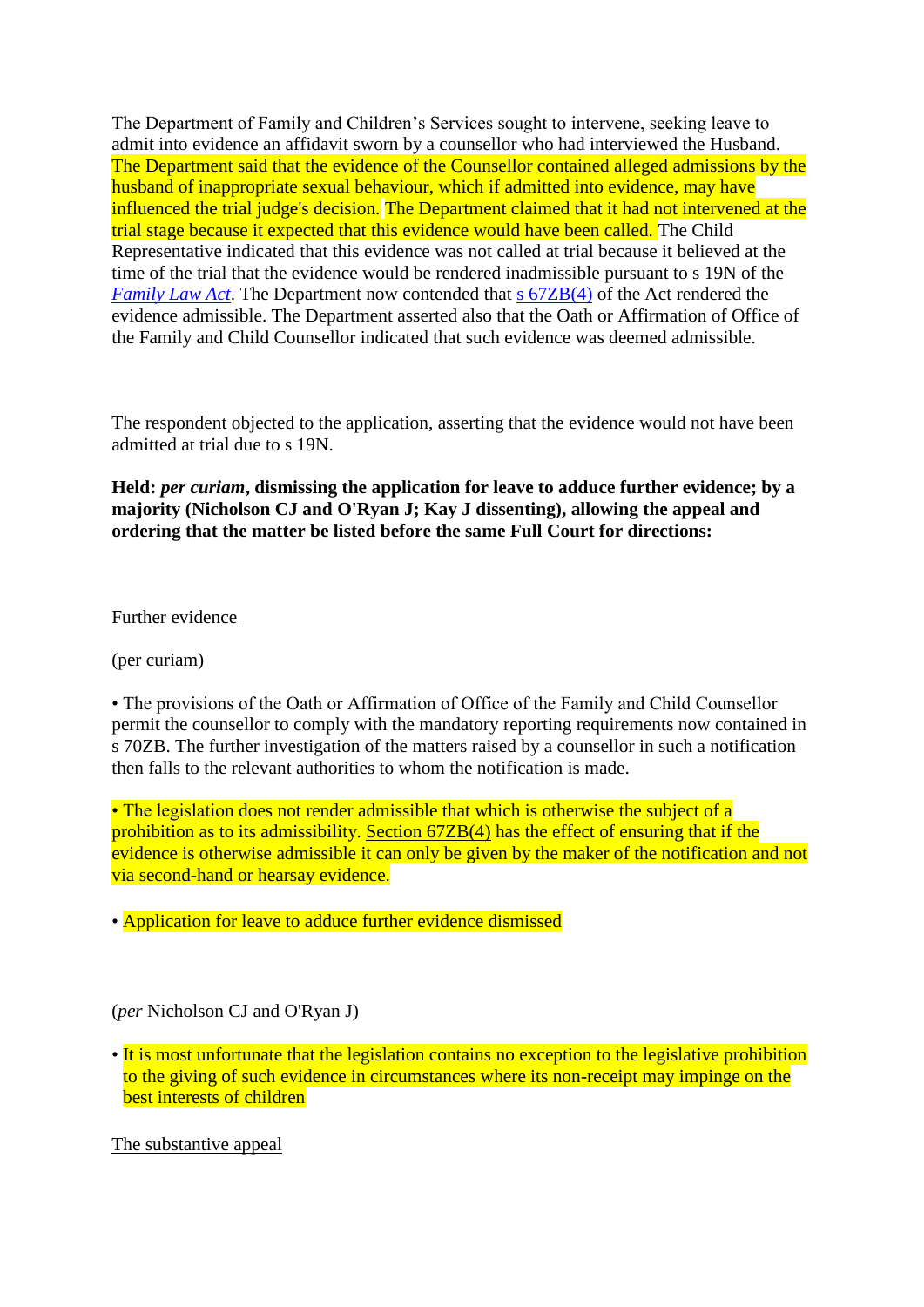The Department of Family and Children's Services sought to intervene, seeking leave to admit into evidence an affidavit sworn by a counsellor who had interviewed the Husband. The Department said that the evidence of the Counsellor contained alleged admissions by the husband of inappropriate sexual behaviour, which if admitted into evidence, may have influenced the trial judge's decision. The Department claimed that it had not intervened at the trial stage because it expected that this evidence would have been called. The Child Representative indicated that this evidence was not called at trial because it believed at the time of the trial that the evidence would be rendered inadmissible pursuant to s 19N of the *Family Law Act*. The Department now contended that s 67ZB(4) of the Act rendered the evidence admissible. The Department asserted also that the Oath or Affirmation of Office of the Family and Child Counsellor indicated that such evidence was deemed admissible.

The respondent objected to the application, asserting that the evidence would not have been admitted at trial due to s 19N.

**Held: *per curiam*, dismissing the application for leave to adduce further evidence; by a majority (Nicholson CJ and O'Ryan J; Kay J dissenting), allowing the appeal and ordering that the matter be listed before the same Full Court for directions:**

Further evidence

(per curiam)

- The provisions of the Oath or Affirmation of Office of the Family and Child Counsellor permit the counsellor to comply with the mandatory reporting requirements now contained in s 70ZB. The further investigation of the matters raised by a counsellor in such a notification then falls to the relevant authorities to whom the notification is made.

- The legislation does not render admissible that which is otherwise the subject of a prohibition as to its admissibility. Section 67ZB(4) has the effect of ensuring that if the evidence is otherwise admissible it can only be given by the maker of the notification and not via second-hand or hearsay evidence.

- Application for leave to adduce further evidence dismissed

(*per* Nicholson CJ and O'Ryan J)

- It is most unfortunate that the legislation contains no exception to the legislative prohibition to the giving of such evidence in circumstances where its non-receipt may impinge on the best interests of children

The substantive appeal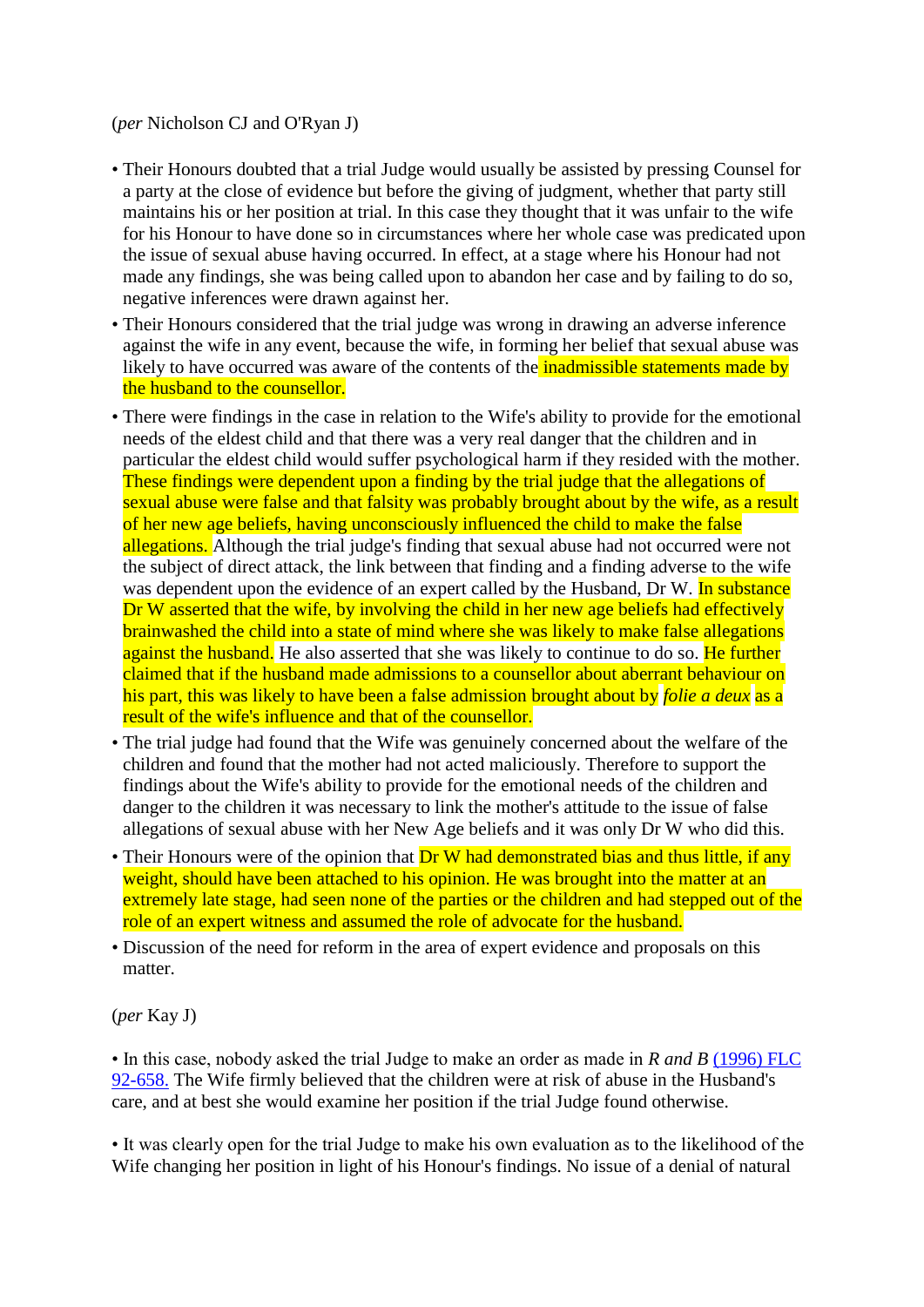(*per* Nicholson CJ and O'Ryan J)

- Their Honours doubted that a trial Judge would usually be assisted by pressing Counsel for a party at the close of evidence but before the giving of judgment, whether that party still maintains his or her position at trial. In this case they thought that it was unfair to the wife for his Honour to have done so in circumstances where her whole case was predicated upon the issue of sexual abuse having occurred. In effect, at a stage where his Honour had not made any findings, she was being called upon to abandon her case and by failing to do so, negative inferences were drawn against her.
- Their Honours considered that the trial judge was wrong in drawing an adverse inference against the wife in any event, because the wife, in forming her belief that sexual abuse was likely to have occurred was aware of the contents of the inadmissible statements made by the husband to the counsellor.
- There were findings in the case in relation to the Wife's ability to provide for the emotional needs of the eldest child and that there was a very real danger that the children and in particular the eldest child would suffer psychological harm if they resided with the mother. These findings were dependent upon a finding by the trial judge that the allegations of sexual abuse were false and that falsity was probably brought about by the wife, as a result of her new age beliefs, having unconsciously influenced the child to make the false allegations. Although the trial judge's finding that sexual abuse had not occurred were not the subject of direct attack, the link between that finding and a finding adverse to the wife was dependent upon the evidence of an expert called by the Husband, Dr W. In substance Dr W asserted that the wife, by involving the child in her new age beliefs had effectively brainwashed the child into a state of mind where she was likely to make false allegations against the husband. He also asserted that she was likely to continue to do so. He further claimed that if the husband made admissions to a counsellor about aberrant behaviour on his part, this was likely to have been a false admission brought about by *folie a deux* as a result of the wife's influence and that of the counsellor.
- The trial judge had found that the Wife was genuinely concerned about the welfare of the children and found that the mother had not acted maliciously. Therefore to support the findings about the Wife's ability to provide for the emotional needs of the children and danger to the children it was necessary to link the mother's attitude to the issue of false allegations of sexual abuse with her New Age beliefs and it was only Dr W who did this.
- Their Honours were of the opinion that Dr W had demonstrated bias and thus little, if any weight, should have been attached to his opinion. He was brought into the matter at an extremely late stage, had seen none of the parties or the children and had stepped out of the role of an expert witness and assumed the role of advocate for the husband.
- Discussion of the need for reform in the area of expert evidence and proposals on this matter.

(*per* Kay J)

- In this case, nobody asked the trial Judge to make an order as made in *R and B* (1996) FLC 92-658. The Wife firmly believed that the children were at risk of abuse in the Husband's care, and at best she would examine her position if the trial Judge found otherwise.

- It was clearly open for the trial Judge to make his own evaluation as to the likelihood of the Wife changing her position in light of his Honour's findings. No issue of a denial of natural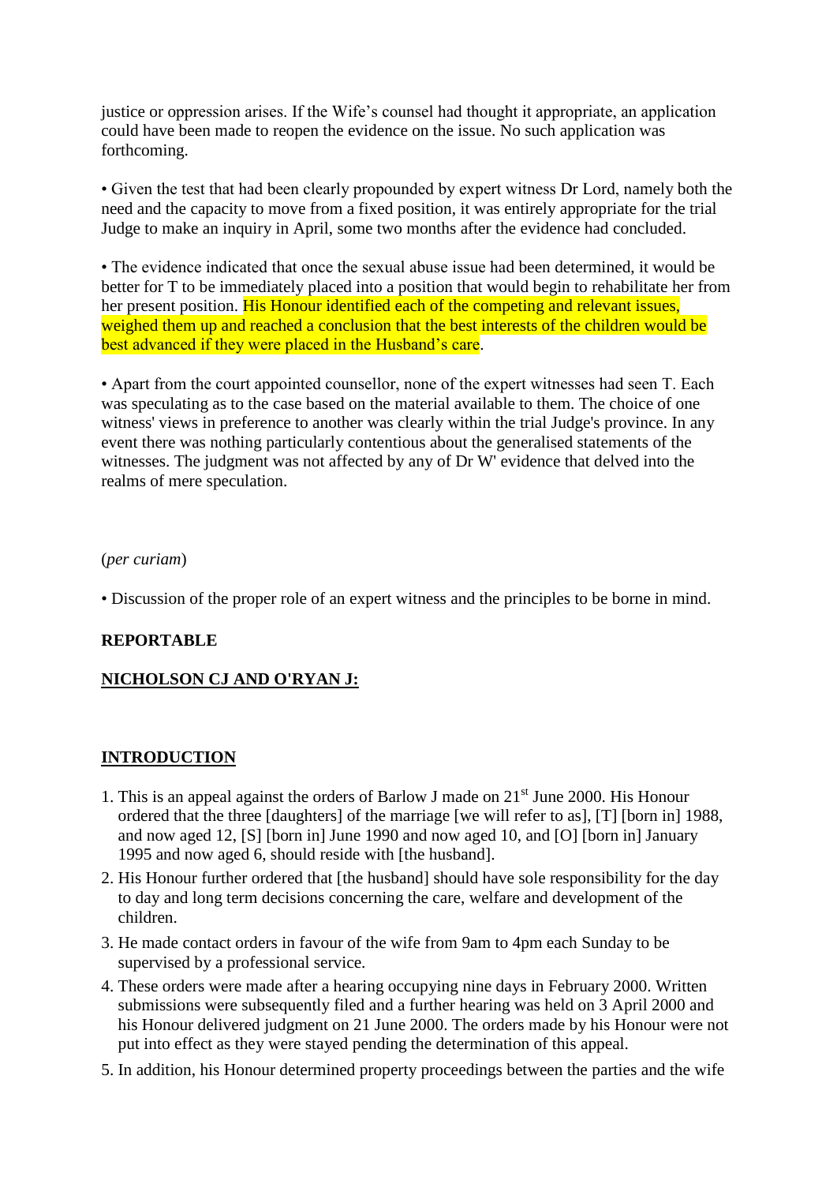justice or oppression arises. If the Wife's counsel had thought it appropriate, an application could have been made to reopen the evidence on the issue. No such application was forthcoming.

• Given the test that had been clearly propounded by expert witness Dr Lord, namely both the need and the capacity to move from a fixed position, it was entirely appropriate for the trial Judge to make an inquiry in April, some two months after the evidence had concluded.

• The evidence indicated that once the sexual abuse issue had been determined, it would be better for T to be immediately placed into a position that would begin to rehabilitate her from her present position. His Honour identified each of the competing and relevant issues, weighed them up and reached a conclusion that the best interests of the children would be best advanced if they were placed in the Husband's care.

• Apart from the court appointed counsellor, none of the expert witnesses had seen T. Each was speculating as to the case based on the material available to them. The choice of one witness' views in preference to another was clearly within the trial Judge's province. In any event there was nothing particularly contentious about the generalised statements of the witnesses. The judgment was not affected by any of Dr W' evidence that delved into the realms of mere speculation.

(*per curiam*)

• Discussion of the proper role of an expert witness and the principles to be borne in mind.

**REPORTABLE**

**NICHOLSON CJ AND O'RYAN J:**

**INTRODUCTION**

1. This is an appeal against the orders of Barlow J made on 21st June 2000. His Honour ordered that the three [daughters] of the marriage [we will refer to as], [T] [born in] 1988, and now aged 12, [S] [born in] June 1990 and now aged 10, and [O] [born in] January 1995 and now aged 6, should reside with [the husband].
2. His Honour further ordered that [the husband] should have sole responsibility for the day to day and long term decisions concerning the care, welfare and development of the children.
3. He made contact orders in favour of the wife from 9am to 4pm each Sunday to be supervised by a professional service.
4. These orders were made after a hearing occupying nine days in February 2000. Written submissions were subsequently filed and a further hearing was held on 3 April 2000 and his Honour delivered judgment on 21 June 2000. The orders made by his Honour were not put into effect as they were stayed pending the determination of this appeal.
5. In addition, his Honour determined property proceedings between the parties and the wife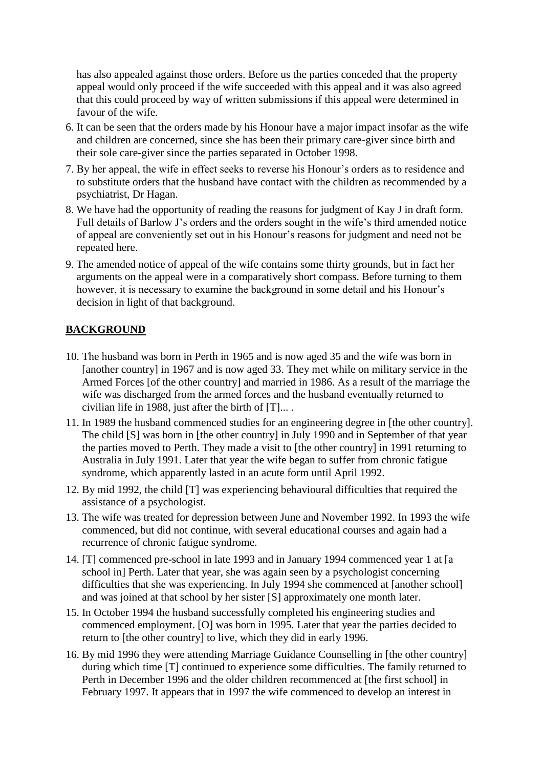has also appealed against those orders. Before us the parties conceded that the property appeal would only proceed if the wife succeeded with this appeal and it was also agreed that this could proceed by way of written submissions if this appeal were determined in favour of the wife.

6. It can be seen that the orders made by his Honour have a major impact insofar as the wife and children are concerned, since she has been their primary care-giver since birth and their sole care-giver since the parties separated in October 1998.

7. By her appeal, the wife in effect seeks to reverse his Honour's orders as to residence and to substitute orders that the husband have contact with the children as recommended by a psychiatrist, Dr Hagan.

8. We have had the opportunity of reading the reasons for judgment of Kay J in draft form. Full details of Barlow J's orders and the orders sought in the wife's third amended notice of appeal are conveniently set out in his Honour's reasons for judgment and need not be repeated here.

9. The amended notice of appeal of the wife contains some thirty grounds, but in fact her arguments on the appeal were in a comparatively short compass. Before turning to them however, it is necessary to examine the background in some detail and his Honour's decision in light of that background.

## **BACKGROUND**

10. The husband was born in Perth in 1965 and is now aged 35 and the wife was born in [another country] in 1967 and is now aged 33. They met while on military service in the Armed Forces [of the other country] and married in 1986. As a result of the marriage the wife was discharged from the armed forces and the husband eventually returned to civilian life in 1988, just after the birth of [T]... .

11. In 1989 the husband commenced studies for an engineering degree in [the other country]. The child [S] was born in [the other country] in July 1990 and in September of that year the parties moved to Perth. They made a visit to [the other country] in 1991 returning to Australia in July 1991. Later that year the wife began to suffer from chronic fatigue syndrome, which apparently lasted in an acute form until April 1992.

12. By mid 1992, the child [T] was experiencing behavioural difficulties that required the assistance of a psychologist.

13. The wife was treated for depression between June and November 1992. In 1993 the wife commenced, but did not continue, with several educational courses and again had a recurrence of chronic fatigue syndrome.

14. [T] commenced pre-school in late 1993 and in January 1994 commenced year 1 at [a school in] Perth. Later that year, she was again seen by a psychologist concerning difficulties that she was experiencing. In July 1994 she commenced at [another school] and was joined at that school by her sister [S] approximately one month later.

15. In October 1994 the husband successfully completed his engineering studies and commenced employment. [O] was born in 1995. Later that year the parties decided to return to [the other country] to live, which they did in early 1996.

16. By mid 1996 they were attending Marriage Guidance Counselling in [the other country] during which time [T] continued to experience some difficulties. The family returned to Perth in December 1996 and the older children recommenced at [the first school] in February 1997. It appears that in 1997 the wife commenced to develop an interest in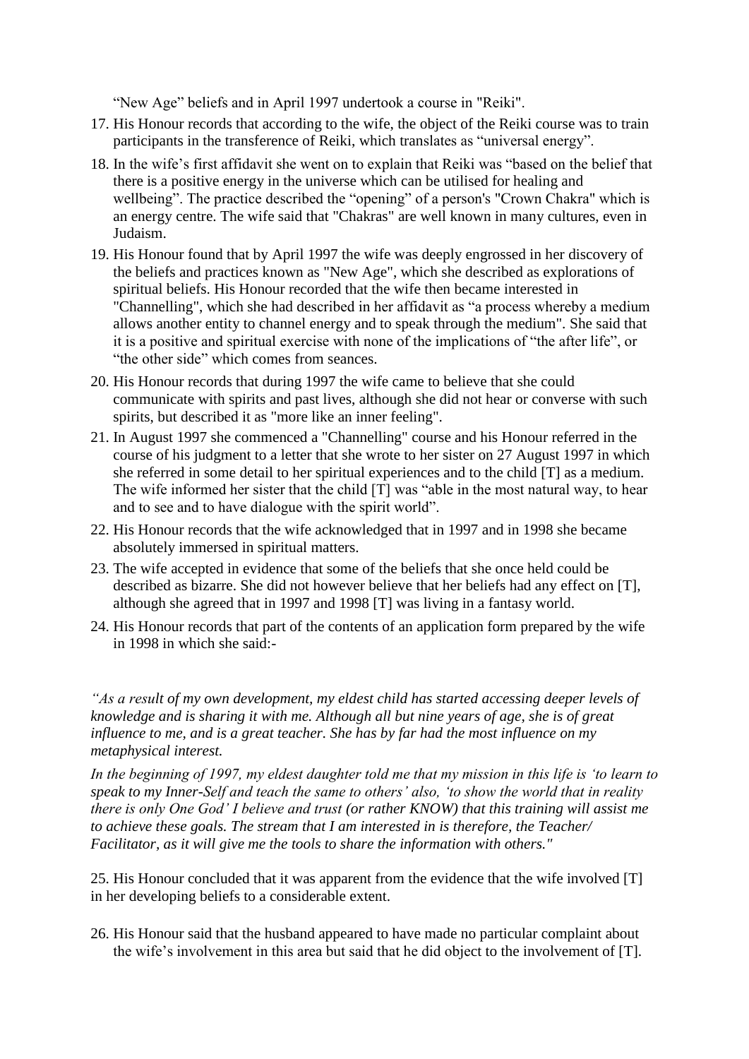"New Age" beliefs and in April 1997 undertook a course in "Reiki".

17. His Honour records that according to the wife, the object of the Reiki course was to train participants in the transference of Reiki, which translates as "universal energy".
18. In the wife's first affidavit she went on to explain that Reiki was "based on the belief that there is a positive energy in the universe which can be utilised for healing and wellbeing". The practice described the "opening" of a person's "Crown Chakra" which is an energy centre. The wife said that "Chakras" are well known in many cultures, even in Judaism.
19. His Honour found that by April 1997 the wife was deeply engrossed in her discovery of the beliefs and practices known as "New Age", which she described as explorations of spiritual beliefs. His Honour recorded that the wife then became interested in "Channelling", which she had described in her affidavit as "a process whereby a medium allows another entity to channel energy and to speak through the medium". She said that it is a positive and spiritual exercise with none of the implications of "the after life", or "the other side" which comes from seances.
20. His Honour records that during 1997 the wife came to believe that she could communicate with spirits and past lives, although she did not hear or converse with such spirits, but described it as "more like an inner feeling".
21. In August 1997 she commenced a "Channelling" course and his Honour referred in the course of his judgment to a letter that she wrote to her sister on 27 August 1997 in which she referred in some detail to her spiritual experiences and to the child [T] as a medium. The wife informed her sister that the child [T] was "able in the most natural way, to hear and to see and to have dialogue with the spirit world".
22. His Honour records that the wife acknowledged that in 1997 and in 1998 she became absolutely immersed in spiritual matters.
23. The wife accepted in evidence that some of the beliefs that she once held could be described as bizarre. She did not however believe that her beliefs had any effect on [T], although she agreed that in 1997 and 1998 [T] was living in a fantasy world.
24. His Honour records that part of the contents of an application form prepared by the wife in 1998 in which she said:-

*"As a result of my own development, my eldest child has started accessing deeper levels of knowledge and is sharing it with me. Although all but nine years of age, she is of great influence to me, and is a great teacher. She has by far had the most influence on my metaphysical interest.*

*In the beginning of 1997, my eldest daughter told me that my mission in this life is 'to learn to speak to my Inner-Self and teach the same to others' also, 'to show the world that in reality there is only One God' I believe and trust (or rather KNOW) that this training will assist me to achieve these goals. The stream that I am interested in is therefore, the Teacher/ Facilitator, as it will give me the tools to share the information with others."*

25. His Honour concluded that it was apparent from the evidence that the wife involved [T] in her developing beliefs to a considerable extent.

26. His Honour said that the husband appeared to have made no particular complaint about the wife's involvement in this area but said that he did object to the involvement of [T].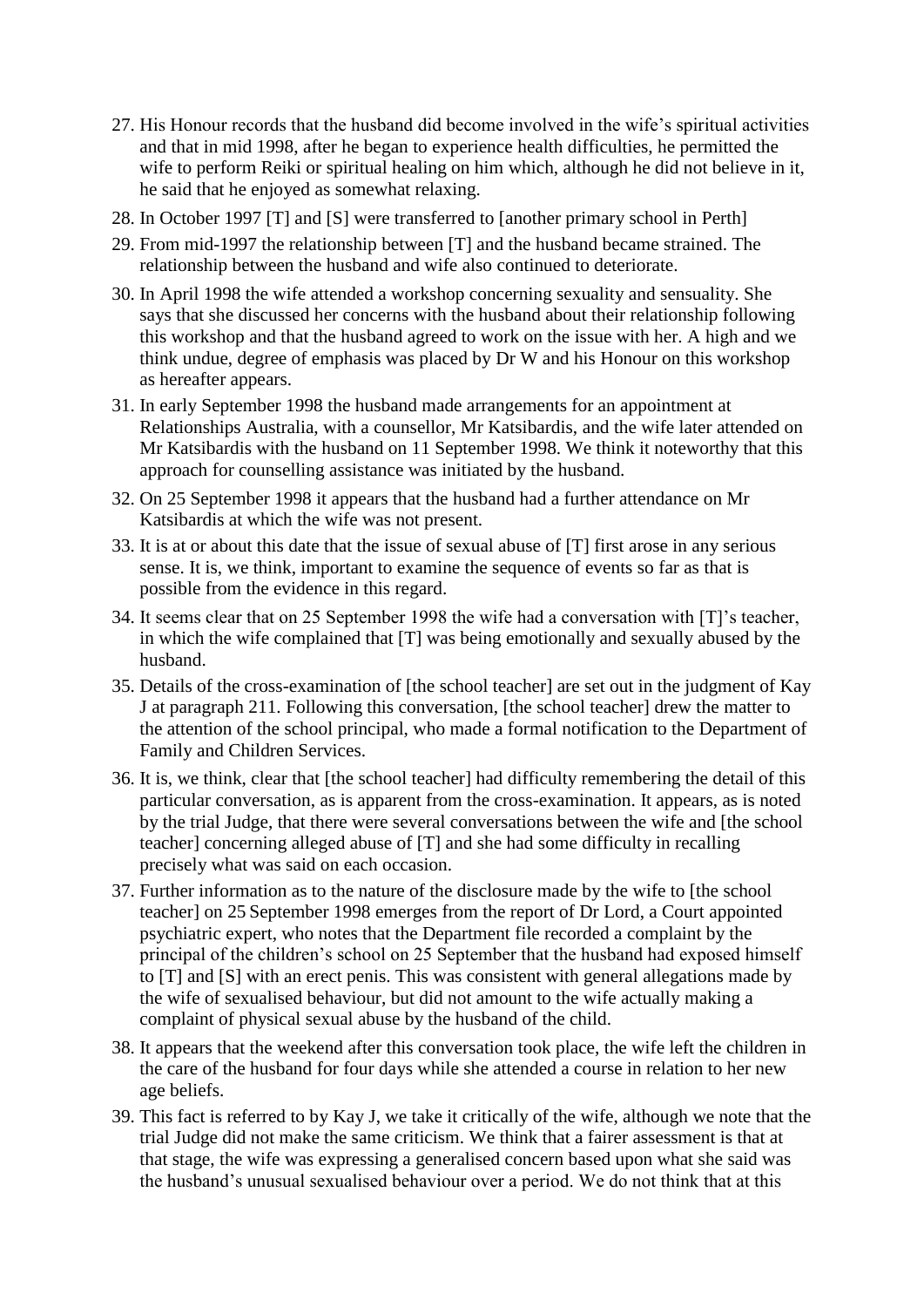27. His Honour records that the husband did become involved in the wife's spiritual activities and that in mid 1998, after he began to experience health difficulties, he permitted the wife to perform Reiki or spiritual healing on him which, although he did not believe in it, he said that he enjoyed as somewhat relaxing.
28. In October 1997 [T] and [S] were transferred to [another primary school in Perth]
29. From mid-1997 the relationship between [T] and the husband became strained. The relationship between the husband and wife also continued to deteriorate.
30. In April 1998 the wife attended a workshop concerning sexuality and sensuality. She says that she discussed her concerns with the husband about their relationship following this workshop and that the husband agreed to work on the issue with her. A high and we think undue, degree of emphasis was placed by Dr W and his Honour on this workshop as hereafter appears.
31. In early September 1998 the husband made arrangements for an appointment at Relationships Australia, with a counsellor, Mr Katsibardis, and the wife later attended on Mr Katsibardis with the husband on 11 September 1998. We think it noteworthy that this approach for counselling assistance was initiated by the husband.
32. On 25 September 1998 it appears that the husband had a further attendance on Mr Katsibardis at which the wife was not present.
33. It is at or about this date that the issue of sexual abuse of [T] first arose in any serious sense. It is, we think, important to examine the sequence of events so far as that is possible from the evidence in this regard.
34. It seems clear that on 25 September 1998 the wife had a conversation with [T]'s teacher, in which the wife complained that [T] was being emotionally and sexually abused by the husband.
35. Details of the cross-examination of [the school teacher] are set out in the judgment of Kay J at paragraph 211. Following this conversation, [the school teacher] drew the matter to the attention of the school principal, who made a formal notification to the Department of Family and Children Services.
36. It is, we think, clear that [the school teacher] had difficulty remembering the detail of this particular conversation, as is apparent from the cross-examination. It appears, as is noted by the trial Judge, that there were several conversations between the wife and [the school teacher] concerning alleged abuse of [T] and she had some difficulty in recalling precisely what was said on each occasion.
37. Further information as to the nature of the disclosure made by the wife to [the school teacher] on 25 September 1998 emerges from the report of Dr Lord, a Court appointed psychiatric expert, who notes that the Department file recorded a complaint by the principal of the children's school on 25 September that the husband had exposed himself to [T] and [S] with an erect penis. This was consistent with general allegations made by the wife of sexualised behaviour, but did not amount to the wife actually making a complaint of physical sexual abuse by the husband of the child.
38. It appears that the weekend after this conversation took place, the wife left the children in the care of the husband for four days while she attended a course in relation to her new age beliefs.
39. This fact is referred to by Kay J, we take it critically of the wife, although we note that the trial Judge did not make the same criticism. We think that a fairer assessment is that at that stage, the wife was expressing a generalised concern based upon what she said was the husband's unusual sexualised behaviour over a period. We do not think that at this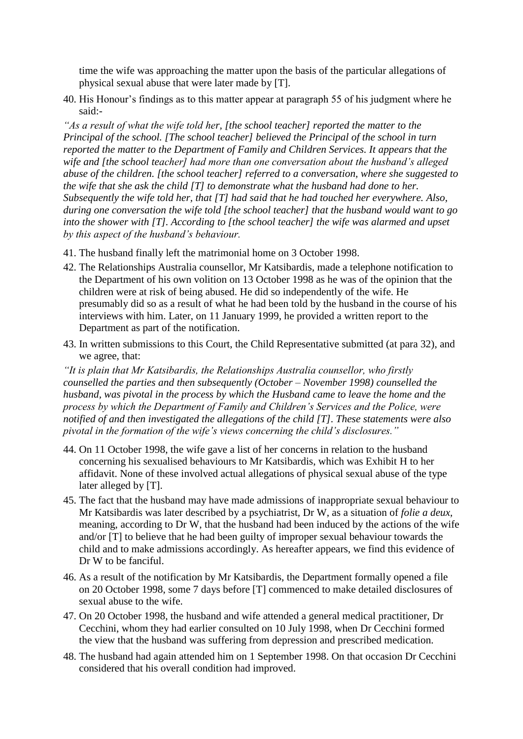time the wife was approaching the matter upon the basis of the particular allegations of physical sexual abuse that were later made by [T].

40. His Honour's findings as to this matter appear at paragraph 55 of his judgment where he said:-

*"As a result of what the wife told her, [the school teacher] reported the matter to the Principal of the school. [The school teacher] believed the Principal of the school in turn reported the matter to the Department of Family and Children Services. It appears that the wife and [the school teacher] had more than one conversation about the husband's alleged abuse of the children. [the school teacher] referred to a conversation, where she suggested to the wife that she ask the child [T] to demonstrate what the husband had done to her. Subsequently the wife told her, that [T] had said that he had touched her everywhere. Also, during one conversation the wife told [the school teacher] that the husband would want to go into the shower with [T]. According to [the school teacher] the wife was alarmed and upset by this aspect of the husband's behaviour.*

41. The husband finally left the matrimonial home on 3 October 1998.

42. The Relationships Australia counsellor, Mr Katsibardis, made a telephone notification to the Department of his own volition on 13 October 1998 as he was of the opinion that the children were at risk of being abused. He did so independently of the wife. He presumably did so as a result of what he had been told by the husband in the course of his interviews with him. Later, on 11 January 1999, he provided a written report to the Department as part of the notification.

43. In written submissions to this Court, the Child Representative submitted (at para 32), and we agree, that:

*"It is plain that Mr Katisbardis, the Relationships Australia counsellor, who firstly counselled the parties and then subsequently (October – November 1998) counselled the husband, was pivotal in the process by which the Husband came to leave the home and the process by which the Department of Family and Children's Services and the Police, were notified of and then investigated the allegations of the child [T]. These statements were also pivotal in the formation of the wife's views concerning the child's disclosures."*

44. On 11 October 1998, the wife gave a list of her concerns in relation to the husband concerning his sexualised behaviours to Mr Katsibardis, which was Exhibit H to her affidavit. None of these involved actual allegations of physical sexual abuse of the type later alleged by [T].

45. The fact that the husband may have made admissions of inappropriate sexual behaviour to Mr Katsibardis was later described by a psychiatrist, Dr W, as a situation of *folie a deux,* meaning, according to Dr W, that the husband had been induced by the actions of the wife and/or [T] to believe that he had been guilty of improper sexual behaviour towards the child and to make admissions accordingly. As hereafter appears, we find this evidence of Dr W to be fanciful.

46. As a result of the notification by Mr Katsibardis, the Department formally opened a file on 20 October 1998, some 7 days before [T] commenced to make detailed disclosures of sexual abuse to the wife.

47. On 20 October 1998, the husband and wife attended a general medical practitioner, Dr Cecchini, whom they had earlier consulted on 10 July 1998, when Dr Cecchini formed the view that the husband was suffering from depression and prescribed medication.

48. The husband had again attended him on 1 September 1998. On that occasion Dr Cecchini considered that his overall condition had improved.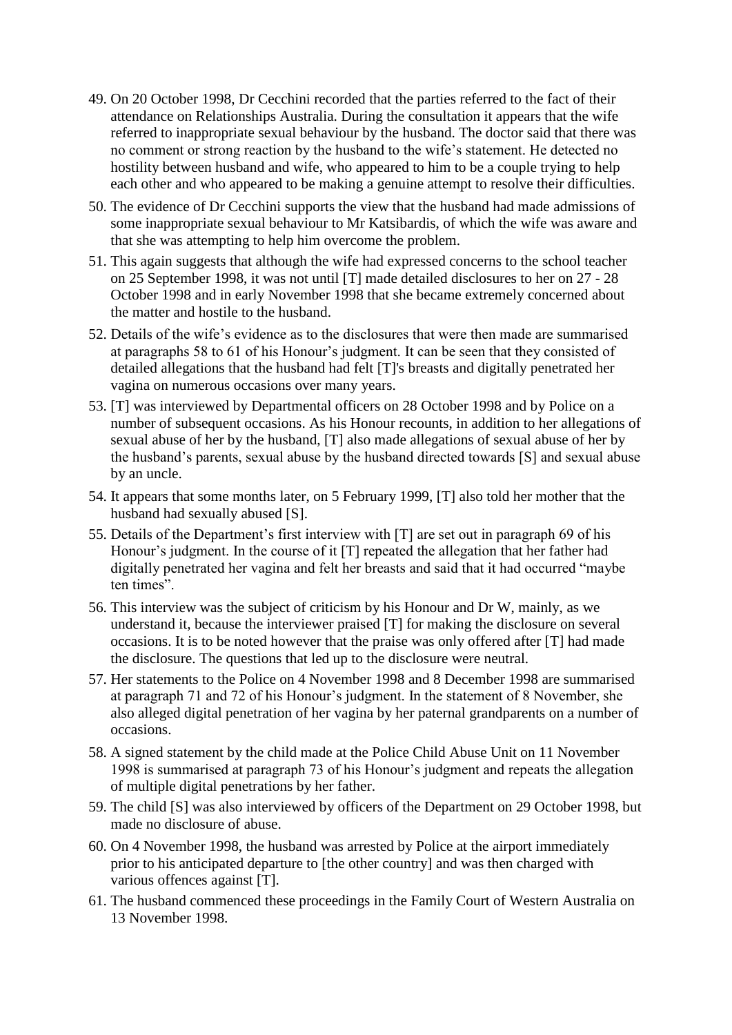49. On 20 October 1998, Dr Cecchini recorded that the parties referred to the fact of their attendance on Relationships Australia. During the consultation it appears that the wife referred to inappropriate sexual behaviour by the husband. The doctor said that there was no comment or strong reaction by the husband to the wife's statement. He detected no hostility between husband and wife, who appeared to him to be a couple trying to help each other and who appeared to be making a genuine attempt to resolve their difficulties.

50. The evidence of Dr Cecchini supports the view that the husband had made admissions of some inappropriate sexual behaviour to Mr Katsibardis, of which the wife was aware and that she was attempting to help him overcome the problem.

51. This again suggests that although the wife had expressed concerns to the school teacher on 25 September 1998, it was not until [T] made detailed disclosures to her on 27 - 28 October 1998 and in early November 1998 that she became extremely concerned about the matter and hostile to the husband.

52. Details of the wife's evidence as to the disclosures that were then made are summarised at paragraphs 58 to 61 of his Honour's judgment. It can be seen that they consisted of detailed allegations that the husband had felt [T]'s breasts and digitally penetrated her vagina on numerous occasions over many years.

53. [T] was interviewed by Departmental officers on 28 October 1998 and by Police on a number of subsequent occasions. As his Honour recounts, in addition to her allegations of sexual abuse of her by the husband, [T] also made allegations of sexual abuse of her by the husband's parents, sexual abuse by the husband directed towards [S] and sexual abuse by an uncle.

54. It appears that some months later, on 5 February 1999, [T] also told her mother that the husband had sexually abused [S].

55. Details of the Department's first interview with [T] are set out in paragraph 69 of his Honour's judgment. In the course of it [T] repeated the allegation that her father had digitally penetrated her vagina and felt her breasts and said that it had occurred "maybe ten times".

56. This interview was the subject of criticism by his Honour and Dr W, mainly, as we understand it, because the interviewer praised [T] for making the disclosure on several occasions. It is to be noted however that the praise was only offered after [T] had made the disclosure. The questions that led up to the disclosure were neutral.

57. Her statements to the Police on 4 November 1998 and 8 December 1998 are summarised at paragraph 71 and 72 of his Honour's judgment. In the statement of 8 November, she also alleged digital penetration of her vagina by her paternal grandparents on a number of occasions.

58. A signed statement by the child made at the Police Child Abuse Unit on 11 November 1998 is summarised at paragraph 73 of his Honour's judgment and repeats the allegation of multiple digital penetrations by her father.

59. The child [S] was also interviewed by officers of the Department on 29 October 1998, but made no disclosure of abuse.

60. On 4 November 1998, the husband was arrested by Police at the airport immediately prior to his anticipated departure to [the other country] and was then charged with various offences against [T].

61. The husband commenced these proceedings in the Family Court of Western Australia on 13 November 1998.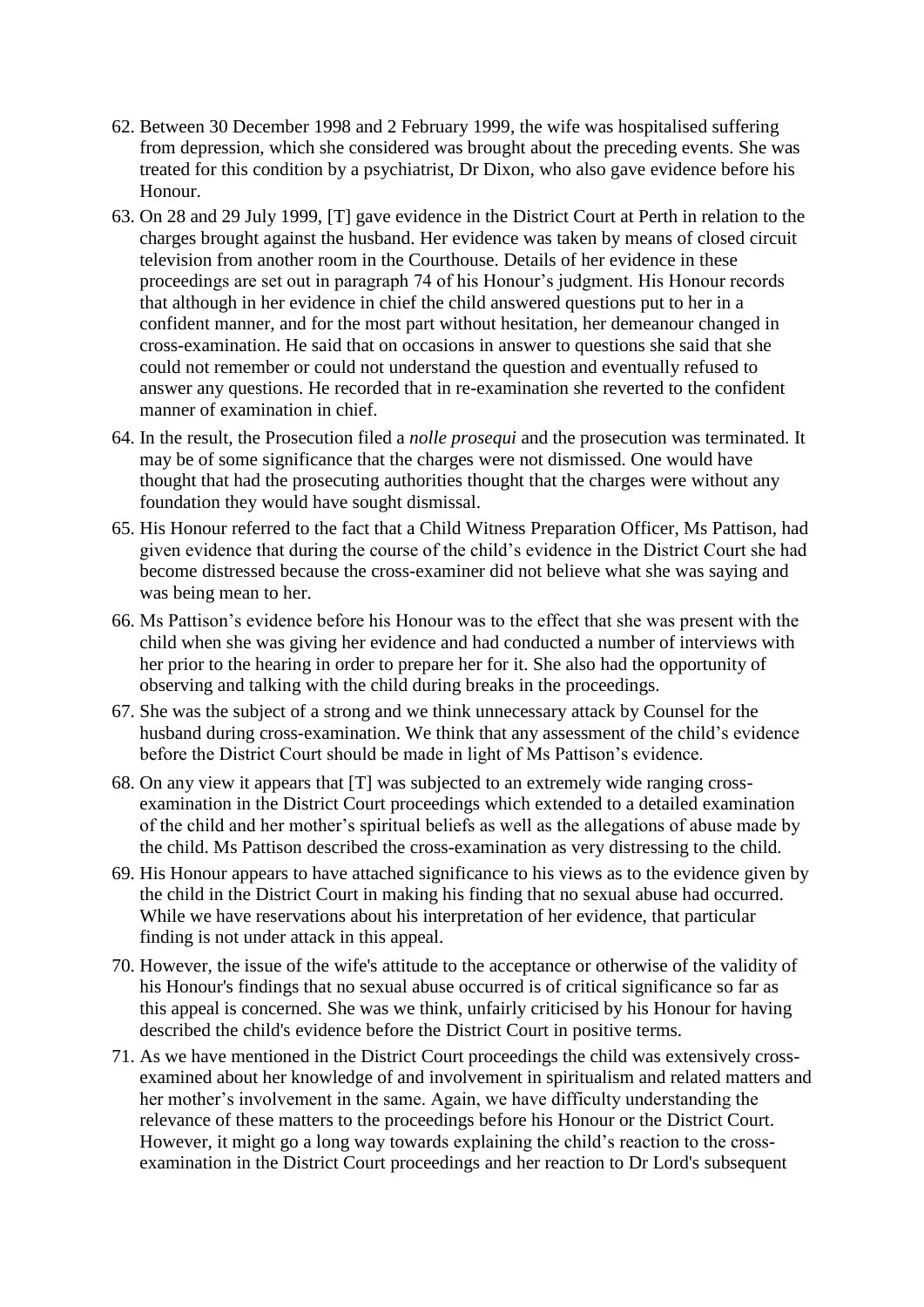62. Between 30 December 1998 and 2 February 1999, the wife was hospitalised suffering from depression, which she considered was brought about the preceding events. She was treated for this condition by a psychiatrist, Dr Dixon, who also gave evidence before his Honour.

63. On 28 and 29 July 1999, [T] gave evidence in the District Court at Perth in relation to the charges brought against the husband. Her evidence was taken by means of closed circuit television from another room in the Courthouse. Details of her evidence in these proceedings are set out in paragraph 74 of his Honour's judgment. His Honour records that although in her evidence in chief the child answered questions put to her in a confident manner, and for the most part without hesitation, her demeanour changed in cross-examination. He said that on occasions in answer to questions she said that she could not remember or could not understand the question and eventually refused to answer any questions. He recorded that in re-examination she reverted to the confident manner of examination in chief.

64. In the result, the Prosecution filed a *nolle prosequi* and the prosecution was terminated. It may be of some significance that the charges were not dismissed. One would have thought that had the prosecuting authorities thought that the charges were without any foundation they would have sought dismissal.

65. His Honour referred to the fact that a Child Witness Preparation Officer, Ms Pattison, had given evidence that during the course of the child's evidence in the District Court she had become distressed because the cross-examiner did not believe what she was saying and was being mean to her.

66. Ms Pattison's evidence before his Honour was to the effect that she was present with the child when she was giving her evidence and had conducted a number of interviews with her prior to the hearing in order to prepare her for it. She also had the opportunity of observing and talking with the child during breaks in the proceedings.

67. She was the subject of a strong and we think unnecessary attack by Counsel for the husband during cross-examination. We think that any assessment of the child's evidence before the District Court should be made in light of Ms Pattison's evidence.

68. On any view it appears that [T] was subjected to an extremely wide ranging cross-examination in the District Court proceedings which extended to a detailed examination of the child and her mother's spiritual beliefs as well as the allegations of abuse made by the child. Ms Pattison described the cross-examination as very distressing to the child.

69. His Honour appears to have attached significance to his views as to the evidence given by the child in the District Court in making his finding that no sexual abuse had occurred. While we have reservations about his interpretation of her evidence, that particular finding is not under attack in this appeal.

70. However, the issue of the wife's attitude to the acceptance or otherwise of the validity of his Honour's findings that no sexual abuse occurred is of critical significance so far as this appeal is concerned. She was we think, unfairly criticised by his Honour for having described the child's evidence before the District Court in positive terms.

71. As we have mentioned in the District Court proceedings the child was extensively cross-examined about her knowledge of and involvement in spiritualism and related matters and her mother's involvement in the same. Again, we have difficulty understanding the relevance of these matters to the proceedings before his Honour or the District Court. However, it might go a long way towards explaining the child's reaction to the cross-examination in the District Court proceedings and her reaction to Dr Lord's subsequent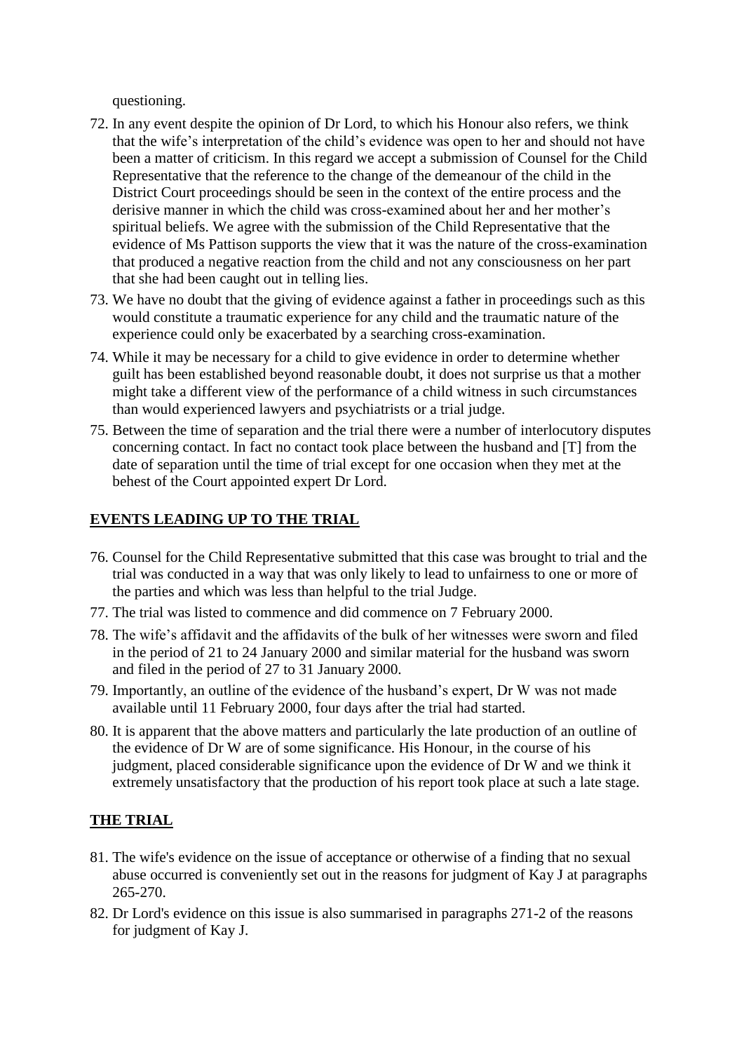questioning.

72. In any event despite the opinion of Dr Lord, to which his Honour also refers, we think that the wife's interpretation of the child's evidence was open to her and should not have been a matter of criticism. In this regard we accept a submission of Counsel for the Child Representative that the reference to the change of the demeanour of the child in the District Court proceedings should be seen in the context of the entire process and the derisive manner in which the child was cross-examined about her and her mother's spiritual beliefs. We agree with the submission of the Child Representative that the evidence of Ms Pattison supports the view that it was the nature of the cross-examination that produced a negative reaction from the child and not any consciousness on her part that she had been caught out in telling lies.

73. We have no doubt that the giving of evidence against a father in proceedings such as this would constitute a traumatic experience for any child and the traumatic nature of the experience could only be exacerbated by a searching cross-examination.

74. While it may be necessary for a child to give evidence in order to determine whether guilt has been established beyond reasonable doubt, it does not surprise us that a mother might take a different view of the performance of a child witness in such circumstances than would experienced lawyers and psychiatrists or a trial judge.

75. Between the time of separation and the trial there were a number of interlocutory disputes concerning contact. In fact no contact took place between the husband and [T] from the date of separation until the time of trial except for one occasion when they met at the behest of the Court appointed expert Dr Lord.

## EVENTS LEADING UP TO THE TRIAL

76. Counsel for the Child Representative submitted that this case was brought to trial and the trial was conducted in a way that was only likely to lead to unfairness to one or more of the parties and which was less than helpful to the trial Judge.

77. The trial was listed to commence and did commence on 7 February 2000.

78. The wife's affidavit and the affidavits of the bulk of her witnesses were sworn and filed in the period of 21 to 24 January 2000 and similar material for the husband was sworn and filed in the period of 27 to 31 January 2000.

79. Importantly, an outline of the evidence of the husband's expert, Dr W was not made available until 11 February 2000, four days after the trial had started.

80. It is apparent that the above matters and particularly the late production of an outline of the evidence of Dr W are of some significance. His Honour, in the course of his judgment, placed considerable significance upon the evidence of Dr W and we think it extremely unsatisfactory that the production of his report took place at such a late stage.

## THE TRIAL

81. The wife's evidence on the issue of acceptance or otherwise of a finding that no sexual abuse occurred is conveniently set out in the reasons for judgment of Kay J at paragraphs 265-270.

82. Dr Lord's evidence on this issue is also summarised in paragraphs 271-2 of the reasons for judgment of Kay J.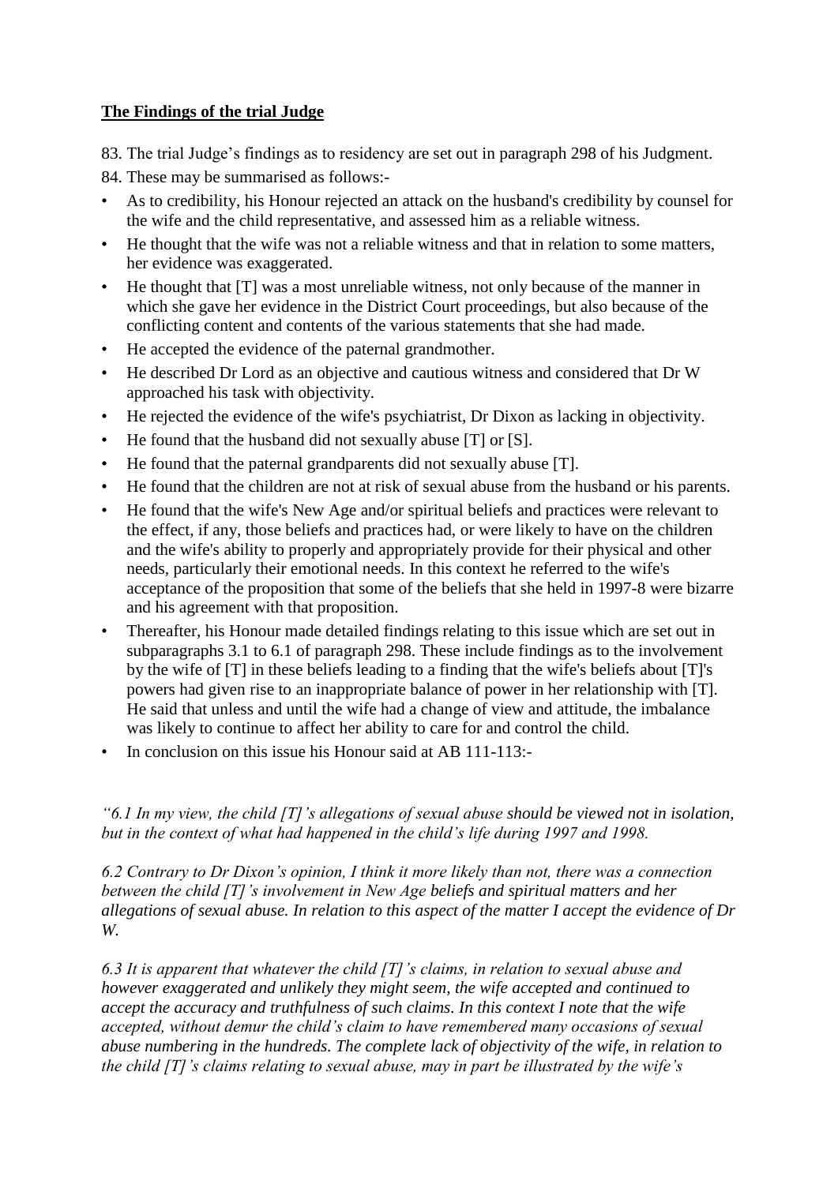**The Findings of the trial Judge**

83. The trial Judge's findings as to residency are set out in paragraph 298 of his Judgment.

84. These may be summarised as follows:-

- As to credibility, his Honour rejected an attack on the husband's credibility by counsel for the wife and the child representative, and assessed him as a reliable witness.
- He thought that the wife was not a reliable witness and that in relation to some matters, her evidence was exaggerated.
- He thought that [T] was a most unreliable witness, not only because of the manner in which she gave her evidence in the District Court proceedings, but also because of the conflicting content and contents of the various statements that she had made.
- He accepted the evidence of the paternal grandmother.
- He described Dr Lord as an objective and cautious witness and considered that Dr W approached his task with objectivity.
- He rejected the evidence of the wife's psychiatrist, Dr Dixon as lacking in objectivity.
- He found that the husband did not sexually abuse [T] or [S].
- He found that the paternal grandparents did not sexually abuse [T].
- He found that the children are not at risk of sexual abuse from the husband or his parents.
- He found that the wife's New Age and/or spiritual beliefs and practices were relevant to the effect, if any, those beliefs and practices had, or were likely to have on the children and the wife's ability to properly and appropriately provide for their physical and other needs, particularly their emotional needs. In this context he referred to the wife's acceptance of the proposition that some of the beliefs that she held in 1997-8 were bizarre and his agreement with that proposition.
- Thereafter, his Honour made detailed findings relating to this issue which are set out in subparagraphs 3.1 to 6.1 of paragraph 298. These include findings as to the involvement by the wife of [T] in these beliefs leading to a finding that the wife's beliefs about [T]'s powers had given rise to an inappropriate balance of power in her relationship with [T]. He said that unless and until the wife had a change of view and attitude, the imbalance was likely to continue to affect her ability to care for and control the child.
- In conclusion on this issue his Honour said at AB 111-113:-

*"6.1 In my view, the child [T]'s allegations of sexual abuse should be viewed not in isolation, but in the context of what had happened in the child's life during 1997 and 1998.*

*6.2 Contrary to Dr Dixon's opinion, I think it more likely than not, there was a connection between the child [T]'s involvement in New Age beliefs and spiritual matters and her allegations of sexual abuse. In relation to this aspect of the matter I accept the evidence of Dr W.*

*6.3 It is apparent that whatever the child [T]'s claims, in relation to sexual abuse and however exaggerated and unlikely they might seem, the wife accepted and continued to accept the accuracy and truthfulness of such claims. In this context I note that the wife accepted, without demur the child's claim to have remembered many occasions of sexual abuse numbering in the hundreds. The complete lack of objectivity of the wife, in relation to the child [T]'s claims relating to sexual abuse, may in part be illustrated by the wife's*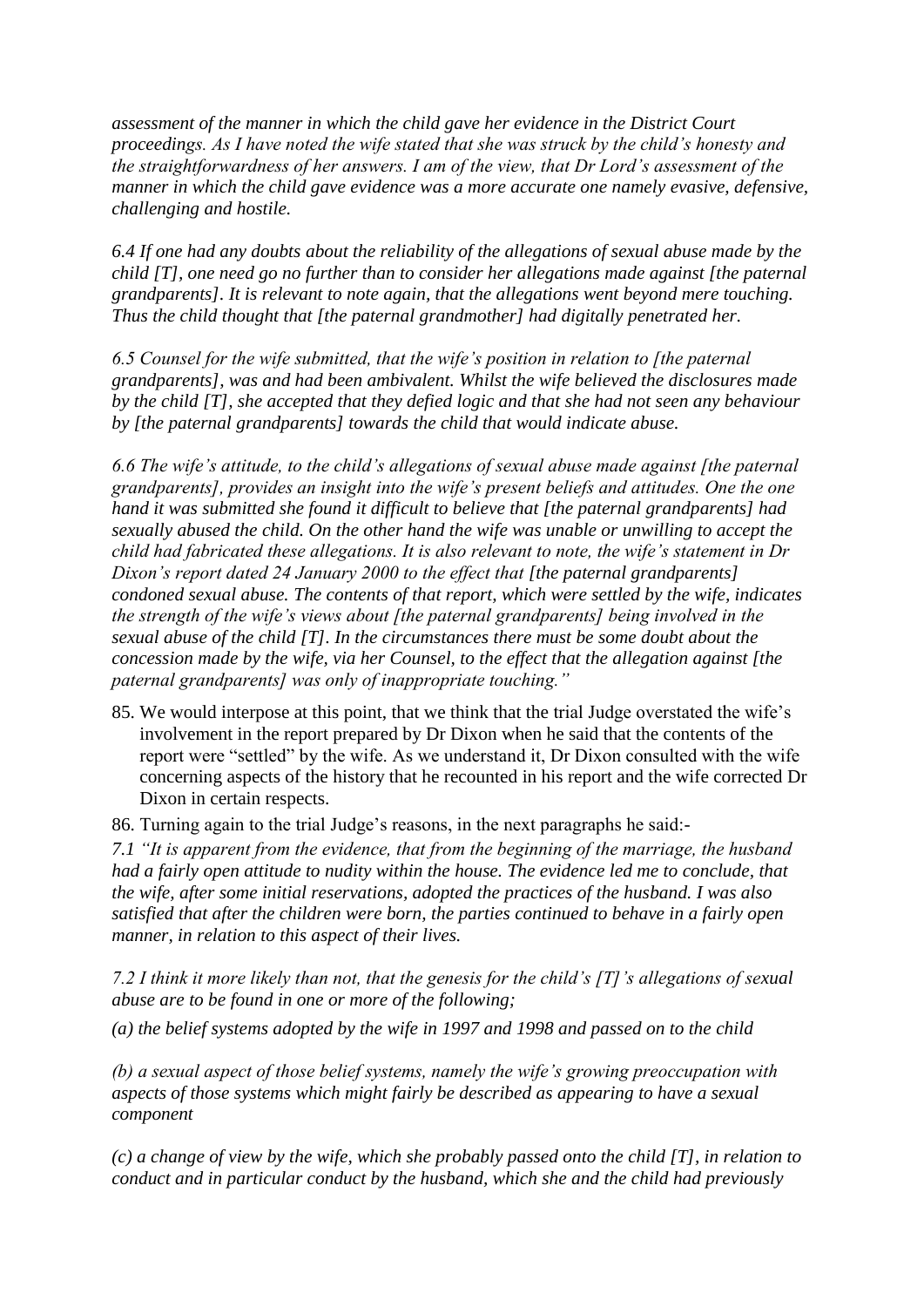*assessment of the manner in which the child gave her evidence in the District Court proceedings. As I have noted the wife stated that she was struck by the child's honesty and the straightforwardness of her answers. I am of the view, that Dr Lord's assessment of the manner in which the child gave evidence was a more accurate one namely evasive, defensive, challenging and hostile.*

*6.4 If one had any doubts about the reliability of the allegations of sexual abuse made by the child [T], one need go no further than to consider her allegations made against [the paternal grandparents]. It is relevant to note again, that the allegations went beyond mere touching. Thus the child thought that [the paternal grandmother] had digitally penetrated her.*

*6.5 Counsel for the wife submitted, that the wife's position in relation to [the paternal grandparents], was and had been ambivalent. Whilst the wife believed the disclosures made by the child [T], she accepted that they defied logic and that she had not seen any behaviour by [the paternal grandparents] towards the child that would indicate abuse.*

*6.6 The wife's attitude, to the child's allegations of sexual abuse made against [the paternal grandparents], provides an insight into the wife's present beliefs and attitudes. One the one hand it was submitted she found it difficult to believe that [the paternal grandparents] had sexually abused the child. On the other hand the wife was unable or unwilling to accept the child had fabricated these allegations. It is also relevant to note, the wife's statement in Dr Dixon's report dated 24 January 2000 to the effect that [the paternal grandparents] condoned sexual abuse. The contents of that report, which were settled by the wife, indicates the strength of the wife's views about [the paternal grandparents] being involved in the sexual abuse of the child [T]. In the circumstances there must be some doubt about the concession made by the wife, via her Counsel, to the effect that the allegation against [the paternal grandparents] was only of inappropriate touching."*

85. We would interpose at this point, that we think that the trial Judge overstated the wife's involvement in the report prepared by Dr Dixon when he said that the contents of the report were "settled" by the wife. As we understand it, Dr Dixon consulted with the wife concerning aspects of the history that he recounted in his report and the wife corrected Dr Dixon in certain respects.

86. Turning again to the trial Judge's reasons, in the next paragraphs he said:-

*7.1 "It is apparent from the evidence, that from the beginning of the marriage, the husband had a fairly open attitude to nudity within the house. The evidence led me to conclude, that the wife, after some initial reservations, adopted the practices of the husband. I was also satisfied that after the children were born, the parties continued to behave in a fairly open manner, in relation to this aspect of their lives.*

*7.2 I think it more likely than not, that the genesis for the child's [T]'s allegations of sexual abuse are to be found in one or more of the following;*

*(a) the belief systems adopted by the wife in 1997 and 1998 and passed on to the child*

*(b) a sexual aspect of those belief systems, namely the wife's growing preoccupation with aspects of those systems which might fairly be described as appearing to have a sexual component*

*(c) a change of view by the wife, which she probably passed onto the child [T], in relation to conduct and in particular conduct by the husband, which she and the child had previously*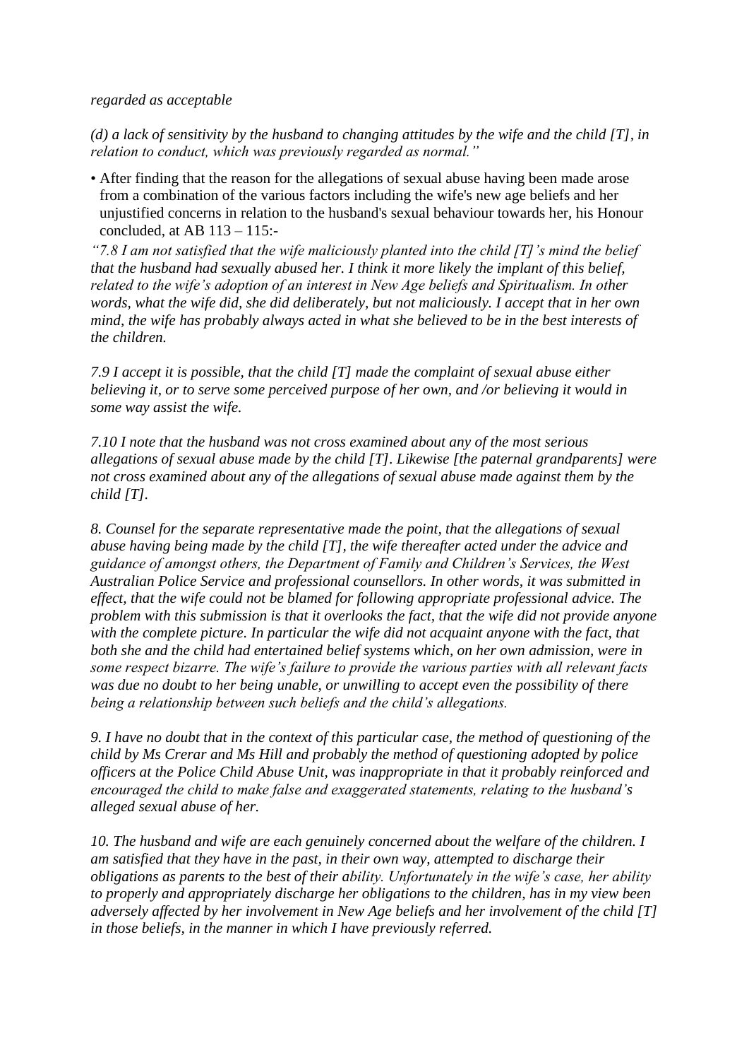*regarded as acceptable*

*(d) a lack of sensitivity by the husband to changing attitudes by the wife and the child [T], in relation to conduct, which was previously regarded as normal."*

- After finding that the reason for the allegations of sexual abuse having been made arose from a combination of the various factors including the wife's new age beliefs and her unjustified concerns in relation to the husband's sexual behaviour towards her, his Honour concluded, at AB 113 – 115:-

*"7.8 I am not satisfied that the wife maliciously planted into the child [T]'s mind the belief that the husband had sexually abused her. I think it more likely the implant of this belief, related to the wife's adoption of an interest in New Age beliefs and Spiritualism. In other words, what the wife did, she did deliberately, but not maliciously. I accept that in her own mind, the wife has probably always acted in what she believed to be in the best interests of the children.*

*7.9 I accept it is possible, that the child [T] made the complaint of sexual abuse either believing it, or to serve some perceived purpose of her own, and /or believing it would in some way assist the wife.*

*7.10 I note that the husband was not cross examined about any of the most serious allegations of sexual abuse made by the child [T]. Likewise [the paternal grandparents] were not cross examined about any of the allegations of sexual abuse made against them by the child [T].*

*8. Counsel for the separate representative made the point, that the allegations of sexual abuse having being made by the child [T], the wife thereafter acted under the advice and guidance of amongst others, the Department of Family and Children's Services, the West Australian Police Service and professional counsellors. In other words, it was submitted in effect, that the wife could not be blamed for following appropriate professional advice. The problem with this submission is that it overlooks the fact, that the wife did not provide anyone with the complete picture. In particular the wife did not acquaint anyone with the fact, that both she and the child had entertained belief systems which, on her own admission, were in some respect bizarre. The wife's failure to provide the various parties with all relevant facts was due no doubt to her being unable, or unwilling to accept even the possibility of there being a relationship between such beliefs and the child's allegations.*

*9. I have no doubt that in the context of this particular case, the method of questioning of the child by Ms Crerar and Ms Hill and probably the method of questioning adopted by police officers at the Police Child Abuse Unit, was inappropriate in that it probably reinforced and encouraged the child to make false and exaggerated statements, relating to the husband's alleged sexual abuse of her.*

*10. The husband and wife are each genuinely concerned about the welfare of the children. I am satisfied that they have in the past, in their own way, attempted to discharge their obligations as parents to the best of their ability. Unfortunately in the wife's case, her ability to properly and appropriately discharge her obligations to the children, has in my view been adversely affected by her involvement in New Age beliefs and her involvement of the child [T] in those beliefs, in the manner in which I have previously referred.*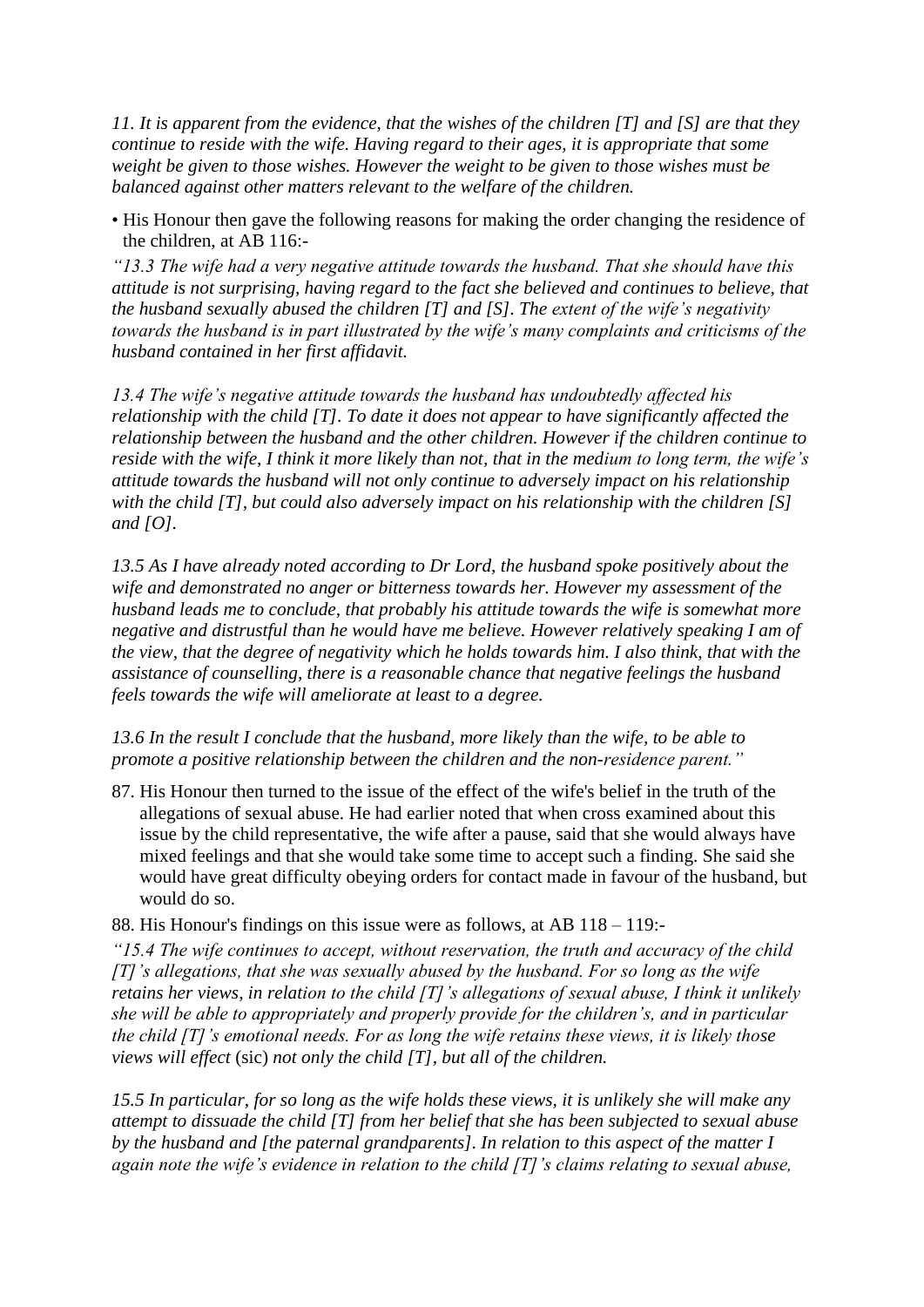*11. It is apparent from the evidence, that the wishes of the children [T] and [S] are that they continue to reside with the wife. Having regard to their ages, it is appropriate that some weight be given to those wishes. However the weight to be given to those wishes must be balanced against other matters relevant to the welfare of the children.*

- His Honour then gave the following reasons for making the order changing the residence of the children, at AB 116:-

*"13.3 The wife had a very negative attitude towards the husband. That she should have this attitude is not surprising, having regard to the fact she believed and continues to believe, that the husband sexually abused the children [T] and [S]. The extent of the wife's negativity towards the husband is in part illustrated by the wife's many complaints and criticisms of the husband contained in her first affidavit.*

*13.4 The wife's negative attitude towards the husband has undoubtedly affected his relationship with the child [T]. To date it does not appear to have significantly affected the relationship between the husband and the other children. However if the children continue to reside with the wife, I think it more likely than not, that in the medium to long term, the wife's attitude towards the husband will not only continue to adversely impact on his relationship with the child [T], but could also adversely impact on his relationship with the children [S] and [O].*

*13.5 As I have already noted according to Dr Lord, the husband spoke positively about the wife and demonstrated no anger or bitterness towards her. However my assessment of the husband leads me to conclude, that probably his attitude towards the wife is somewhat more negative and distrustful than he would have me believe. However relatively speaking I am of the view, that the degree of negativity which he holds towards him. I also think, that with the assistance of counselling, there is a reasonable chance that negative feelings the husband feels towards the wife will ameliorate at least to a degree.*

*13.6 In the result I conclude that the husband, more likely than the wife, to be able to promote a positive relationship between the children and the non-residence parent."*

87. His Honour then turned to the issue of the effect of the wife's belief in the truth of the allegations of sexual abuse. He had earlier noted that when cross examined about this issue by the child representative, the wife after a pause, said that she would always have mixed feelings and that she would take some time to accept such a finding. She said she would have great difficulty obeying orders for contact made in favour of the husband, but would do so.

88. His Honour's findings on this issue were as follows, at AB 118 – 119:-

*"15.4 The wife continues to accept, without reservation, the truth and accuracy of the child [T]'s allegations, that she was sexually abused by the husband. For so long as the wife retains her views, in relation to the child [T]'s allegations of sexual abuse, I think it unlikely she will be able to appropriately and properly provide for the children's, and in particular the child [T]'s emotional needs. For as long the wife retains these views, it is likely those views will effect* (sic) *not only the child [T], but all of the children.*

*15.5 In particular, for so long as the wife holds these views, it is unlikely she will make any attempt to dissuade the child [T] from her belief that she has been subjected to sexual abuse by the husband and [the paternal grandparents]. In relation to this aspect of the matter I again note the wife's evidence in relation to the child [T]'s claims relating to sexual abuse,*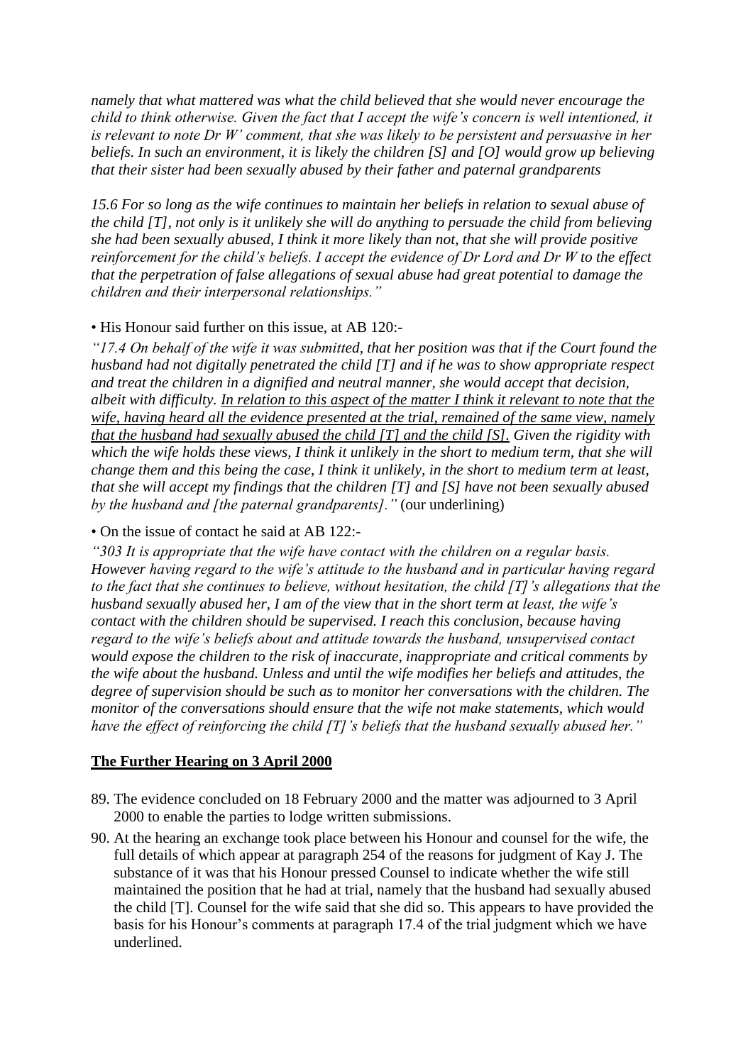*namely that what mattered was what the child believed that she would never encourage the child to think otherwise. Given the fact that I accept the wife's concern is well intentioned, it is relevant to note Dr W' comment, that she was likely to be persistent and persuasive in her beliefs. In such an environment, it is likely the children [S] and [O] would grow up believing that their sister had been sexually abused by their father and paternal grandparents*

*15.6 For so long as the wife continues to maintain her beliefs in relation to sexual abuse of the child [T], not only is it unlikely she will do anything to persuade the child from believing she had been sexually abused, I think it more likely than not, that she will provide positive reinforcement for the child's beliefs. I accept the evidence of Dr Lord and Dr W to the effect that the perpetration of false allegations of sexual abuse had great potential to damage the children and their interpersonal relationships."*

- His Honour said further on this issue, at AB 120:-

*"17.4 On behalf of the wife it was submitted, that her position was that if the Court found the husband had not digitally penetrated the child [T] and if he was to show appropriate respect and treat the children in a dignified and neutral manner, she would accept that decision, albeit with difficulty. <u>In relation to this aspect of the matter I think it relevant to note that the wife, having heard all the evidence presented at the trial, remained of the same view, namely that the husband had sexually abused the child [T] and the child [S].</u> Given the rigidity with which the wife holds these views, I think it unlikely in the short to medium term, that she will change them and this being the case, I think it unlikely, in the short to medium term at least, that she will accept my findings that the children [T] and [S] have not been sexually abused by the husband and [the paternal grandparents]."* (our underlining)

- On the issue of contact he said at AB 122:-

*"303 It is appropriate that the wife have contact with the children on a regular basis. However having regard to the wife's attitude to the husband and in particular having regard to the fact that she continues to believe, without hesitation, the child [T]'s allegations that the husband sexually abused her, I am of the view that in the short term at least, the wife's contact with the children should be supervised. I reach this conclusion, because having regard to the wife's beliefs about and attitude towards the husband, unsupervised contact would expose the children to the risk of inaccurate, inappropriate and critical comments by the wife about the husband. Unless and until the wife modifies her beliefs and attitudes, the degree of supervision should be such as to monitor her conversations with the children. The monitor of the conversations should ensure that the wife not make statements, which would have the effect of reinforcing the child [T]'s beliefs that the husband sexually abused her."*

## The Further Hearing on 3 April 2000

89. The evidence concluded on 18 February 2000 and the matter was adjourned to 3 April 2000 to enable the parties to lodge written submissions.
90. At the hearing an exchange took place between his Honour and counsel for the wife, the full details of which appear at paragraph 254 of the reasons for judgment of Kay J. The substance of it was that his Honour pressed Counsel to indicate whether the wife still maintained the position that he had at trial, namely that the husband had sexually abused the child [T]. Counsel for the wife said that she did so. This appears to have provided the basis for his Honour's comments at paragraph 17.4 of the trial judgment which we have underlined.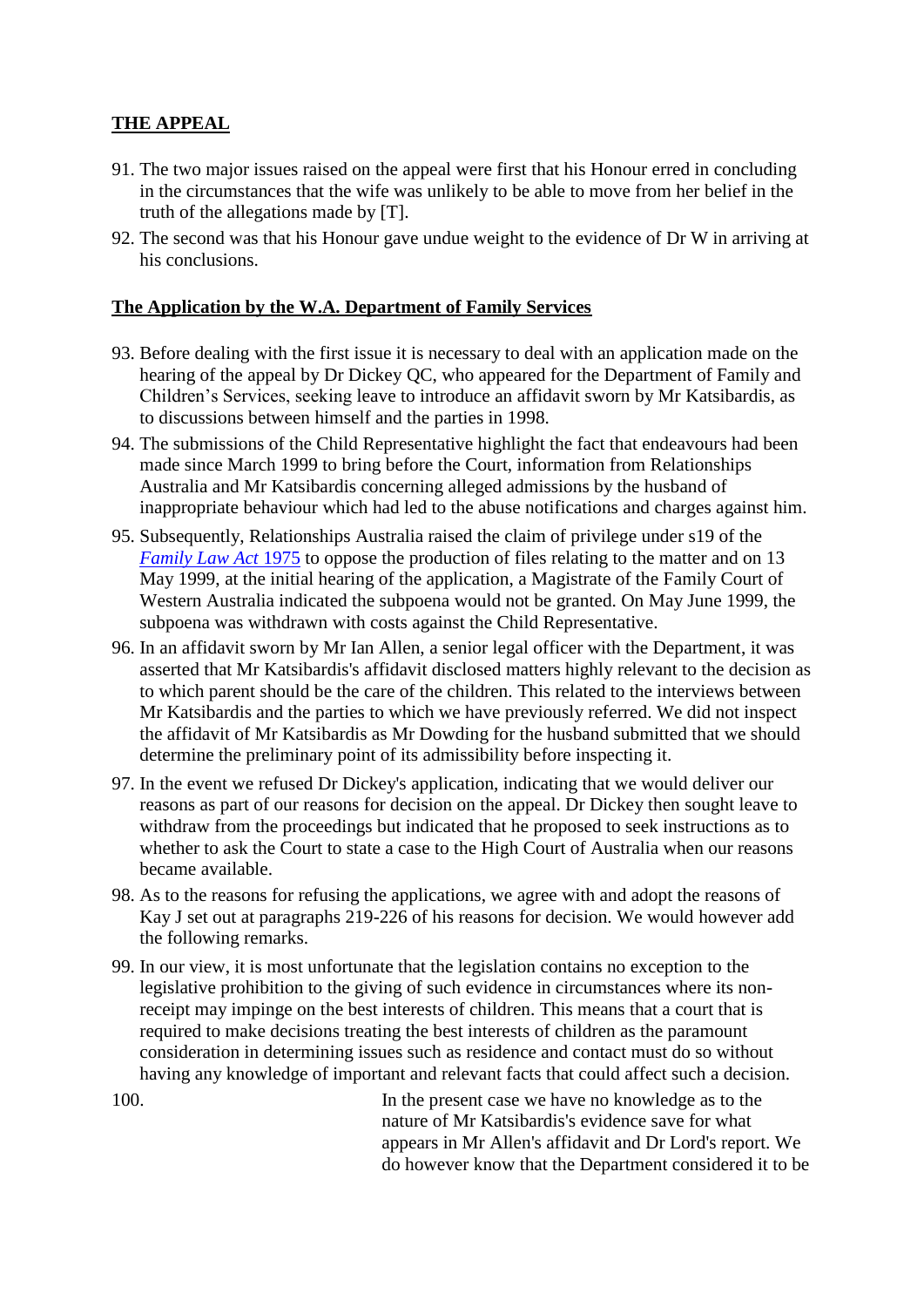## THE APPEAL

91. The two major issues raised on the appeal were first that his Honour erred in concluding in the circumstances that the wife was unlikely to be able to move from her belief in the truth of the allegations made by [T].

92. The second was that his Honour gave undue weight to the evidence of Dr W in arriving at his conclusions.

## The Application by the W.A. Department of Family Services

93. Before dealing with the first issue it is necessary to deal with an application made on the hearing of the appeal by Dr Dickey QC, who appeared for the Department of Family and Children's Services, seeking leave to introduce an affidavit sworn by Mr Katsibardis, as to discussions between himself and the parties in 1998.

94. The submissions of the Child Representative highlight the fact that endeavours had been made since March 1999 to bring before the Court, information from Relationships Australia and Mr Katsibardis concerning alleged admissions by the husband of inappropriate behaviour which had led to the abuse notifications and charges against him.

95. Subsequently, Relationships Australia raised the claim of privilege under s19 of the *Family Law Act* 1975 to oppose the production of files relating to the matter and on 13 May 1999, at the initial hearing of the application, a Magistrate of the Family Court of Western Australia indicated the subpoena would not be granted. On May June 1999, the subpoena was withdrawn with costs against the Child Representative.

96. In an affidavit sworn by Mr Ian Allen, a senior legal officer with the Department, it was asserted that Mr Katsibardis's affidavit disclosed matters highly relevant to the decision as to which parent should be the care of the children. This related to the interviews between Mr Katsibardis and the parties to which we have previously referred. We did not inspect the affidavit of Mr Katsibardis as Mr Dowding for the husband submitted that we should determine the preliminary point of its admissibility before inspecting it.

97. In the event we refused Dr Dickey's application, indicating that we would deliver our reasons as part of our reasons for decision on the appeal. Dr Dickey then sought leave to withdraw from the proceedings but indicated that he proposed to seek instructions as to whether to ask the Court to state a case to the High Court of Australia when our reasons became available.

98. As to the reasons for refusing the applications, we agree with and adopt the reasons of Kay J set out at paragraphs 219-226 of his reasons for decision. We would however add the following remarks.

99. In our view, it is most unfortunate that the legislation contains no exception to the legislative prohibition to the giving of such evidence in circumstances where its non-receipt may impinge on the best interests of children. This means that a court that is required to make decisions treating the best interests of children as the paramount consideration in determining issues such as residence and contact must do so without having any knowledge of important and relevant facts that could affect such a decision.

100. In the present case we have no knowledge as to the nature of Mr Katsibardis's evidence save for what appears in Mr Allen's affidavit and Dr Lord's report. We do however know that the Department considered it to be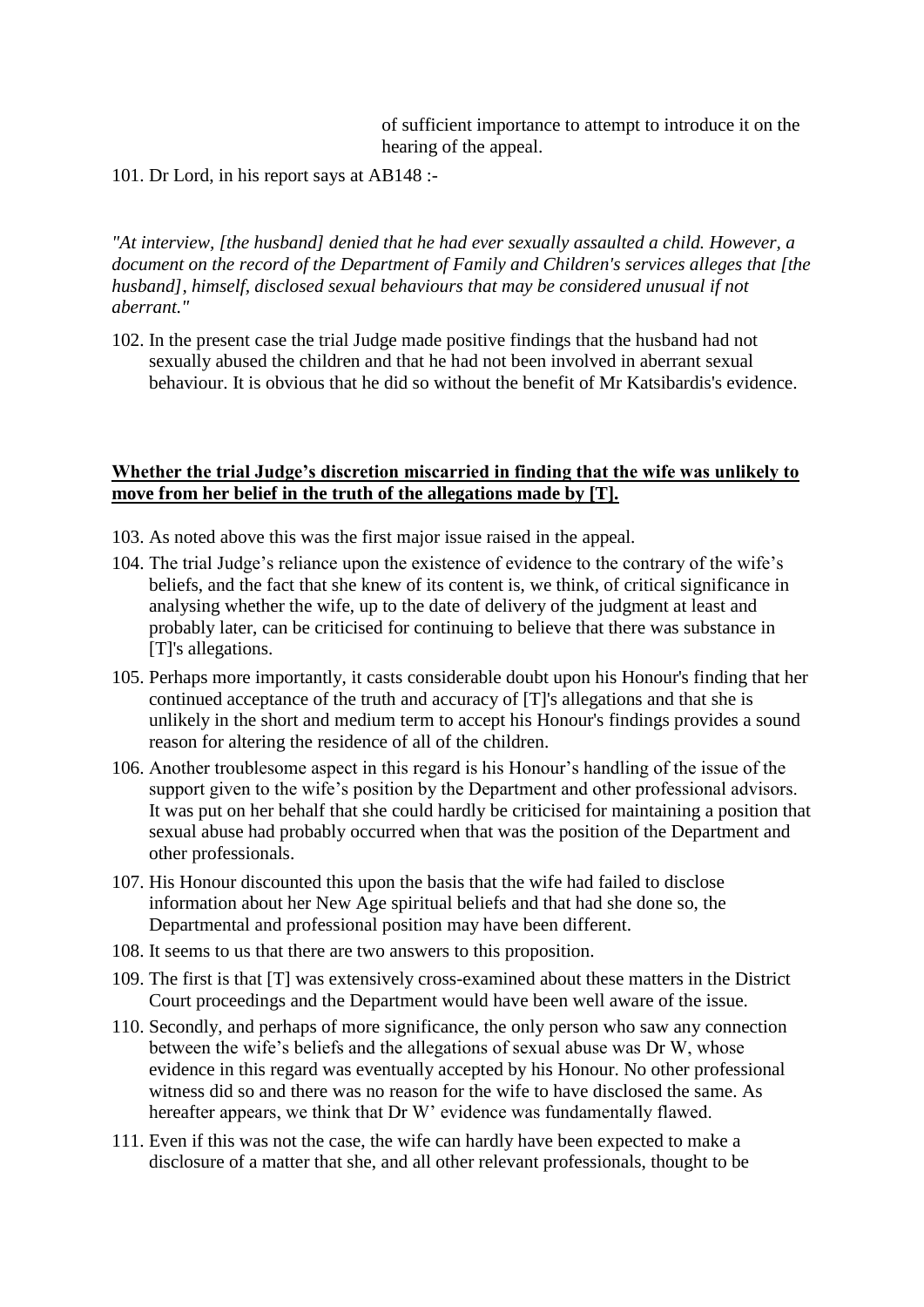of sufficient importance to attempt to introduce it on the hearing of the appeal.

101. Dr Lord, in his report says at AB148 :-

*"At interview, [the husband] denied that he had ever sexually assaulted a child. However, a document on the record of the Department of Family and Children's services alleges that [the husband], himself, disclosed sexual behaviours that may be considered unusual if not aberrant."*

102. In the present case the trial Judge made positive findings that the husband had not sexually abused the children and that he had not been involved in aberrant sexual behaviour. It is obvious that he did so without the benefit of Mr Katsibardis's evidence.

**Whether the trial Judge's discretion miscarried in finding that the wife was unlikely to move from her belief in the truth of the allegations made by [T].**

103. As noted above this was the first major issue raised in the appeal.

104. The trial Judge's reliance upon the existence of evidence to the contrary of the wife's beliefs, and the fact that she knew of its content is, we think, of critical significance in analysing whether the wife, up to the date of delivery of the judgment at least and probably later, can be criticised for continuing to believe that there was substance in [T]'s allegations.

105. Perhaps more importantly, it casts considerable doubt upon his Honour's finding that her continued acceptance of the truth and accuracy of [T]'s allegations and that she is unlikely in the short and medium term to accept his Honour's findings provides a sound reason for altering the residence of all of the children.

106. Another troublesome aspect in this regard is his Honour's handling of the issue of the support given to the wife's position by the Department and other professional advisors. It was put on her behalf that she could hardly be criticised for maintaining a position that sexual abuse had probably occurred when that was the position of the Department and other professionals.

107. His Honour discounted this upon the basis that the wife had failed to disclose information about her New Age spiritual beliefs and that had she done so, the Departmental and professional position may have been different.

108. It seems to us that there are two answers to this proposition.

109. The first is that [T] was extensively cross-examined about these matters in the District Court proceedings and the Department would have been well aware of the issue.

110. Secondly, and perhaps of more significance, the only person who saw any connection between the wife's beliefs and the allegations of sexual abuse was Dr W, whose evidence in this regard was eventually accepted by his Honour. No other professional witness did so and there was no reason for the wife to have disclosed the same. As hereafter appears, we think that Dr W' evidence was fundamentally flawed.

111. Even if this was not the case, the wife can hardly have been expected to make a disclosure of a matter that she, and all other relevant professionals, thought to be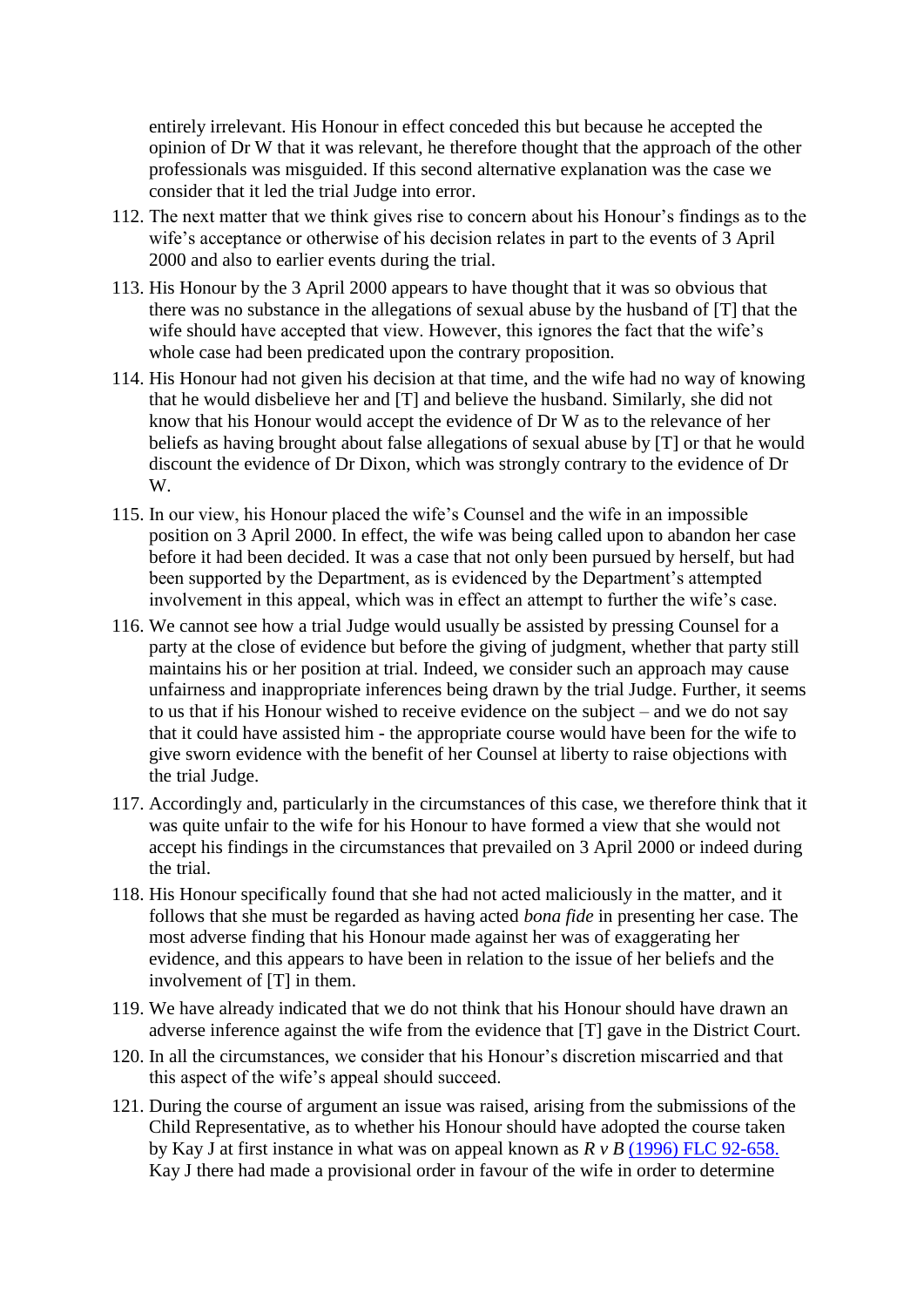entirely irrelevant. His Honour in effect conceded this but because he accepted the opinion of Dr W that it was relevant, he therefore thought that the approach of the other professionals was misguided. If this second alternative explanation was the case we consider that it led the trial Judge into error.

112. The next matter that we think gives rise to concern about his Honour's findings as to the wife's acceptance or otherwise of his decision relates in part to the events of 3 April 2000 and also to earlier events during the trial.

113. His Honour by the 3 April 2000 appears to have thought that it was so obvious that there was no substance in the allegations of sexual abuse by the husband of [T] that the wife should have accepted that view. However, this ignores the fact that the wife's whole case had been predicated upon the contrary proposition.

114. His Honour had not given his decision at that time, and the wife had no way of knowing that he would disbelieve her and [T] and believe the husband. Similarly, she did not know that his Honour would accept the evidence of Dr W as to the relevance of her beliefs as having brought about false allegations of sexual abuse by [T] or that he would discount the evidence of Dr Dixon, which was strongly contrary to the evidence of Dr W.

115. In our view, his Honour placed the wife's Counsel and the wife in an impossible position on 3 April 2000. In effect, the wife was being called upon to abandon her case before it had been decided. It was a case that not only been pursued by herself, but had been supported by the Department, as is evidenced by the Department's attempted involvement in this appeal, which was in effect an attempt to further the wife's case.

116. We cannot see how a trial Judge would usually be assisted by pressing Counsel for a party at the close of evidence but before the giving of judgment, whether that party still maintains his or her position at trial. Indeed, we consider such an approach may cause unfairness and inappropriate inferences being drawn by the trial Judge. Further, it seems to us that if his Honour wished to receive evidence on the subject – and we do not say that it could have assisted him - the appropriate course would have been for the wife to give sworn evidence with the benefit of her Counsel at liberty to raise objections with the trial Judge.

117. Accordingly and, particularly in the circumstances of this case, we therefore think that it was quite unfair to the wife for his Honour to have formed a view that she would not accept his findings in the circumstances that prevailed on 3 April 2000 or indeed during the trial.

118. His Honour specifically found that she had not acted maliciously in the matter, and it follows that she must be regarded as having acted *bona fide* in presenting her case. The most adverse finding that his Honour made against her was of exaggerating her evidence, and this appears to have been in relation to the issue of her beliefs and the involvement of [T] in them.

119. We have already indicated that we do not think that his Honour should have drawn an adverse inference against the wife from the evidence that [T] gave in the District Court.

120. In all the circumstances, we consider that his Honour's discretion miscarried and that this aspect of the wife's appeal should succeed.

121. During the course of argument an issue was raised, arising from the submissions of the Child Representative, as to whether his Honour should have adopted the course taken by Kay J at first instance in what was on appeal known as *R v B* (1996) FLC 92-658. Kay J there had made a provisional order in favour of the wife in order to determine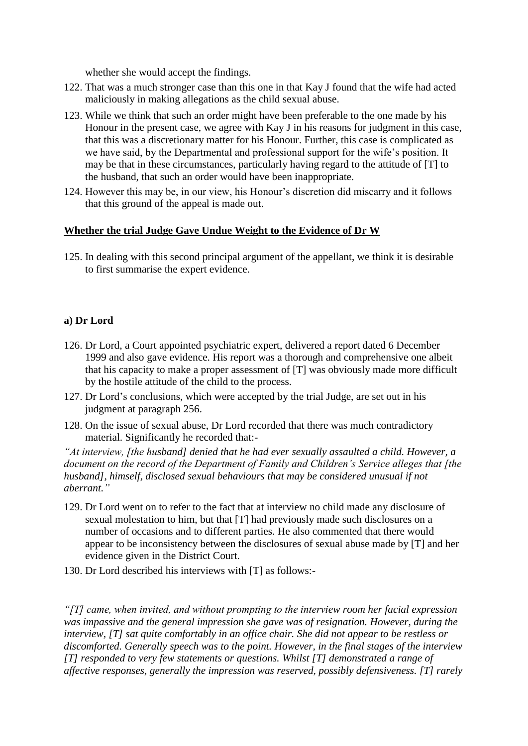whether she would accept the findings.

122. That was a much stronger case than this one in that Kay J found that the wife had acted maliciously in making allegations as the child sexual abuse.
123. While we think that such an order might have been preferable to the one made by his Honour in the present case, we agree with Kay J in his reasons for judgment in this case, that this was a discretionary matter for his Honour. Further, this case is complicated as we have said, by the Departmental and professional support for the wife's position. It may be that in these circumstances, particularly having regard to the attitude of [T] to the husband, that such an order would have been inappropriate.
124. However this may be, in our view, his Honour's discretion did miscarry and it follows that this ground of the appeal is made out.

**Whether the trial Judge Gave Undue Weight to the Evidence of Dr W**

125. In dealing with this second principal argument of the appellant, we think it is desirable to first summarise the expert evidence.

**a) Dr Lord**

126. Dr Lord, a Court appointed psychiatric expert, delivered a report dated 6 December 1999 and also gave evidence. His report was a thorough and comprehensive one albeit that his capacity to make a proper assessment of [T] was obviously made more difficult by the hostile attitude of the child to the process.
127. Dr Lord's conclusions, which were accepted by the trial Judge, are set out in his judgment at paragraph 256.
128. On the issue of sexual abuse, Dr Lord recorded that there was much contradictory material. Significantly he recorded that:-

*"At interview, [the husband] denied that he had ever sexually assaulted a child. However, a document on the record of the Department of Family and Children's Service alleges that [the husband], himself, disclosed sexual behaviours that may be considered unusual if not aberrant."*

129. Dr Lord went on to refer to the fact that at interview no child made any disclosure of sexual molestation to him, but that [T] had previously made such disclosures on a number of occasions and to different parties. He also commented that there would appear to be inconsistency between the disclosures of sexual abuse made by [T] and her evidence given in the District Court.
130. Dr Lord described his interviews with [T] as follows:-

*"[T] came, when invited, and without prompting to the interview room her facial expression was impassive and the general impression she gave was of resignation. However, during the interview, [T] sat quite comfortably in an office chair. She did not appear to be restless or discomforted. Generally speech was to the point. However, in the final stages of the interview [T] responded to very few statements or questions. Whilst [T] demonstrated a range of affective responses, generally the impression was reserved, possibly defensiveness. [T] rarely*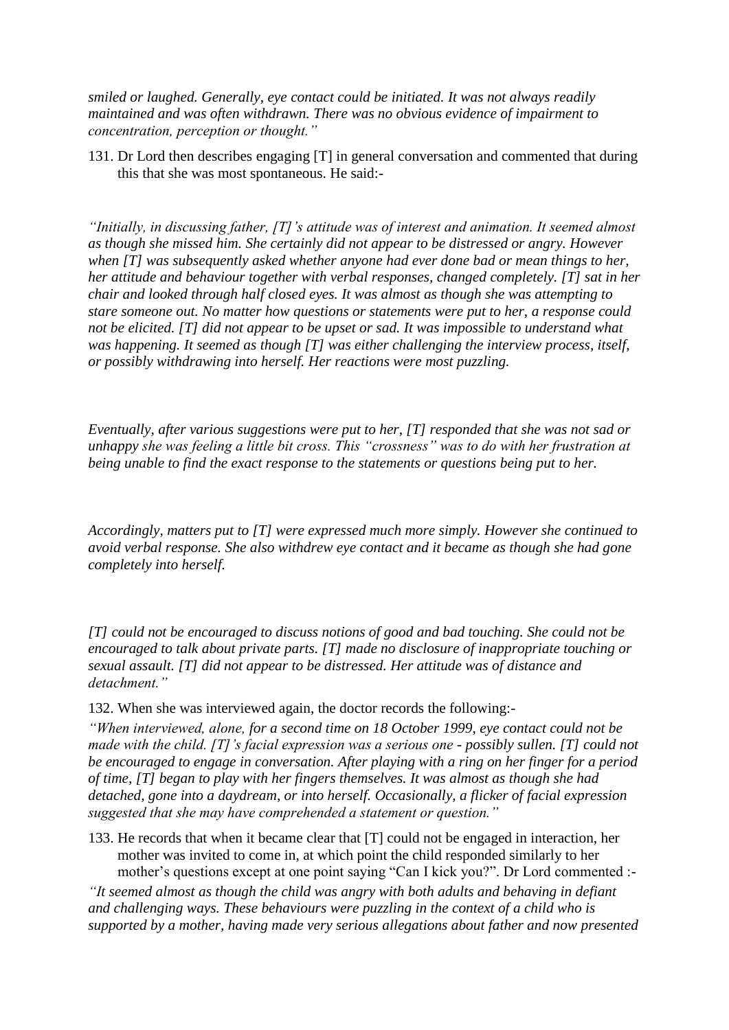*smiled or laughed. Generally, eye contact could be initiated. It was not always readily maintained and was often withdrawn. There was no obvious evidence of impairment to concentration, perception or thought."*

131. Dr Lord then describes engaging [T] in general conversation and commented that during this that she was most spontaneous. He said:-

*"Initially, in discussing father, [T]'s attitude was of interest and animation. It seemed almost as though she missed him. She certainly did not appear to be distressed or angry. However when [T] was subsequently asked whether anyone had ever done bad or mean things to her, her attitude and behaviour together with verbal responses, changed completely. [T] sat in her chair and looked through half closed eyes. It was almost as though she was attempting to stare someone out. No matter how questions or statements were put to her, a response could not be elicited. [T] did not appear to be upset or sad. It was impossible to understand what was happening. It seemed as though [T] was either challenging the interview process, itself, or possibly withdrawing into herself. Her reactions were most puzzling.*

*Eventually, after various suggestions were put to her, [T] responded that she was not sad or unhappy she was feeling a little bit cross. This "crossness" was to do with her frustration at being unable to find the exact response to the statements or questions being put to her.*

*Accordingly, matters put to [T] were expressed much more simply. However she continued to avoid verbal response. She also withdrew eye contact and it became as though she had gone completely into herself.*

*[T] could not be encouraged to discuss notions of good and bad touching. She could not be encouraged to talk about private parts. [T] made no disclosure of inappropriate touching or sexual assault. [T] did not appear to be distressed. Her attitude was of distance and detachment."*

132. When she was interviewed again, the doctor records the following:-

*"When interviewed, alone, for a second time on 18 October 1999, eye contact could not be made with the child. [T]'s facial expression was a serious one - possibly sullen. [T] could not be encouraged to engage in conversation. After playing with a ring on her finger for a period of time, [T] began to play with her fingers themselves. It was almost as though she had detached, gone into a daydream, or into herself. Occasionally, a flicker of facial expression suggested that she may have comprehended a statement or question."*

133. He records that when it became clear that [T] could not be engaged in interaction, her mother was invited to come in, at which point the child responded similarly to her mother's questions except at one point saying "Can I kick you?". Dr Lord commented :-

*"It seemed almost as though the child was angry with both adults and behaving in defiant and challenging ways. These behaviours were puzzling in the context of a child who is supported by a mother, having made very serious allegations about father and now presented*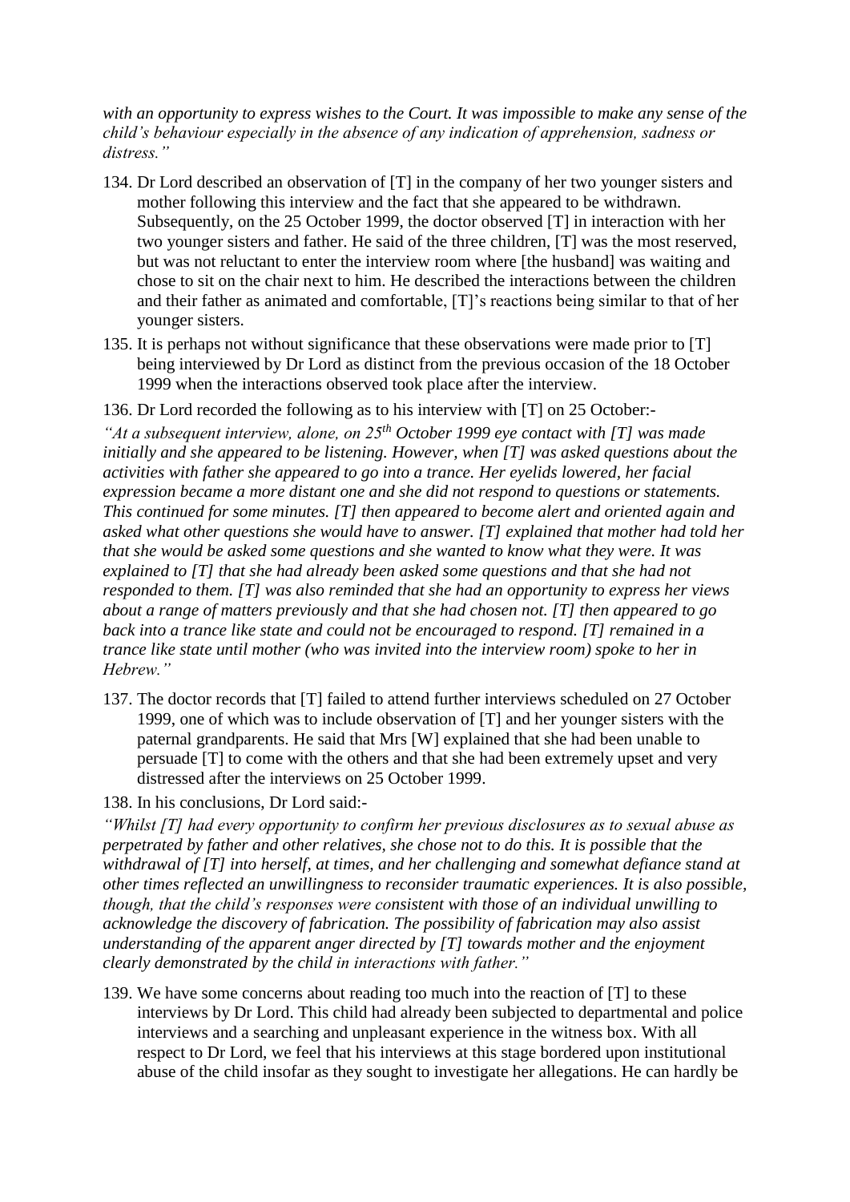*with an opportunity to express wishes to the Court. It was impossible to make any sense of the child's behaviour especially in the absence of any indication of apprehension, sadness or distress."*

134. Dr Lord described an observation of [T] in the company of her two younger sisters and mother following this interview and the fact that she appeared to be withdrawn. Subsequently, on the 25 October 1999, the doctor observed [T] in interaction with her two younger sisters and father. He said of the three children, [T] was the most reserved, but was not reluctant to enter the interview room where [the husband] was waiting and chose to sit on the chair next to him. He described the interactions between the children and their father as animated and comfortable, [T]'s reactions being similar to that of her younger sisters.

135. It is perhaps not without significance that these observations were made prior to [T] being interviewed by Dr Lord as distinct from the previous occasion of the 18 October 1999 when the interactions observed took place after the interview.

136. Dr Lord recorded the following as to his interview with [T] on 25 October:-

*"At a subsequent interview, alone, on 25th October 1999 eye contact with [T] was made initially and she appeared to be listening. However, when [T] was asked questions about the activities with father she appeared to go into a trance. Her eyelids lowered, her facial expression became a more distant one and she did not respond to questions or statements. This continued for some minutes. [T] then appeared to become alert and oriented again and asked what other questions she would have to answer. [T] explained that mother had told her that she would be asked some questions and she wanted to know what they were. It was explained to [T] that she had already been asked some questions and that she had not responded to them. [T] was also reminded that she had an opportunity to express her views about a range of matters previously and that she had chosen not. [T] then appeared to go back into a trance like state and could not be encouraged to respond. [T] remained in a trance like state until mother (who was invited into the interview room) spoke to her in Hebrew."*

137. The doctor records that [T] failed to attend further interviews scheduled on 27 October 1999, one of which was to include observation of [T] and her younger sisters with the paternal grandparents. He said that Mrs [W] explained that she had been unable to persuade [T] to come with the others and that she had been extremely upset and very distressed after the interviews on 25 October 1999.

138. In his conclusions, Dr Lord said:-

*"Whilst [T] had every opportunity to confirm her previous disclosures as to sexual abuse as perpetrated by father and other relatives, she chose not to do this. It is possible that the withdrawal of [T] into herself, at times, and her challenging and somewhat defiance stand at other times reflected an unwillingness to reconsider traumatic experiences. It is also possible, though, that the child's responses were consistent with those of an individual unwilling to acknowledge the discovery of fabrication. The possibility of fabrication may also assist understanding of the apparent anger directed by [T] towards mother and the enjoyment clearly demonstrated by the child in interactions with father."*

139. We have some concerns about reading too much into the reaction of [T] to these interviews by Dr Lord. This child had already been subjected to departmental and police interviews and a searching and unpleasant experience in the witness box. With all respect to Dr Lord, we feel that his interviews at this stage bordered upon institutional abuse of the child insofar as they sought to investigate her allegations. He can hardly be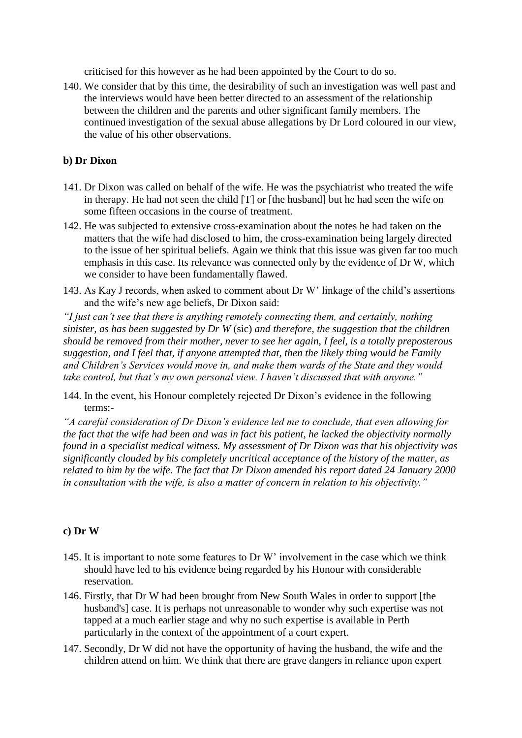criticised for this however as he had been appointed by the Court to do so.

140. We consider that by this time, the desirability of such an investigation was well past and the interviews would have been better directed to an assessment of the relationship between the children and the parents and other significant family members. The continued investigation of the sexual abuse allegations by Dr Lord coloured in our view, the value of his other observations.

### b) Dr Dixon

141. Dr Dixon was called on behalf of the wife. He was the psychiatrist who treated the wife in therapy. He had not seen the child [T] or [the husband] but he had seen the wife on some fifteen occasions in the course of treatment.

142. He was subjected to extensive cross-examination about the notes he had taken on the matters that the wife had disclosed to him, the cross-examination being largely directed to the issue of her spiritual beliefs. Again we think that this issue was given far too much emphasis in this case. Its relevance was connected only by the evidence of Dr W, which we consider to have been fundamentally flawed.

143. As Kay J records, when asked to comment about Dr W' linkage of the child's assertions and the wife's new age beliefs, Dr Dixon said:

*"I just can't see that there is anything remotely connecting them, and certainly, nothing sinister, as has been suggested by Dr W* (sic) *and therefore, the suggestion that the children should be removed from their mother, never to see her again, I feel, is a totally preposterous suggestion, and I feel that, if anyone attempted that, then the likely thing would be Family and Children's Services would move in, and make them wards of the State and they would take control, but that's my own personal view. I haven't discussed that with anyone."*

144. In the event, his Honour completely rejected Dr Dixon's evidence in the following terms:-

*"A careful consideration of Dr Dixon's evidence led me to conclude, that even allowing for the fact that the wife had been and was in fact his patient, he lacked the objectivity normally found in a specialist medical witness. My assessment of Dr Dixon was that his objectivity was significantly clouded by his completely uncritical acceptance of the history of the matter, as related to him by the wife. The fact that Dr Dixon amended his report dated 24 January 2000 in consultation with the wife, is also a matter of concern in relation to his objectivity."*

### c) Dr W

145. It is important to note some features to Dr W' involvement in the case which we think should have led to his evidence being regarded by his Honour with considerable reservation.

146. Firstly, that Dr W had been brought from New South Wales in order to support [the husband's] case. It is perhaps not unreasonable to wonder why such expertise was not tapped at a much earlier stage and why no such expertise is available in Perth particularly in the context of the appointment of a court expert.

147. Secondly, Dr W did not have the opportunity of having the husband, the wife and the children attend on him. We think that there are grave dangers in reliance upon expert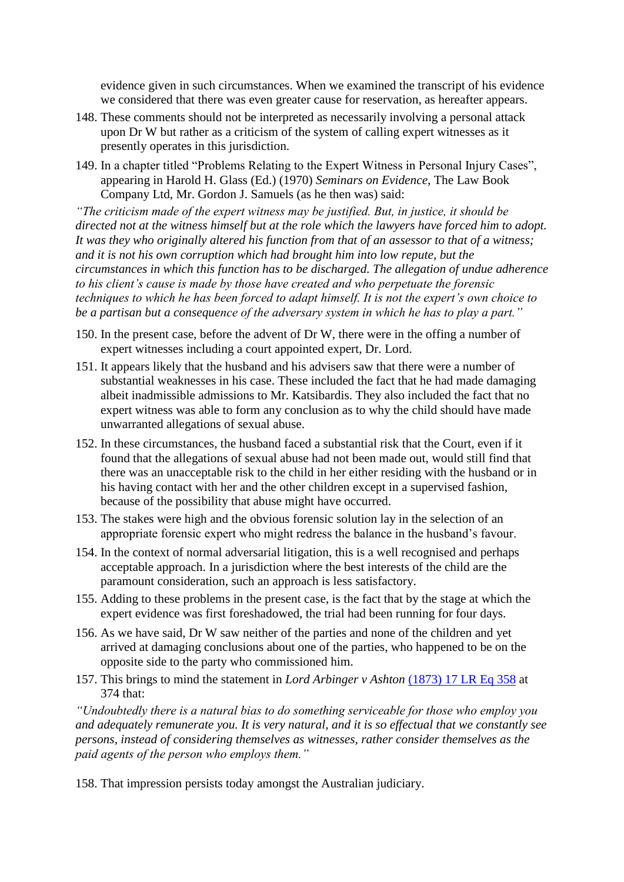evidence given in such circumstances. When we examined the transcript of his evidence we considered that there was even greater cause for reservation, as hereafter appears.

148. These comments should not be interpreted as necessarily involving a personal attack upon Dr W but rather as a criticism of the system of calling expert witnesses as it presently operates in this jurisdiction.

149. In a chapter titled "Problems Relating to the Expert Witness in Personal Injury Cases", appearing in Harold H. Glass (Ed.) (1970) *Seminars on Evidence*, The Law Book Company Ltd, Mr. Gordon J. Samuels (as he then was) said:

*"The criticism made of the expert witness may be justified. But, in justice, it should be directed not at the witness himself but at the role which the lawyers have forced him to adopt. It was they who originally altered his function from that of an assessor to that of a witness; and it is not his own corruption which had brought him into low repute, but the circumstances in which this function has to be discharged. The allegation of undue adherence to his client's cause is made by those have created and who perpetuate the forensic techniques to which he has been forced to adapt himself. It is not the expert's own choice to be a partisan but a consequence of the adversary system in which he has to play a part."*

150. In the present case, before the advent of Dr W, there were in the offing a number of expert witnesses including a court appointed expert, Dr. Lord.

151. It appears likely that the husband and his advisers saw that there were a number of substantial weaknesses in his case. These included the fact that he had made damaging albeit inadmissible admissions to Mr. Katsibardis. They also included the fact that no expert witness was able to form any conclusion as to why the child should have made unwarranted allegations of sexual abuse.

152. In these circumstances, the husband faced a substantial risk that the Court, even if it found that the allegations of sexual abuse had not been made out, would still find that there was an unacceptable risk to the child in her either residing with the husband or in his having contact with her and the other children except in a supervised fashion, because of the possibility that abuse might have occurred.

153. The stakes were high and the obvious forensic solution lay in the selection of an appropriate forensic expert who might redress the balance in the husband's favour.

154. In the context of normal adversarial litigation, this is a well recognised and perhaps acceptable approach. In a jurisdiction where the best interests of the child are the paramount consideration, such an approach is less satisfactory.

155. Adding to these problems in the present case, is the fact that by the stage at which the expert evidence was first foreshadowed, the trial had been running for four days.

156. As we have said, Dr W saw neither of the parties and none of the children and yet arrived at damaging conclusions about one of the parties, who happened to be on the opposite side to the party who commissioned him.

157. This brings to mind the statement in *Lord Arbinger v Ashton* (1873) 17 LR Eq 358 at 374 that:

*"Undoubtedly there is a natural bias to do something serviceable for those who employ you and adequately remunerate you. It is very natural, and it is so effectual that we constantly see persons, instead of considering themselves as witnesses, rather consider themselves as the paid agents of the person who employs them."*

158. That impression persists today amongst the Australian judiciary.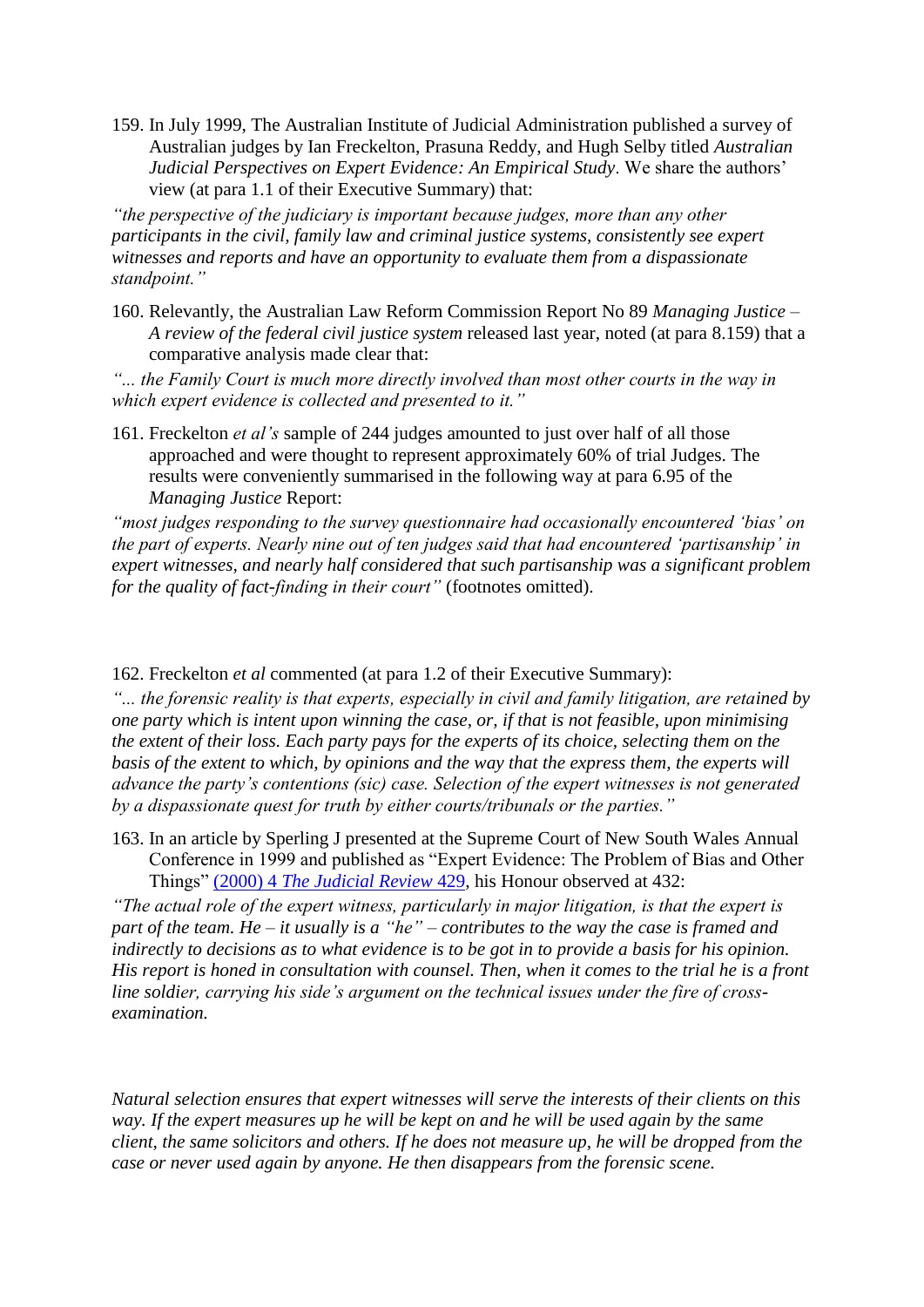159. In July 1999, The Australian Institute of Judicial Administration published a survey of Australian judges by Ian Freckelton, Prasuna Reddy, and Hugh Selby titled *Australian Judicial Perspectives on Expert Evidence: An Empirical Study*. We share the authors' view (at para 1.1 of their Executive Summary) that:

*"the perspective of the judiciary is important because judges, more than any other participants in the civil, family law and criminal justice systems, consistently see expert witnesses and reports and have an opportunity to evaluate them from a dispassionate standpoint."*

160. Relevantly, the Australian Law Reform Commission Report No 89 *Managing Justice – A review of the federal civil justice system* released last year, noted (at para 8.159) that a comparative analysis made clear that:

*"... the Family Court is much more directly involved than most other courts in the way in which expert evidence is collected and presented to it."*

161. Freckelton *et al's* sample of 244 judges amounted to just over half of all those approached and were thought to represent approximately 60% of trial Judges. The results were conveniently summarised in the following way at para 6.95 of the *Managing Justice* Report:

*"most judges responding to the survey questionnaire had occasionally encountered 'bias' on the part of experts. Nearly nine out of ten judges said that had encountered 'partisanship' in expert witnesses, and nearly half considered that such partisanship was a significant problem for the quality of fact-finding in their court"* (footnotes omitted).

162. Freckelton *et al* commented (at para 1.2 of their Executive Summary):

*"... the forensic reality is that experts, especially in civil and family litigation, are retained by one party which is intent upon winning the case, or, if that is not feasible, upon minimising the extent of their loss. Each party pays for the experts of its choice, selecting them on the basis of the extent to which, by opinions and the way that the express them, the experts will advance the party's contentions (sic) case. Selection of the expert witnesses is not generated by a dispassionate quest for truth by either courts/tribunals or the parties."*

163. In an article by Sperling J presented at the Supreme Court of New South Wales Annual Conference in 1999 and published as "Expert Evidence: The Problem of Bias and Other Things" (2000) 4 *The Judicial Review* 429, his Honour observed at 432:

*"The actual role of the expert witness, particularly in major litigation, is that the expert is part of the team. He – it usually is a "he" – contributes to the way the case is framed and indirectly to decisions as to what evidence is to be got in to provide a basis for his opinion. His report is honed in consultation with counsel. Then, when it comes to the trial he is a front line soldier, carrying his side's argument on the technical issues under the fire of cross-examination.*

*Natural selection ensures that expert witnesses will serve the interests of their clients on this way. If the expert measures up he will be kept on and he will be used again by the same client, the same solicitors and others. If he does not measure up, he will be dropped from the case or never used again by anyone. He then disappears from the forensic scene.*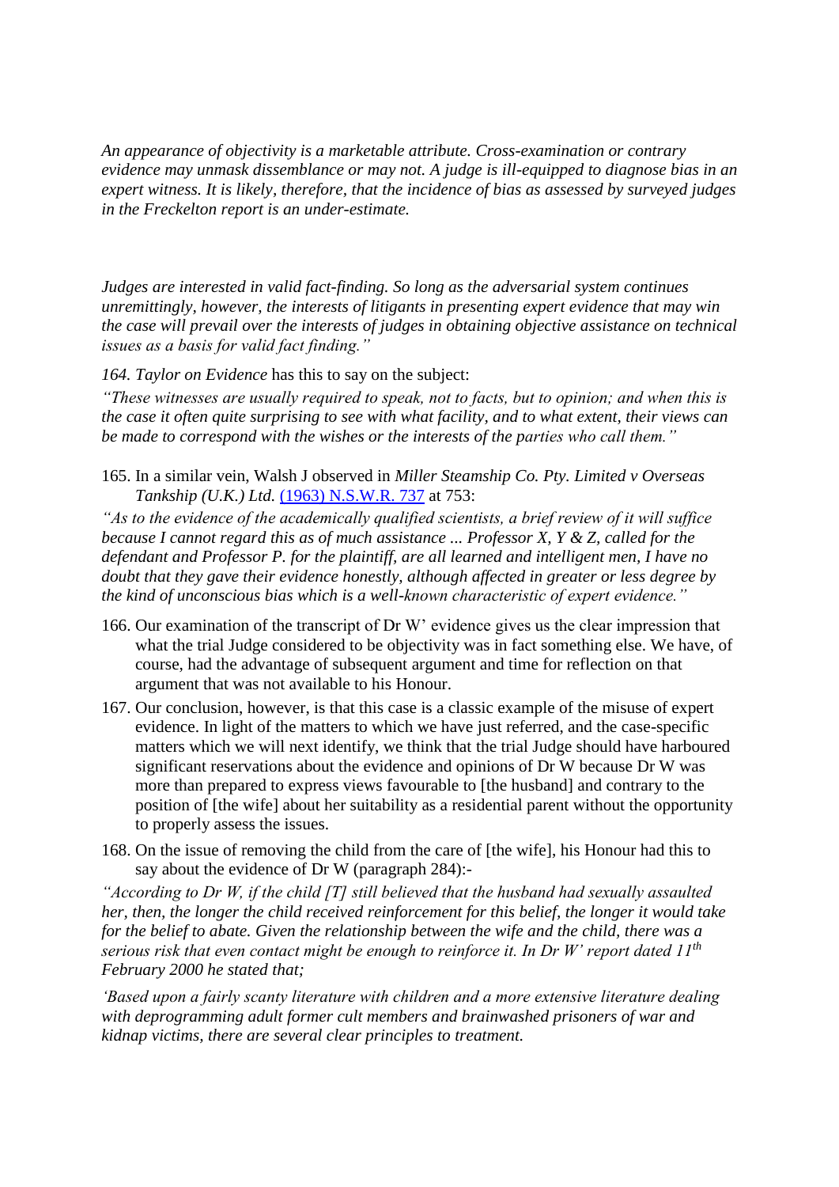*An appearance of objectivity is a marketable attribute. Cross-examination or contrary evidence may unmask dissemblance or may not. A judge is ill-equipped to diagnose bias in an expert witness. It is likely, therefore, that the incidence of bias as assessed by surveyed judges in the Freckelton report is an under-estimate.*

*Judges are interested in valid fact-finding. So long as the adversarial system continues unremittingly, however, the interests of litigants in presenting expert evidence that may win the case will prevail over the interests of judges in obtaining objective assistance on technical issues as a basis for valid fact finding."*

164. *Taylor on Evidence* has this to say on the subject:

*"These witnesses are usually required to speak, not to facts, but to opinion; and when this is the case it often quite surprising to see with what facility, and to what extent, their views can be made to correspond with the wishes or the interests of the parties who call them."*

165. In a similar vein, Walsh J observed in *Miller Steamship Co. Pty. Limited v Overseas Tankship (U.K.) Ltd.* (1963) N.S.W.R. 737 at 753:

*"As to the evidence of the academically qualified scientists, a brief review of it will suffice because I cannot regard this as of much assistance ... Professor X, Y & Z, called for the defendant and Professor P. for the plaintiff, are all learned and intelligent men, I have no doubt that they gave their evidence honestly, although affected in greater or less degree by the kind of unconscious bias which is a well-known characteristic of expert evidence."*

166. Our examination of the transcript of Dr W' evidence gives us the clear impression that what the trial Judge considered to be objectivity was in fact something else. We have, of course, had the advantage of subsequent argument and time for reflection on that argument that was not available to his Honour.

167. Our conclusion, however, is that this case is a classic example of the misuse of expert evidence. In light of the matters to which we have just referred, and the case-specific matters which we will next identify, we think that the trial Judge should have harboured significant reservations about the evidence and opinions of Dr W because Dr W was more than prepared to express views favourable to [the husband] and contrary to the position of [the wife] about her suitability as a residential parent without the opportunity to properly assess the issues.

168. On the issue of removing the child from the care of [the wife], his Honour had this to say about the evidence of Dr W (paragraph 284):-

*"According to Dr W, if the child [T] still believed that the husband had sexually assaulted her, then, the longer the child received reinforcement for this belief, the longer it would take for the belief to abate. Given the relationship between the wife and the child, there was a serious risk that even contact might be enough to reinforce it. In Dr W' report dated 11th February 2000 he stated that;*

*'Based upon a fairly scanty literature with children and a more extensive literature dealing with deprogramming adult former cult members and brainwashed prisoners of war and kidnap victims, there are several clear principles to treatment.*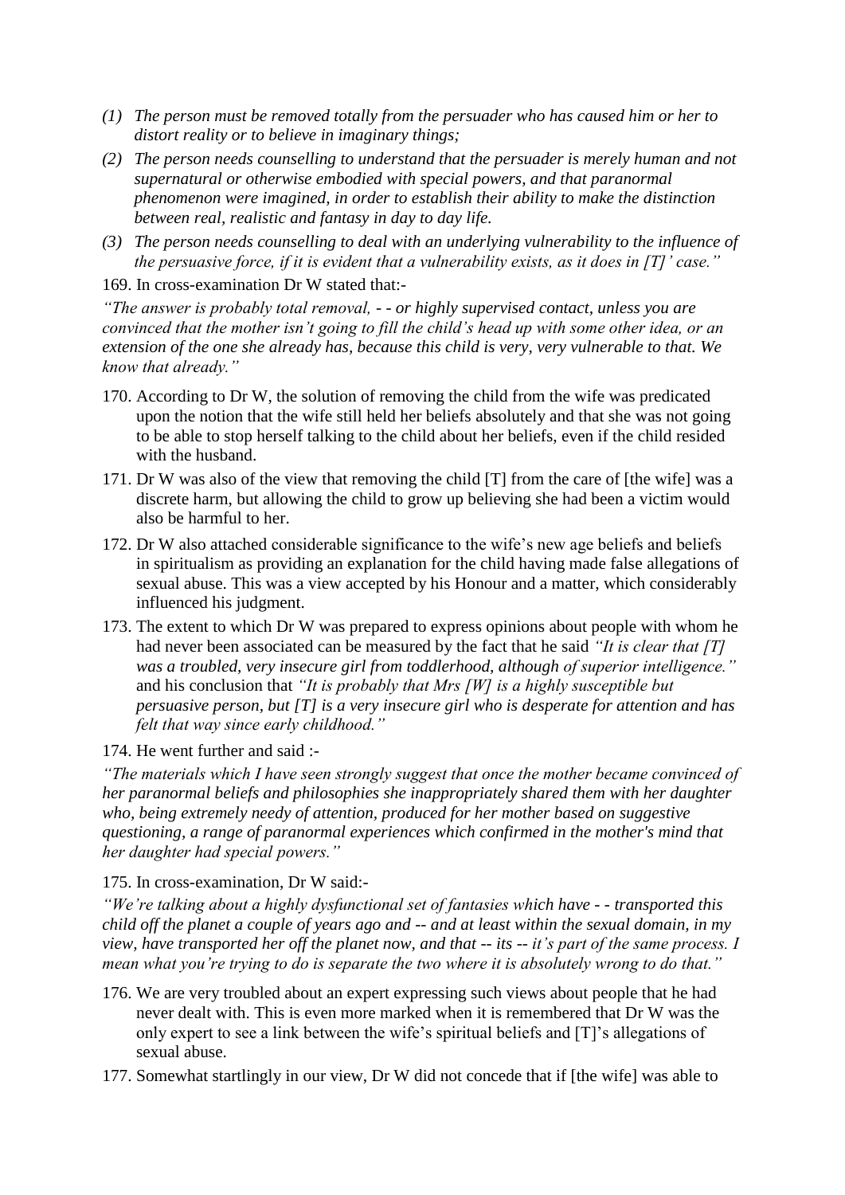*(1) The person must be removed totally from the persuader who has caused him or her to distort reality or to believe in imaginary things;*

*(2) The person needs counselling to understand that the persuader is merely human and not supernatural or otherwise embodied with special powers, and that paranormal phenomenon were imagined, in order to establish their ability to make the distinction between real, realistic and fantasy in day to day life.*

*(3) The person needs counselling to deal with an underlying vulnerability to the influence of the persuasive force, if it is evident that a vulnerability exists, as it does in [T]' case."*

169. In cross-examination Dr W stated that:-

*"The answer is probably total removal, - - or highly supervised contact, unless you are convinced that the mother isn't going to fill the child's head up with some other idea, or an extension of the one she already has, because this child is very, very vulnerable to that. We know that already."*

170. According to Dr W, the solution of removing the child from the wife was predicated upon the notion that the wife still held her beliefs absolutely and that she was not going to be able to stop herself talking to the child about her beliefs, even if the child resided with the husband.

171. Dr W was also of the view that removing the child [T] from the care of [the wife] was a discrete harm, but allowing the child to grow up believing she had been a victim would also be harmful to her.

172. Dr W also attached considerable significance to the wife's new age beliefs and beliefs in spiritualism as providing an explanation for the child having made false allegations of sexual abuse. This was a view accepted by his Honour and a matter, which considerably influenced his judgment.

173. The extent to which Dr W was prepared to express opinions about people with whom he had never been associated can be measured by the fact that he said *"It is clear that [T] was a troubled, very insecure girl from toddlerhood, although of superior intelligence."* and his conclusion that *"It is probably that Mrs [W] is a highly susceptible but persuasive person, but [T] is a very insecure girl who is desperate for attention and has felt that way since early childhood."*

174. He went further and said :-

*"The materials which I have seen strongly suggest that once the mother became convinced of her paranormal beliefs and philosophies she inappropriately shared them with her daughter who, being extremely needy of attention, produced for her mother based on suggestive questioning, a range of paranormal experiences which confirmed in the mother's mind that her daughter had special powers."*

175. In cross-examination, Dr W said:-

*"We're talking about a highly dysfunctional set of fantasies which have - - transported this child off the planet a couple of years ago and -- and at least within the sexual domain, in my view, have transported her off the planet now, and that -- its -- it's part of the same process. I mean what you're trying to do is separate the two where it is absolutely wrong to do that."*

176. We are very troubled about an expert expressing such views about people that he had never dealt with. This is even more marked when it is remembered that Dr W was the only expert to see a link between the wife's spiritual beliefs and [T]'s allegations of sexual abuse.

177. Somewhat startlingly in our view, Dr W did not concede that if [the wife] was able to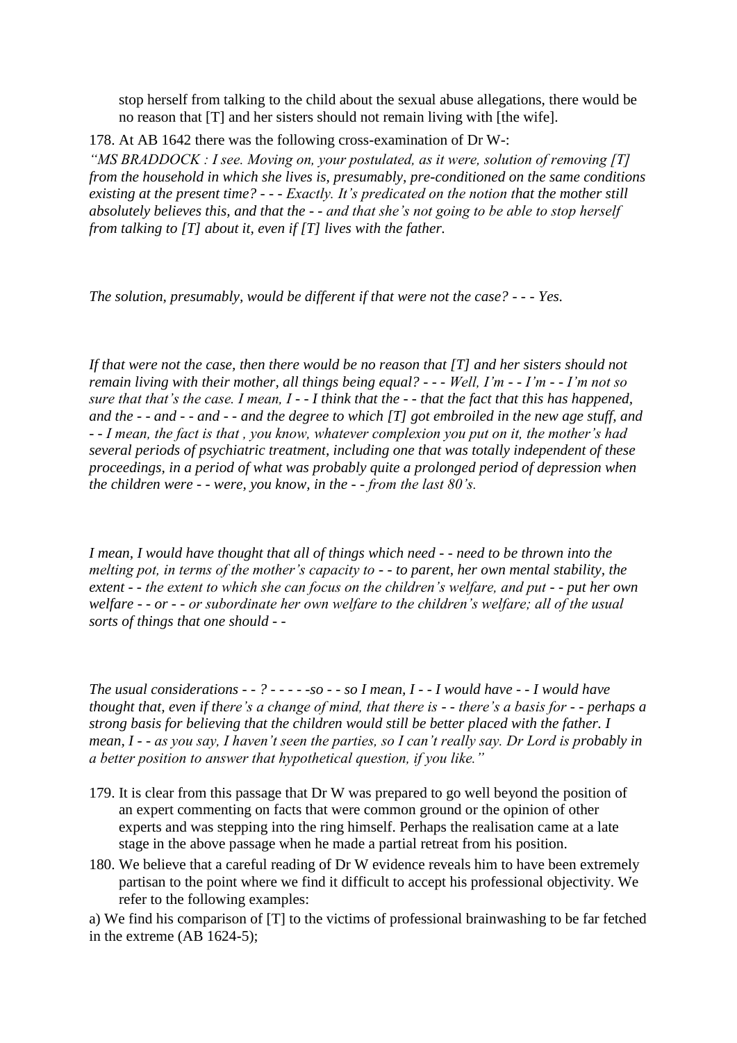stop herself from talking to the child about the sexual abuse allegations, there would be no reason that [T] and her sisters should not remain living with [the wife].

178. At AB 1642 there was the following cross-examination of Dr W-:

*"MS BRADDOCK : I see. Moving on, your postulated, as it were, solution of removing [T] from the household in which she lives is, presumably, pre-conditioned on the same conditions existing at the present time? - - - Exactly. It's predicated on the notion that the mother still absolutely believes this, and that the - - and that she's not going to be able to stop herself from talking to [T] about it, even if [T] lives with the father.*

*The solution, presumably, would be different if that were not the case? - - - Yes.*

*If that were not the case, then there would be no reason that [T] and her sisters should not remain living with their mother, all things being equal? - - - Well, I'm - - I'm - - I'm not so sure that that's the case. I mean, I - - I think that the - - that the fact that this has happened, and the - - and - - and - - and the degree to which [T] got embroiled in the new age stuff, and - - I mean, the fact is that , you know, whatever complexion you put on it, the mother's had several periods of psychiatric treatment, including one that was totally independent of these proceedings, in a period of what was probably quite a prolonged period of depression when the children were - - were, you know, in the - - from the last 80's.*

*I mean, I would have thought that all of things which need - - need to be thrown into the melting pot, in terms of the mother's capacity to - - to parent, her own mental stability, the extent - - the extent to which she can focus on the children's welfare, and put - - put her own welfare - - or - - or subordinate her own welfare to the children's welfare; all of the usual sorts of things that one should - -*

*The usual considerations - - ? - - - - -so - - so I mean, I - - I would have - - I would have thought that, even if there's a change of mind, that there is - - there's a basis for - - perhaps a strong basis for believing that the children would still be better placed with the father. I mean, I - - as you say, I haven't seen the parties, so I can't really say. Dr Lord is probably in a better position to answer that hypothetical question, if you like."*

179. It is clear from this passage that Dr W was prepared to go well beyond the position of an expert commenting on facts that were common ground or the opinion of other experts and was stepping into the ring himself. Perhaps the realisation came at a late stage in the above passage when he made a partial retreat from his position.

180. We believe that a careful reading of Dr W evidence reveals him to have been extremely partisan to the point where we find it difficult to accept his professional objectivity. We refer to the following examples:

a) We find his comparison of [T] to the victims of professional brainwashing to be far fetched in the extreme (AB 1624-5);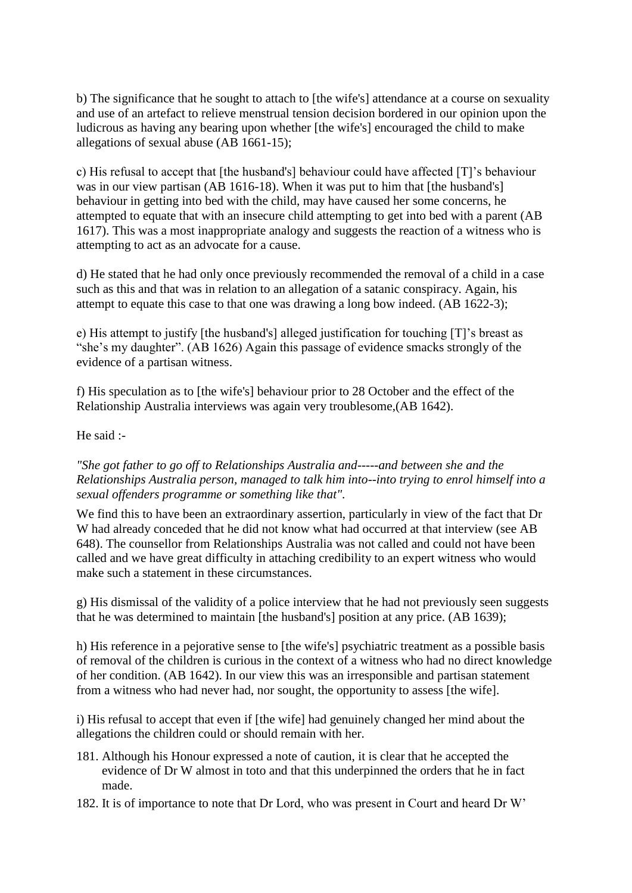b) The significance that he sought to attach to [the wife's] attendance at a course on sexuality and use of an artefact to relieve menstrual tension decision bordered in our opinion upon the ludicrous as having any bearing upon whether [the wife's] encouraged the child to make allegations of sexual abuse (AB 1661-15);

c) His refusal to accept that [the husband's] behaviour could have affected [T]'s behaviour was in our view partisan (AB 1616-18). When it was put to him that [the husband's] behaviour in getting into bed with the child, may have caused her some concerns, he attempted to equate that with an insecure child attempting to get into bed with a parent (AB 1617). This was a most inappropriate analogy and suggests the reaction of a witness who is attempting to act as an advocate for a cause.

d) He stated that he had only once previously recommended the removal of a child in a case such as this and that was in relation to an allegation of a satanic conspiracy. Again, his attempt to equate this case to that one was drawing a long bow indeed. (AB 1622-3);

e) His attempt to justify [the husband's] alleged justification for touching [T]'s breast as "she's my daughter". (AB 1626) Again this passage of evidence smacks strongly of the evidence of a partisan witness.

f) His speculation as to [the wife's] behaviour prior to 28 October and the effect of the Relationship Australia interviews was again very troublesome,(AB 1642).

He said :-

*"She got father to go off to Relationships Australia and-----and between she and the Relationships Australia person, managed to talk him into--into trying to enrol himself into a sexual offenders programme or something like that".*

We find this to have been an extraordinary assertion, particularly in view of the fact that Dr W had already conceded that he did not know what had occurred at that interview (see AB 648). The counsellor from Relationships Australia was not called and could not have been called and we have great difficulty in attaching credibility to an expert witness who would make such a statement in these circumstances.

g) His dismissal of the validity of a police interview that he had not previously seen suggests that he was determined to maintain [the husband's] position at any price. (AB 1639);

h) His reference in a pejorative sense to [the wife's] psychiatric treatment as a possible basis of removal of the children is curious in the context of a witness who had no direct knowledge of her condition. (AB 1642). In our view this was an irresponsible and partisan statement from a witness who had never had, nor sought, the opportunity to assess [the wife].

i) His refusal to accept that even if [the wife] had genuinely changed her mind about the allegations the children could or should remain with her.

181. Although his Honour expressed a note of caution, it is clear that he accepted the evidence of Dr W almost in toto and that this underpinned the orders that he in fact made.

182. It is of importance to note that Dr Lord, who was present in Court and heard Dr W'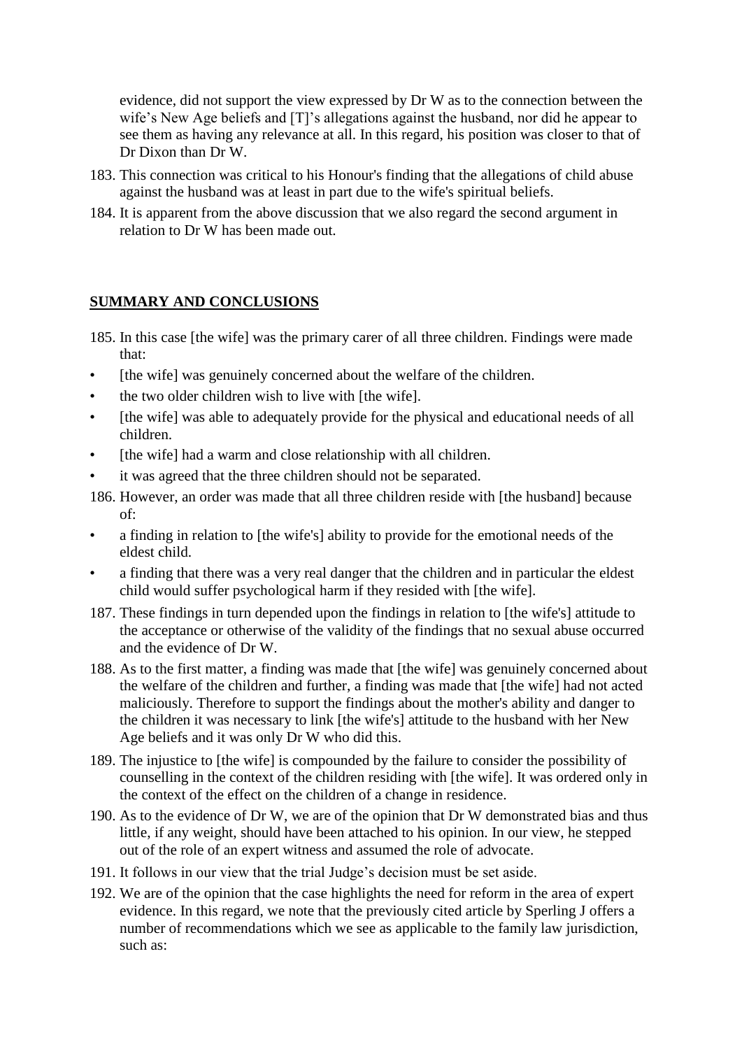evidence, did not support the view expressed by Dr W as to the connection between the wife's New Age beliefs and [T]'s allegations against the husband, nor did he appear to see them as having any relevance at all. In this regard, his position was closer to that of Dr Dixon than Dr W.

183. This connection was critical to his Honour's finding that the allegations of child abuse against the husband was at least in part due to the wife's spiritual beliefs.

184. It is apparent from the above discussion that we also regard the second argument in relation to Dr W has been made out.

## **SUMMARY AND CONCLUSIONS**

185. In this case [the wife] was the primary carer of all three children. Findings were made that:

- [the wife] was genuinely concerned about the welfare of the children.
- the two older children wish to live with [the wife].
- [the wife] was able to adequately provide for the physical and educational needs of all children.
- [the wife] had a warm and close relationship with all children.
- it was agreed that the three children should not be separated.

186. However, an order was made that all three children reside with [the husband] because of:

- a finding in relation to [the wife's] ability to provide for the emotional needs of the eldest child.
- a finding that there was a very real danger that the children and in particular the eldest child would suffer psychological harm if they resided with [the wife].

187. These findings in turn depended upon the findings in relation to [the wife's] attitude to the acceptance or otherwise of the validity of the findings that no sexual abuse occurred and the evidence of Dr W.

188. As to the first matter, a finding was made that [the wife] was genuinely concerned about the welfare of the children and further, a finding was made that [the wife] had not acted maliciously. Therefore to support the findings about the mother's ability and danger to the children it was necessary to link [the wife's] attitude to the husband with her New Age beliefs and it was only Dr W who did this.

189. The injustice to [the wife] is compounded by the failure to consider the possibility of counselling in the context of the children residing with [the wife]. It was ordered only in the context of the effect on the children of a change in residence.

190. As to the evidence of Dr W, we are of the opinion that Dr W demonstrated bias and thus little, if any weight, should have been attached to his opinion. In our view, he stepped out of the role of an expert witness and assumed the role of advocate.

191. It follows in our view that the trial Judge's decision must be set aside.

192. We are of the opinion that the case highlights the need for reform in the area of expert evidence. In this regard, we note that the previously cited article by Sperling J offers a number of recommendations which we see as applicable to the family law jurisdiction, such as: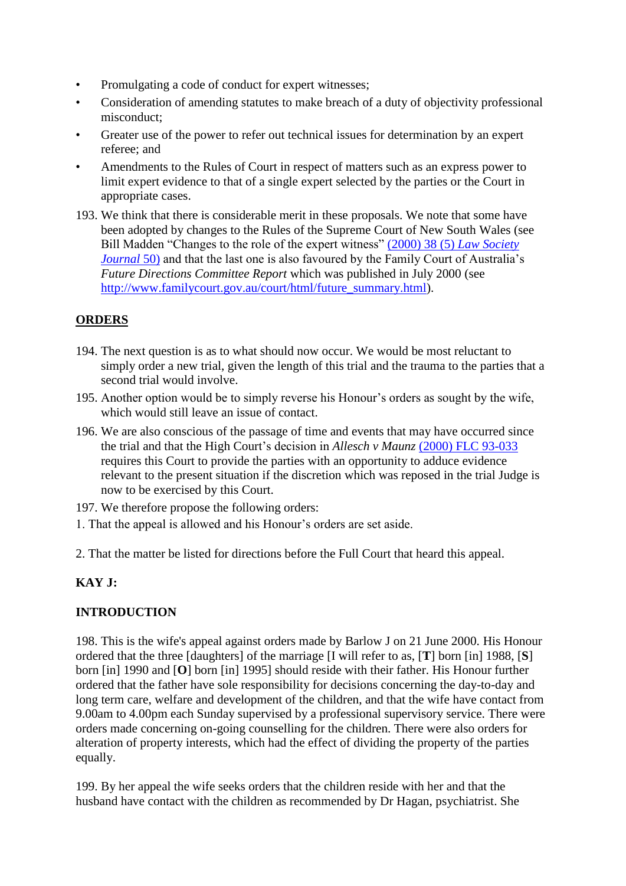- Promulgating a code of conduct for expert witnesses;
- Consideration of amending statutes to make breach of a duty of objectivity professional misconduct;
- Greater use of the power to refer out technical issues for determination by an expert referee; and
- Amendments to the Rules of Court in respect of matters such as an express power to limit expert evidence to that of a single expert selected by the parties or the Court in appropriate cases.

193. We think that there is considerable merit in these proposals. We note that some have been adopted by changes to the Rules of the Supreme Court of New South Wales (see Bill Madden "Changes to the role of the expert witness" (2000) 38 (5) *Law Society Journal* 50) and that the last one is also favoured by the Family Court of Australia's *Future Directions Committee Report* which was published in July 2000 (see http://www.familycourt.gov.au/court/html/future_summary.html).

## ORDERS

194. The next question is as to what should now occur. We would be most reluctant to simply order a new trial, given the length of this trial and the trauma to the parties that a second trial would involve.

195. Another option would be to simply reverse his Honour's orders as sought by the wife, which would still leave an issue of contact.

196. We are also conscious of the passage of time and events that may have occurred since the trial and that the High Court's decision in *Allesch v Maunz* (2000) FLC 93-033 requires this Court to provide the parties with an opportunity to adduce evidence relevant to the present situation if the discretion which was reposed in the trial Judge is now to be exercised by this Court.

197. We therefore propose the following orders:

1. That the appeal is allowed and his Honour's orders are set aside.

2. That the matter be listed for directions before the Full Court that heard this appeal.

## KAY J:

## INTRODUCTION

198. This is the wife's appeal against orders made by Barlow J on 21 June 2000. His Honour ordered that the three [daughters] of the marriage [I will refer to as, [**T**] born [in] 1988, [**S**] born [in] 1990 and [**O**] born [in] 1995] should reside with their father. His Honour further ordered that the father have sole responsibility for decisions concerning the day-to-day and long term care, welfare and development of the children, and that the wife have contact from 9.00am to 4.00pm each Sunday supervised by a professional supervisory service. There were orders made concerning on-going counselling for the children. There were also orders for alteration of property interests, which had the effect of dividing the property of the parties equally.

199. By her appeal the wife seeks orders that the children reside with her and that the husband have contact with the children as recommended by Dr Hagan, psychiatrist. She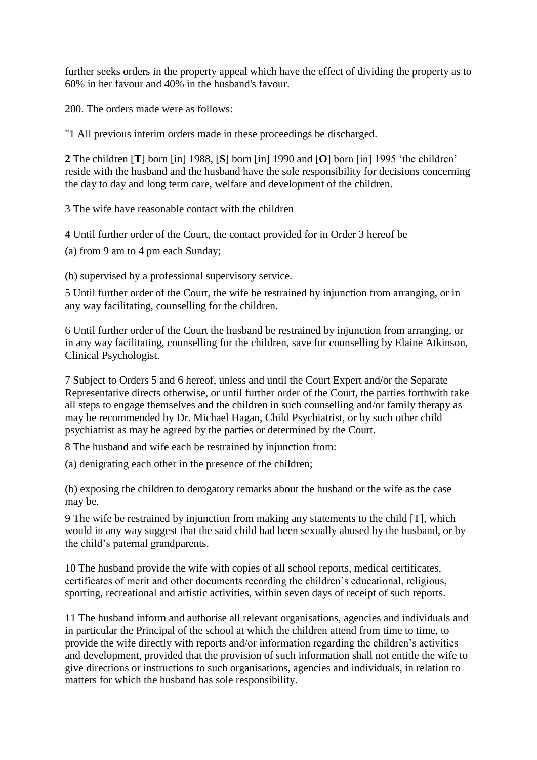further seeks orders in the property appeal which have the effect of dividing the property as to 60% in her favour and 40% in the husband's favour.

200. The orders made were as follows:

"1 All previous interim orders made in these proceedings be discharged.

**2** The children [**T**] born [in] 1988, [**S**] born [in] 1990 and [**O**] born [in] 1995 'the children' reside with the husband and the husband have the sole responsibility for decisions concerning the day to day and long term care, welfare and development of the children.

3 The wife have reasonable contact with the children

**4** Until further order of the Court, the contact provided for in Order 3 hereof be

(a) from 9 am to 4 pm each Sunday;

(b) supervised by a professional supervisory service.

5 Until further order of the Court, the wife be restrained by injunction from arranging, or in any way facilitating, counselling for the children.

6 Until further order of the Court the husband be restrained by injunction from arranging, or in any way facilitating, counselling for the children, save for counselling by Elaine Atkinson, Clinical Psychologist.

7 Subject to Orders 5 and 6 hereof, unless and until the Court Expert and/or the Separate Representative directs otherwise, or until further order of the Court, the parties forthwith take all steps to engage themselves and the children in such counselling and/or family therapy as may be recommended by Dr. Michael Hagan, Child Psychiatrist, or by such other child psychiatrist as may be agreed by the parties or determined by the Court.

8 The husband and wife each be restrained by injunction from:

(a) denigrating each other in the presence of the children;

(b) exposing the children to derogatory remarks about the husband or the wife as the case may be.

9 The wife be restrained by injunction from making any statements to the child [T], which would in any way suggest that the said child had been sexually abused by the husband, or by the child's paternal grandparents.

10 The husband provide the wife with copies of all school reports, medical certificates, certificates of merit and other documents recording the children's educational, religious, sporting, recreational and artistic activities, within seven days of receipt of such reports.

11 The husband inform and authorise all relevant organisations, agencies and individuals and in particular the Principal of the school at which the children attend from time to time, to provide the wife directly with reports and/or information regarding the children's activities and development, provided that the provision of such information shall not entitle the wife to give directions or instructions to such organisations, agencies and individuals, in relation to matters for which the husband has sole responsibility.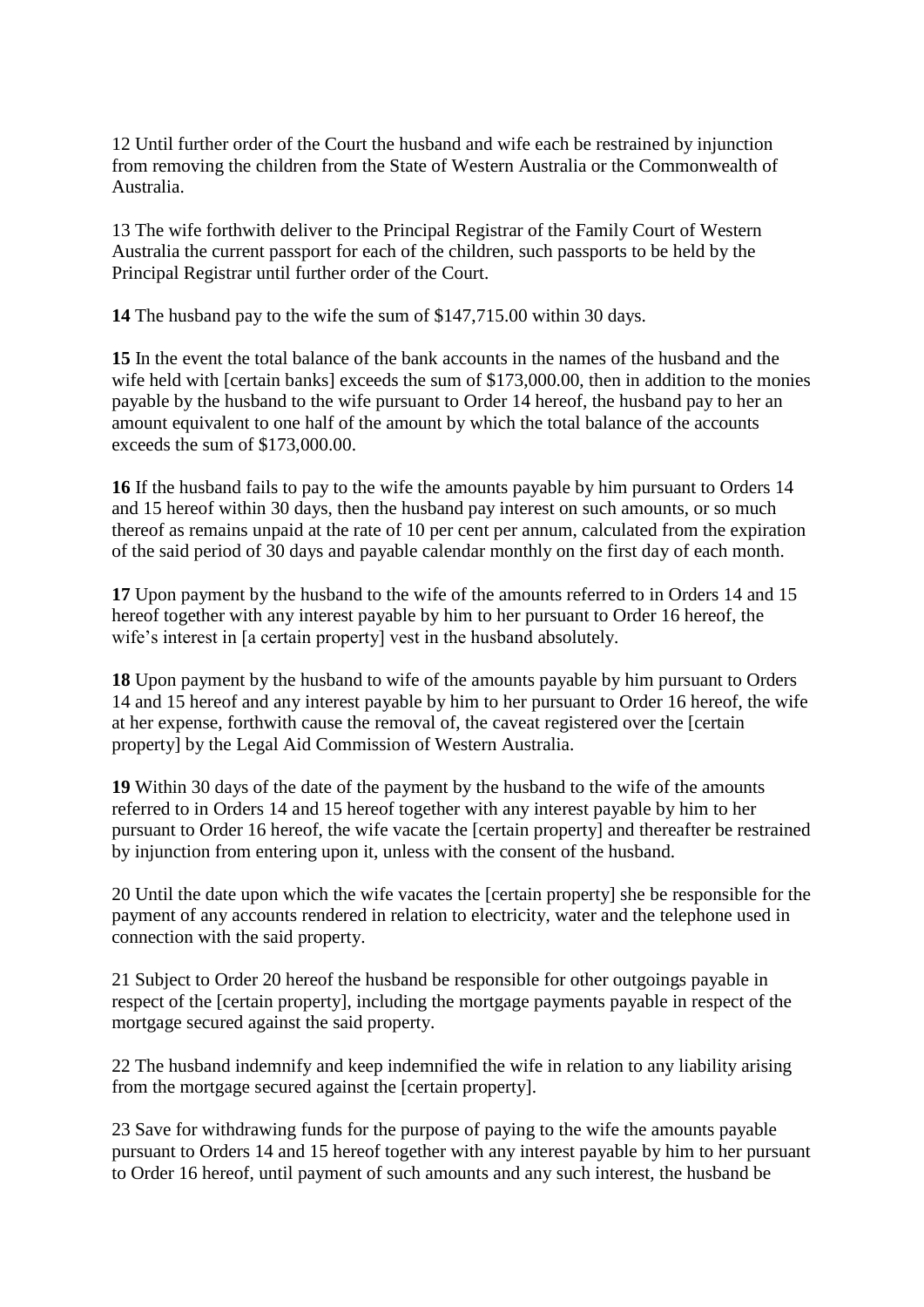12 Until further order of the Court the husband and wife each be restrained by injunction from removing the children from the State of Western Australia or the Commonwealth of Australia.

13 The wife forthwith deliver to the Principal Registrar of the Family Court of Western Australia the current passport for each of the children, such passports to be held by the Principal Registrar until further order of the Court.

**14** The husband pay to the wife the sum of $147,715.00 within 30 days.

**15** In the event the total balance of the bank accounts in the names of the husband and the wife held with [certain banks] exceeds the sum of $173,000.00, then in addition to the monies payable by the husband to the wife pursuant to Order 14 hereof, the husband pay to her an amount equivalent to one half of the amount by which the total balance of the accounts exceeds the sum of $173,000.00.

**16** If the husband fails to pay to the wife the amounts payable by him pursuant to Orders 14 and 15 hereof within 30 days, then the husband pay interest on such amounts, or so much thereof as remains unpaid at the rate of 10 per cent per annum, calculated from the expiration of the said period of 30 days and payable calendar monthly on the first day of each month.

**17** Upon payment by the husband to the wife of the amounts referred to in Orders 14 and 15 hereof together with any interest payable by him to her pursuant to Order 16 hereof, the wife's interest in [a certain property] vest in the husband absolutely.

**18** Upon payment by the husband to wife of the amounts payable by him pursuant to Orders 14 and 15 hereof and any interest payable by him to her pursuant to Order 16 hereof, the wife at her expense, forthwith cause the removal of, the caveat registered over the [certain property] by the Legal Aid Commission of Western Australia.

**19** Within 30 days of the date of the payment by the husband to the wife of the amounts referred to in Orders 14 and 15 hereof together with any interest payable by him to her pursuant to Order 16 hereof, the wife vacate the [certain property] and thereafter be restrained by injunction from entering upon it, unless with the consent of the husband.

20 Until the date upon which the wife vacates the [certain property] she be responsible for the payment of any accounts rendered in relation to electricity, water and the telephone used in connection with the said property.

21 Subject to Order 20 hereof the husband be responsible for other outgoings payable in respect of the [certain property], including the mortgage payments payable in respect of the mortgage secured against the said property.

22 The husband indemnify and keep indemnified the wife in relation to any liability arising from the mortgage secured against the [certain property].

23 Save for withdrawing funds for the purpose of paying to the wife the amounts payable pursuant to Orders 14 and 15 hereof together with any interest payable by him to her pursuant to Order 16 hereof, until payment of such amounts and any such interest, the husband be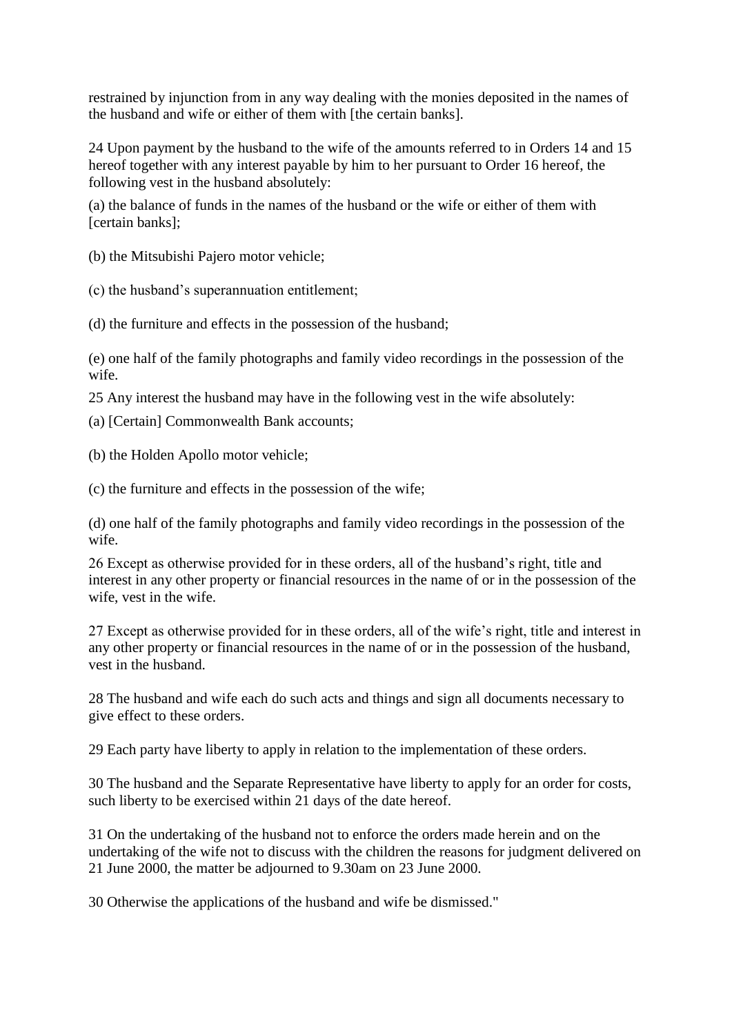restrained by injunction from in any way dealing with the monies deposited in the names of the husband and wife or either of them with [the certain banks].

24 Upon payment by the husband to the wife of the amounts referred to in Orders 14 and 15 hereof together with any interest payable by him to her pursuant to Order 16 hereof, the following vest in the husband absolutely:

(a) the balance of funds in the names of the husband or the wife or either of them with [certain banks];

(b) the Mitsubishi Pajero motor vehicle;

(c) the husband's superannuation entitlement;

(d) the furniture and effects in the possession of the husband;

(e) one half of the family photographs and family video recordings in the possession of the wife.

25 Any interest the husband may have in the following vest in the wife absolutely:

(a) [Certain] Commonwealth Bank accounts;

(b) the Holden Apollo motor vehicle;

(c) the furniture and effects in the possession of the wife;

(d) one half of the family photographs and family video recordings in the possession of the wife.

26 Except as otherwise provided for in these orders, all of the husband's right, title and interest in any other property or financial resources in the name of or in the possession of the wife, vest in the wife.

27 Except as otherwise provided for in these orders, all of the wife's right, title and interest in any other property or financial resources in the name of or in the possession of the husband, vest in the husband.

28 The husband and wife each do such acts and things and sign all documents necessary to give effect to these orders.

29 Each party have liberty to apply in relation to the implementation of these orders.

30 The husband and the Separate Representative have liberty to apply for an order for costs, such liberty to be exercised within 21 days of the date hereof.

31 On the undertaking of the husband not to enforce the orders made herein and on the undertaking of the wife not to discuss with the children the reasons for judgment delivered on 21 June 2000, the matter be adjourned to 9.30am on 23 June 2000.

30 Otherwise the applications of the husband and wife be dismissed."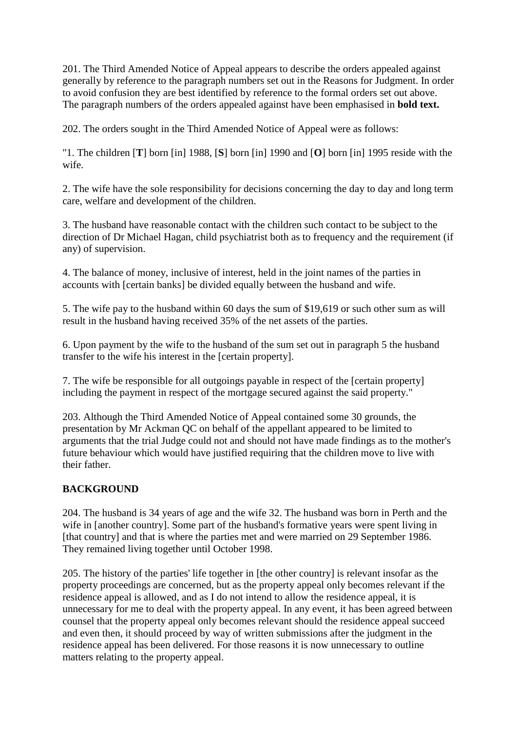201. The Third Amended Notice of Appeal appears to describe the orders appealed against generally by reference to the paragraph numbers set out in the Reasons for Judgment. In order to avoid confusion they are best identified by reference to the formal orders set out above. The paragraph numbers of the orders appealed against have been emphasised in **bold text.**

202. The orders sought in the Third Amended Notice of Appeal were as follows:

"1. The children [**T**] born [in] 1988, [**S**] born [in] 1990 and [**O**] born [in] 1995 reside with the wife.

2. The wife have the sole responsibility for decisions concerning the day to day and long term care, welfare and development of the children.

3. The husband have reasonable contact with the children such contact to be subject to the direction of Dr Michael Hagan, child psychiatrist both as to frequency and the requirement (if any) of supervision.

4. The balance of money, inclusive of interest, held in the joint names of the parties in accounts with [certain banks] be divided equally between the husband and wife.

5. The wife pay to the husband within 60 days the sum of $19,619 or such other sum as will result in the husband having received 35% of the net assets of the parties.

6. Upon payment by the wife to the husband of the sum set out in paragraph 5 the husband transfer to the wife his interest in the [certain property].

7. The wife be responsible for all outgoings payable in respect of the [certain property] including the payment in respect of the mortgage secured against the said property."

203. Although the Third Amended Notice of Appeal contained some 30 grounds, the presentation by Mr Ackman QC on behalf of the appellant appeared to be limited to arguments that the trial Judge could not and should not have made findings as to the mother's future behaviour which would have justified requiring that the children move to live with their father.

**BACKGROUND**

204. The husband is 34 years of age and the wife 32. The husband was born in Perth and the wife in [another country]. Some part of the husband's formative years were spent living in [that country] and that is where the parties met and were married on 29 September 1986. They remained living together until October 1998.

205. The history of the parties' life together in [the other country] is relevant insofar as the property proceedings are concerned, but as the property appeal only becomes relevant if the residence appeal is allowed, and as I do not intend to allow the residence appeal, it is unnecessary for me to deal with the property appeal. In any event, it has been agreed between counsel that the property appeal only becomes relevant should the residence appeal succeed and even then, it should proceed by way of written submissions after the judgment in the residence appeal has been delivered. For those reasons it is now unnecessary to outline matters relating to the property appeal.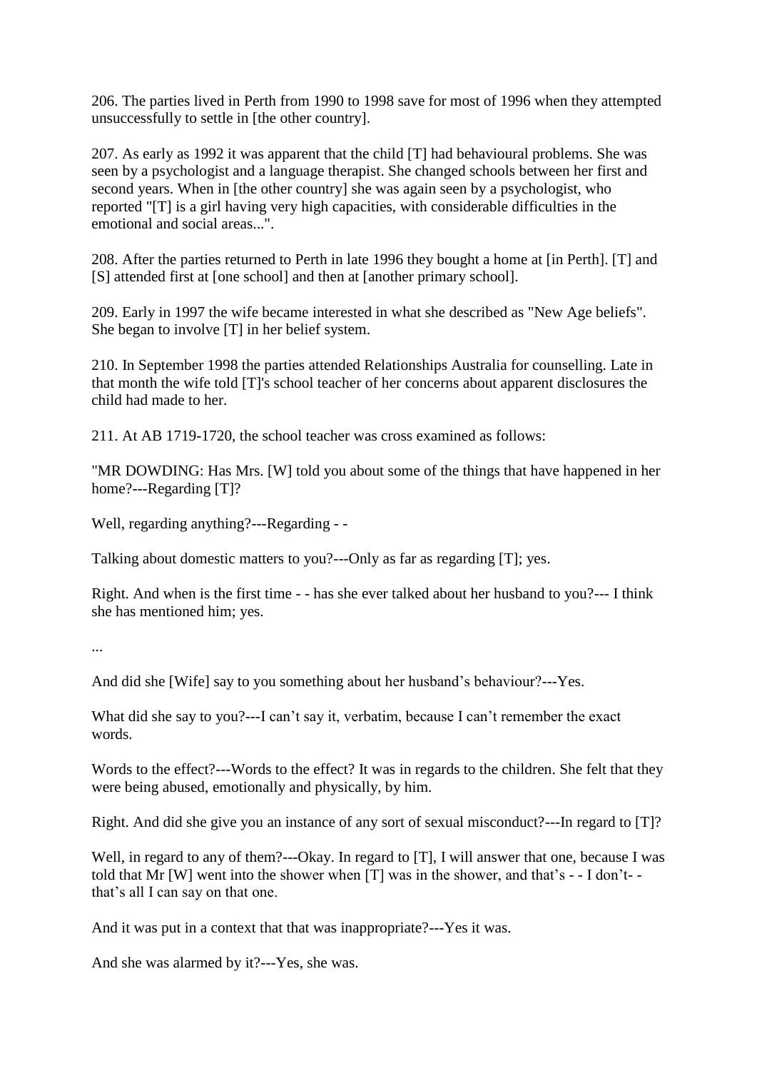206. The parties lived in Perth from 1990 to 1998 save for most of 1996 when they attempted unsuccessfully to settle in [the other country].

207. As early as 1992 it was apparent that the child [T] had behavioural problems. She was seen by a psychologist and a language therapist. She changed schools between her first and second years. When in [the other country] she was again seen by a psychologist, who reported "[T] is a girl having very high capacities, with considerable difficulties in the emotional and social areas...".

208. After the parties returned to Perth in late 1996 they bought a home at [in Perth]. [T] and [S] attended first at [one school] and then at [another primary school].

209. Early in 1997 the wife became interested in what she described as "New Age beliefs". She began to involve [T] in her belief system.

210. In September 1998 the parties attended Relationships Australia for counselling. Late in that month the wife told [T]'s school teacher of her concerns about apparent disclosures the child had made to her.

211. At AB 1719-1720, the school teacher was cross examined as follows:

"MR DOWDING: Has Mrs. [W] told you about some of the things that have happened in her home?---Regarding [T]?

Well, regarding anything?---Regarding - -

Talking about domestic matters to you?---Only as far as regarding [T]; yes.

Right. And when is the first time - - has she ever talked about her husband to you?--- I think she has mentioned him; yes.

...

And did she [Wife] say to you something about her husband's behaviour?---Yes.

What did she say to you?---I can't say it, verbatim, because I can't remember the exact words.

Words to the effect?---Words to the effect? It was in regards to the children. She felt that they were being abused, emotionally and physically, by him.

Right. And did she give you an instance of any sort of sexual misconduct?---In regard to [T]?

Well, in regard to any of them?---Okay. In regard to [T], I will answer that one, because I was told that Mr [W] went into the shower when [T] was in the shower, and that's - - I don't- - that's all I can say on that one.

And it was put in a context that that was inappropriate?---Yes it was.

And she was alarmed by it?---Yes, she was.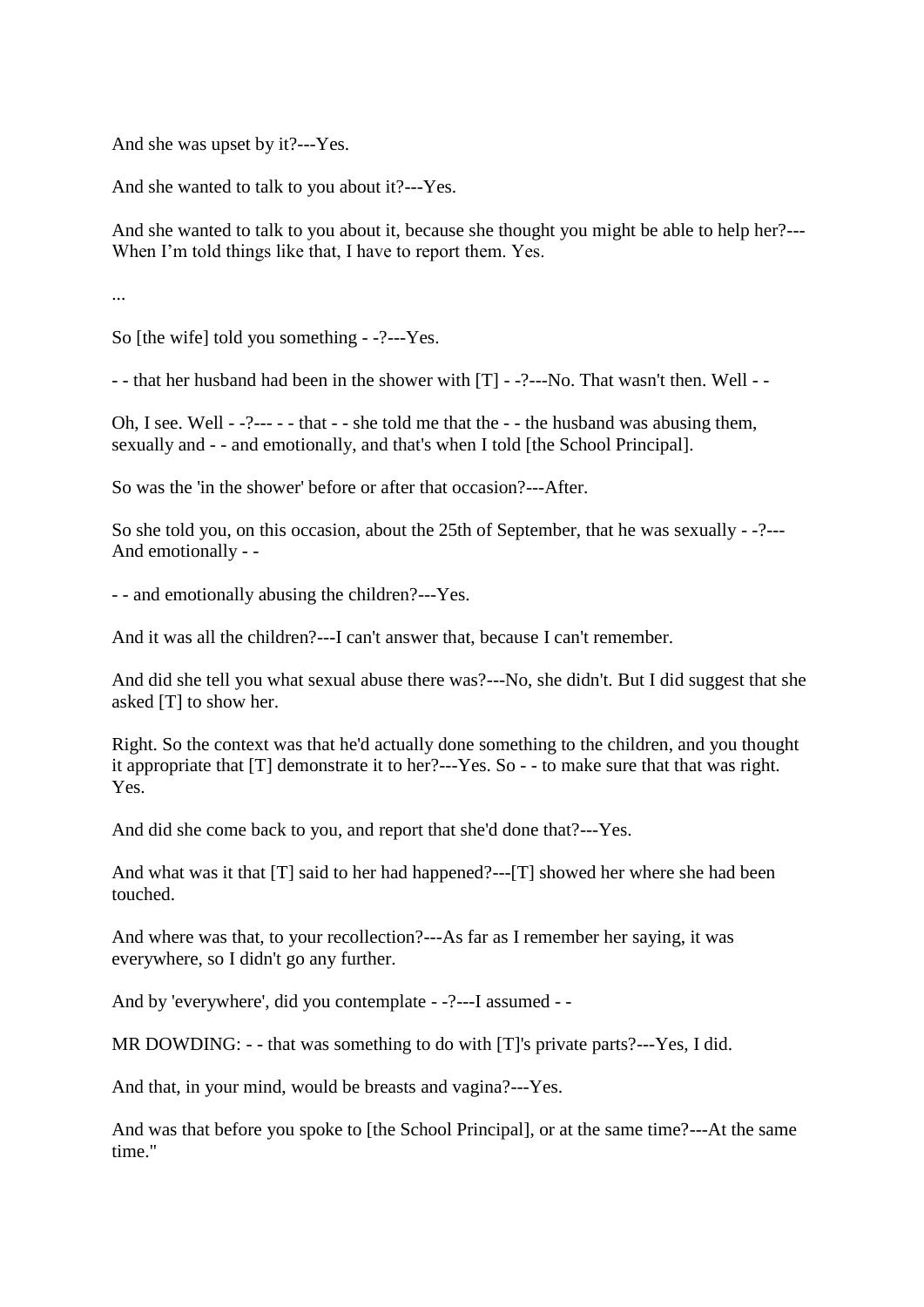And she was upset by it?---Yes.

And she wanted to talk to you about it?---Yes.

And she wanted to talk to you about it, because she thought you might be able to help her?---When I'm told things like that, I have to report them. Yes.

...

So [the wife] told you something - -?---Yes.

- - that her husband had been in the shower with [T] - -?---No. That wasn't then. Well - -

Oh, I see. Well - -?--- - - that - - she told me that the - - the husband was abusing them, sexually and - - and emotionally, and that's when I told [the School Principal].

So was the 'in the shower' before or after that occasion?---After.

So she told you, on this occasion, about the 25th of September, that he was sexually - -?---And emotionally - -

- - and emotionally abusing the children?---Yes.

And it was all the children?---I can't answer that, because I can't remember.

And did she tell you what sexual abuse there was?---No, she didn't. But I did suggest that she asked [T] to show her.

Right. So the context was that he'd actually done something to the children, and you thought it appropriate that [T] demonstrate it to her?---Yes. So - - to make sure that that was right. Yes.

And did she come back to you, and report that she'd done that?---Yes.

And what was it that [T] said to her had happened?---[T] showed her where she had been touched.

And where was that, to your recollection?---As far as I remember her saying, it was everywhere, so I didn't go any further.

And by 'everywhere', did you contemplate - -?---I assumed - -

MR DOWDING: - - that was something to do with [T]'s private parts?---Yes, I did.

And that, in your mind, would be breasts and vagina?---Yes.

And was that before you spoke to [the School Principal], or at the same time?---At the same time."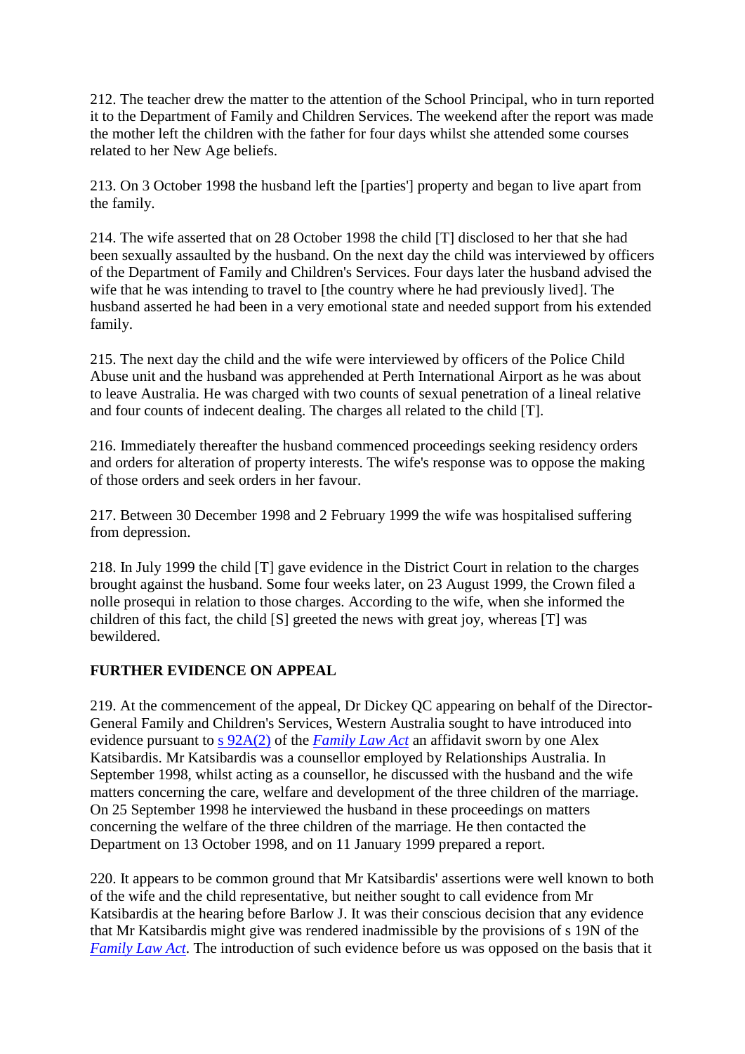212. The teacher drew the matter to the attention of the School Principal, who in turn reported it to the Department of Family and Children Services. The weekend after the report was made the mother left the children with the father for four days whilst she attended some courses related to her New Age beliefs.

213. On 3 October 1998 the husband left the [parties'] property and began to live apart from the family.

214. The wife asserted that on 28 October 1998 the child [T] disclosed to her that she had been sexually assaulted by the husband. On the next day the child was interviewed by officers of the Department of Family and Children's Services. Four days later the husband advised the wife that he was intending to travel to [the country where he had previously lived]. The husband asserted he had been in a very emotional state and needed support from his extended family.

215. The next day the child and the wife were interviewed by officers of the Police Child Abuse unit and the husband was apprehended at Perth International Airport as he was about to leave Australia. He was charged with two counts of sexual penetration of a lineal relative and four counts of indecent dealing. The charges all related to the child [T].

216. Immediately thereafter the husband commenced proceedings seeking residency orders and orders for alteration of property interests. The wife's response was to oppose the making of those orders and seek orders in her favour.

217. Between 30 December 1998 and 2 February 1999 the wife was hospitalised suffering from depression.

218. In July 1999 the child [T] gave evidence in the District Court in relation to the charges brought against the husband. Some four weeks later, on 23 August 1999, the Crown filed a nolle prosequi in relation to those charges. According to the wife, when she informed the children of this fact, the child [S] greeted the news with great joy, whereas [T] was bewildered.

**FURTHER EVIDENCE ON APPEAL**

219. At the commencement of the appeal, Dr Dickey QC appearing on behalf of the Director-General Family and Children's Services, Western Australia sought to have introduced into evidence pursuant to s 92A(2) of the *Family Law Act* an affidavit sworn by one Alex Katsibardis. Mr Katsibardis was a counsellor employed by Relationships Australia. In September 1998, whilst acting as a counsellor, he discussed with the husband and the wife matters concerning the care, welfare and development of the three children of the marriage. On 25 September 1998 he interviewed the husband in these proceedings on matters concerning the welfare of the three children of the marriage. He then contacted the Department on 13 October 1998, and on 11 January 1999 prepared a report.

220. It appears to be common ground that Mr Katsibardis' assertions were well known to both of the wife and the child representative, but neither sought to call evidence from Mr Katsibardis at the hearing before Barlow J. It was their conscious decision that any evidence that Mr Katsibardis might give was rendered inadmissible by the provisions of s 19N of the *Family Law Act*. The introduction of such evidence before us was opposed on the basis that it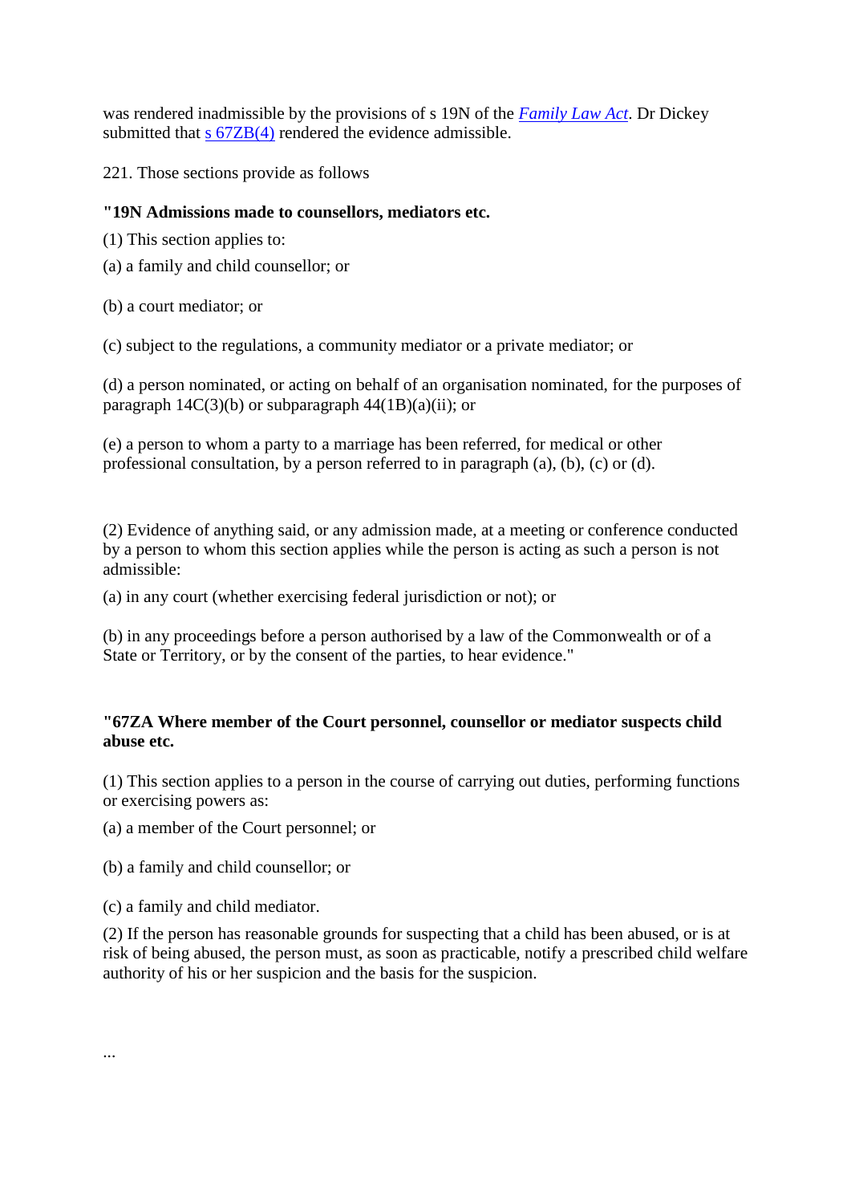was rendered inadmissible by the provisions of s 19N of the *Family Law Act*. Dr Dickey submitted that s 67ZB(4) rendered the evidence admissible.

221. Those sections provide as follows

**"19N Admissions made to counsellors, mediators etc.**

(1) This section applies to:

(a) a family and child counsellor; or

(b) a court mediator; or

(c) subject to the regulations, a community mediator or a private mediator; or

(d) a person nominated, or acting on behalf of an organisation nominated, for the purposes of paragraph 14C(3)(b) or subparagraph 44(1B)(a)(ii); or

(e) a person to whom a party to a marriage has been referred, for medical or other professional consultation, by a person referred to in paragraph (a), (b), (c) or (d).

(2) Evidence of anything said, or any admission made, at a meeting or conference conducted by a person to whom this section applies while the person is acting as such a person is not admissible:

(a) in any court (whether exercising federal jurisdiction or not); or

(b) in any proceedings before a person authorised by a law of the Commonwealth or of a State or Territory, or by the consent of the parties, to hear evidence."

**"67ZA Where member of the Court personnel, counsellor or mediator suspects child abuse etc.**

(1) This section applies to a person in the course of carrying out duties, performing functions or exercising powers as:

(a) a member of the Court personnel; or

(b) a family and child counsellor; or

(c) a family and child mediator.

(2) If the person has reasonable grounds for suspecting that a child has been abused, or is at risk of being abused, the person must, as soon as practicable, notify a prescribed child welfare authority of his or her suspicion and the basis for the suspicion.

...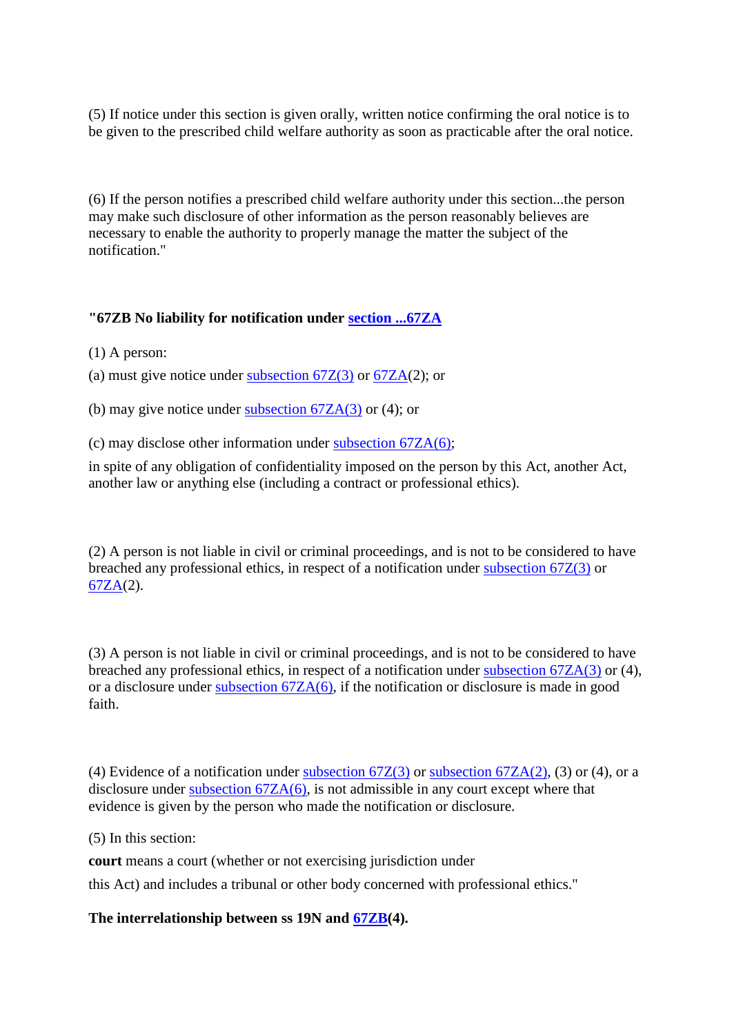(5) If notice under this section is given orally, written notice confirming the oral notice is to be given to the prescribed child welfare authority as soon as practicable after the oral notice.

(6) If the person notifies a prescribed child welfare authority under this section...the person may make such disclosure of other information as the person reasonably believes are necessary to enable the authority to properly manage the matter the subject of the notification."

**"67ZB No liability for notification under section ...67ZA**

(1) A person:

(a) must give notice under subsection 67Z(3) or 67ZA(2); or

(b) may give notice under subsection 67ZA(3) or (4); or

(c) may disclose other information under subsection 67ZA(6);

in spite of any obligation of confidentiality imposed on the person by this Act, another Act, another law or anything else (including a contract or professional ethics).

(2) A person is not liable in civil or criminal proceedings, and is not to be considered to have breached any professional ethics, in respect of a notification under subsection 67Z(3) or 67ZA(2).

(3) A person is not liable in civil or criminal proceedings, and is not to be considered to have breached any professional ethics, in respect of a notification under subsection 67ZA(3) or (4), or a disclosure under subsection 67ZA(6), if the notification or disclosure is made in good faith.

(4) Evidence of a notification under subsection 67Z(3) or subsection 67ZA(2), (3) or (4), or a disclosure under subsection 67ZA(6), is not admissible in any court except where that evidence is given by the person who made the notification or disclosure.

(5) In this section:

**court** means a court (whether or not exercising jurisdiction under

this Act) and includes a tribunal or other body concerned with professional ethics."

**The interrelationship between ss 19N and 67ZB(4).**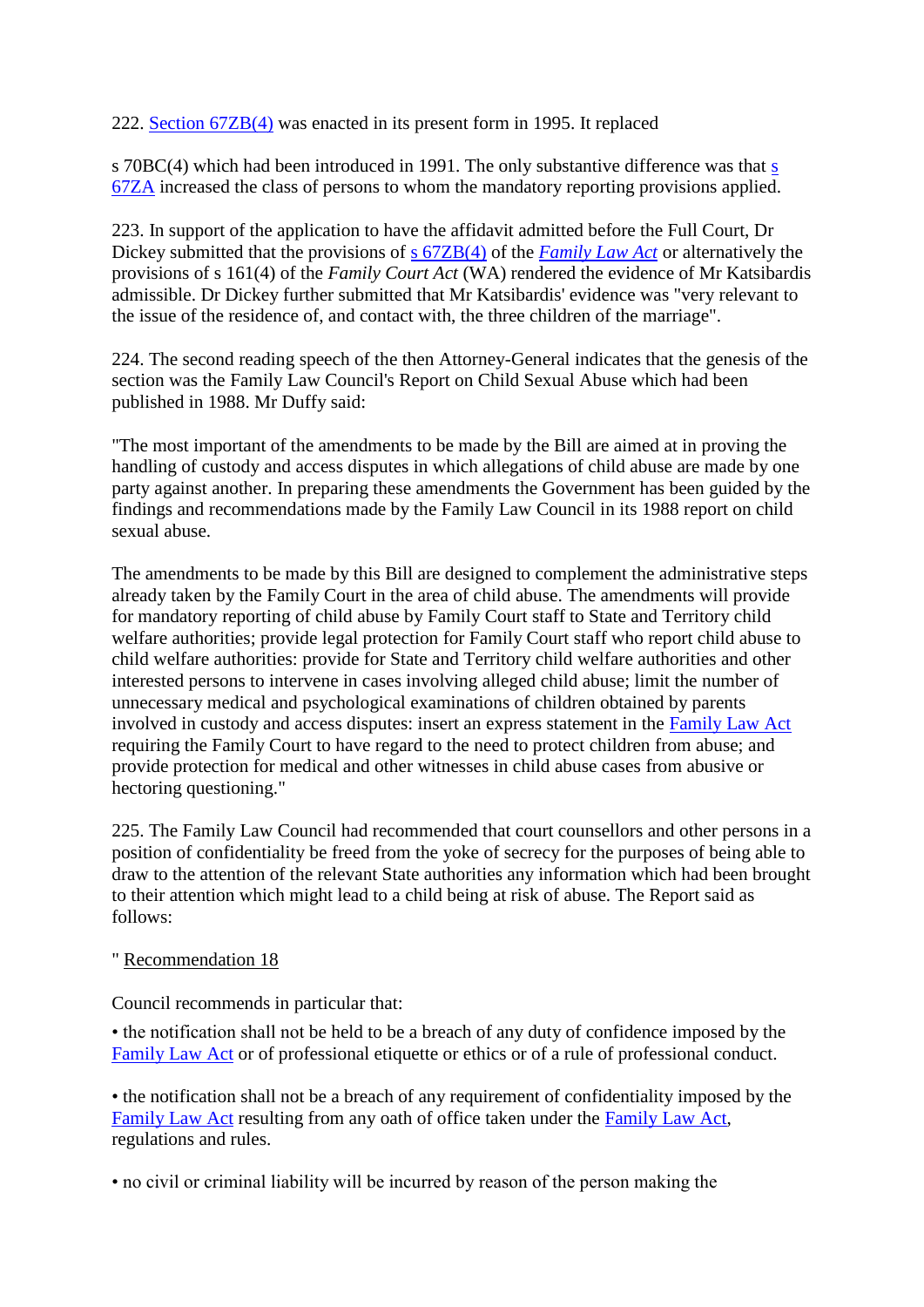222. Section 67ZB(4) was enacted in its present form in 1995. It replaced

s 70BC(4) which had been introduced in 1991. The only substantive difference was that s 67ZA increased the class of persons to whom the mandatory reporting provisions applied.

223. In support of the application to have the affidavit admitted before the Full Court, Dr Dickey submitted that the provisions of s 67ZB(4) of the *Family Law Act* or alternatively the provisions of s 161(4) of the *Family Court Act* (WA) rendered the evidence of Mr Katsibardis admissible. Dr Dickey further submitted that Mr Katsibardis' evidence was "very relevant to the issue of the residence of, and contact with, the three children of the marriage".

224. The second reading speech of the then Attorney-General indicates that the genesis of the section was the Family Law Council's Report on Child Sexual Abuse which had been published in 1988. Mr Duffy said:

"The most important of the amendments to be made by the Bill are aimed at in proving the handling of custody and access disputes in which allegations of child abuse are made by one party against another. In preparing these amendments the Government has been guided by the findings and recommendations made by the Family Law Council in its 1988 report on child sexual abuse.

The amendments to be made by this Bill are designed to complement the administrative steps already taken by the Family Court in the area of child abuse. The amendments will provide for mandatory reporting of child abuse by Family Court staff to State and Territory child welfare authorities; provide legal protection for Family Court staff who report child abuse to child welfare authorities: provide for State and Territory child welfare authorities and other interested persons to intervene in cases involving alleged child abuse; limit the number of unnecessary medical and psychological examinations of children obtained by parents involved in custody and access disputes: insert an express statement in the Family Law Act requiring the Family Court to have regard to the need to protect children from abuse; and provide protection for medical and other witnesses in child abuse cases from abusive or hectoring questioning."

225. The Family Law Council had recommended that court counsellors and other persons in a position of confidentiality be freed from the yoke of secrecy for the purposes of being able to draw to the attention of the relevant State authorities any information which had been brought to their attention which might lead to a child being at risk of abuse. The Report said as follows:

" Recommendation 18

Council recommends in particular that:

- the notification shall not be held to be a breach of any duty of confidence imposed by the Family Law Act or of professional etiquette or ethics or of a rule of professional conduct.

- the notification shall not be a breach of any requirement of confidentiality imposed by the Family Law Act resulting from any oath of office taken under the Family Law Act, regulations and rules.

- no civil or criminal liability will be incurred by reason of the person making the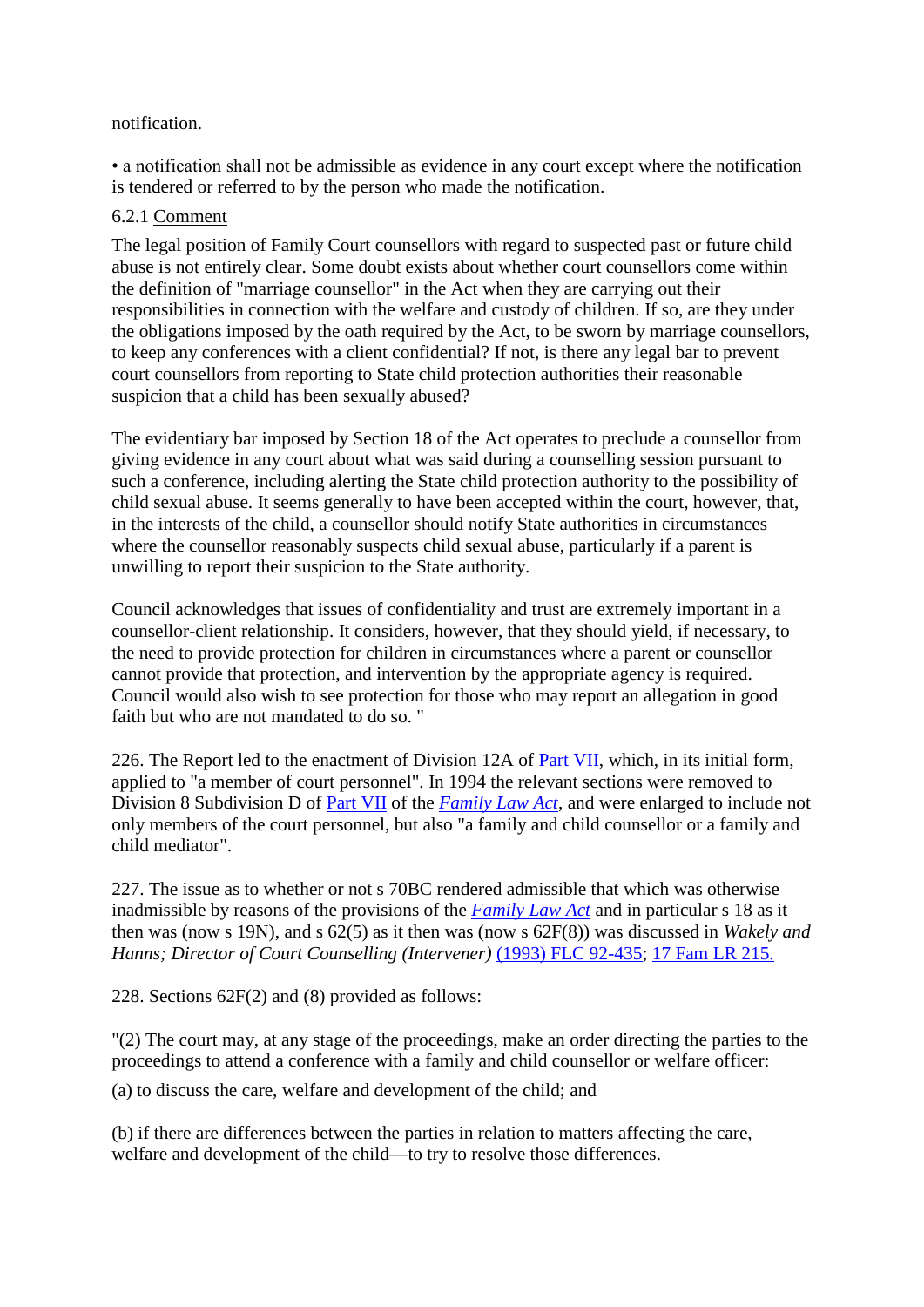notification.

• a notification shall not be admissible as evidence in any court except where the notification is tendered or referred to by the person who made the notification.

6.2.1 Comment

The legal position of Family Court counsellors with regard to suspected past or future child abuse is not entirely clear. Some doubt exists about whether court counsellors come within the definition of "marriage counsellor" in the Act when they are carrying out their responsibilities in connection with the welfare and custody of children. If so, are they under the obligations imposed by the oath required by the Act, to be sworn by marriage counsellors, to keep any conferences with a client confidential? If not, is there any legal bar to prevent court counsellors from reporting to State child protection authorities their reasonable suspicion that a child has been sexually abused?

The evidentiary bar imposed by Section 18 of the Act operates to preclude a counsellor from giving evidence in any court about what was said during a counselling session pursuant to such a conference, including alerting the State child protection authority to the possibility of child sexual abuse. It seems generally to have been accepted within the court, however, that, in the interests of the child, a counsellor should notify State authorities in circumstances where the counsellor reasonably suspects child sexual abuse, particularly if a parent is unwilling to report their suspicion to the State authority.

Council acknowledges that issues of confidentiality and trust are extremely important in a counsellor-client relationship. It considers, however, that they should yield, if necessary, to the need to provide protection for children in circumstances where a parent or counsellor cannot provide that protection, and intervention by the appropriate agency is required. Council would also wish to see protection for those who may report an allegation in good faith but who are not mandated to do so. "

226. The Report led to the enactment of Division 12A of Part VII, which, in its initial form, applied to "a member of court personnel". In 1994 the relevant sections were removed to Division 8 Subdivision D of Part VII of the *Family Law Act*, and were enlarged to include not only members of the court personnel, but also "a family and child counsellor or a family and child mediator".

227. The issue as to whether or not s 70BC rendered admissible that which was otherwise inadmissible by reasons of the provisions of the *Family Law Act* and in particular s 18 as it then was (now s 19N), and s 62(5) as it then was (now s 62F(8)) was discussed in *Wakely and Hanns; Director of Court Counselling (Intervener)* (1993) FLC 92-435; 17 Fam LR 215.

228. Sections 62F(2) and (8) provided as follows:

"(2) The court may, at any stage of the proceedings, make an order directing the parties to the proceedings to attend a conference with a family and child counsellor or welfare officer:

(a) to discuss the care, welfare and development of the child; and

(b) if there are differences between the parties in relation to matters affecting the care, welfare and development of the child—to try to resolve those differences.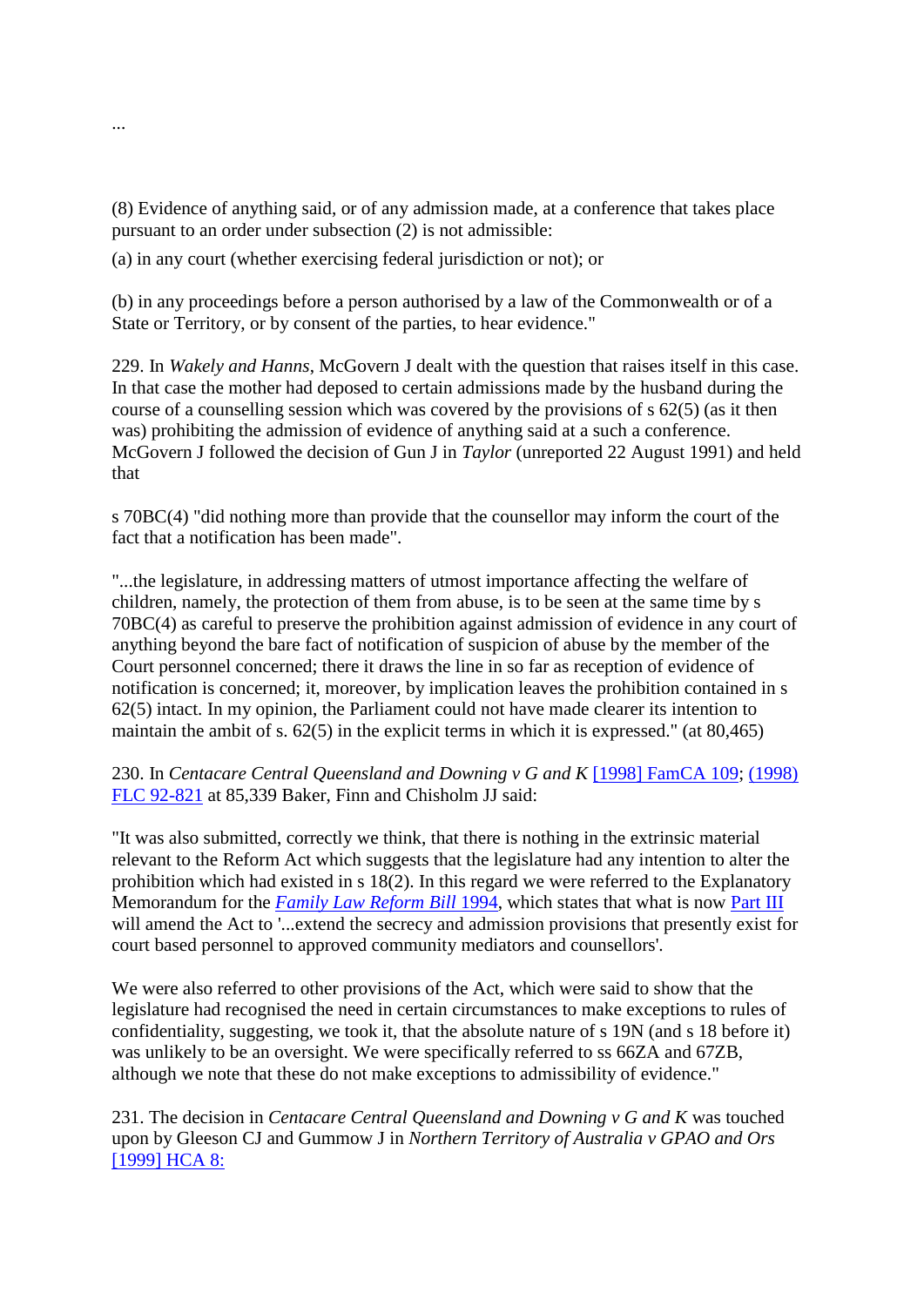...

(8) Evidence of anything said, or of any admission made, at a conference that takes place pursuant to an order under subsection (2) is not admissible:

(a) in any court (whether exercising federal jurisdiction or not); or

(b) in any proceedings before a person authorised by a law of the Commonwealth or of a State or Territory, or by consent of the parties, to hear evidence."

229. In *Wakely and Hanns*, McGovern J dealt with the question that raises itself in this case. In that case the mother had deposed to certain admissions made by the husband during the course of a counselling session which was covered by the provisions of s 62(5) (as it then was) prohibiting the admission of evidence of anything said at a such a conference. McGovern J followed the decision of Gun J in *Taylor* (unreported 22 August 1991) and held that

s 70BC(4) "did nothing more than provide that the counsellor may inform the court of the fact that a notification has been made".

"...the legislature, in addressing matters of utmost importance affecting the welfare of children, namely, the protection of them from abuse, is to be seen at the same time by s 70BC(4) as careful to preserve the prohibition against admission of evidence in any court of anything beyond the bare fact of notification of suspicion of abuse by the member of the Court personnel concerned; there it draws the line in so far as reception of evidence of notification is concerned; it, moreover, by implication leaves the prohibition contained in s 62(5) intact. In my opinion, the Parliament could not have made clearer its intention to maintain the ambit of s. 62(5) in the explicit terms in which it is expressed." (at 80,465)

230. In *Centacare Central Queensland and Downing v G and K* [1998] FamCA 109; (1998) FLC 92-821 at 85,339 Baker, Finn and Chisholm JJ said:

"It was also submitted, correctly we think, that there is nothing in the extrinsic material relevant to the Reform Act which suggests that the legislature had any intention to alter the prohibition which had existed in s 18(2). In this regard we were referred to the Explanatory Memorandum for the *Family Law Reform Bill* 1994, which states that what is now Part III will amend the Act to '...extend the secrecy and admission provisions that presently exist for court based personnel to approved community mediators and counsellors'.

We were also referred to other provisions of the Act, which were said to show that the legislature had recognised the need in certain circumstances to make exceptions to rules of confidentiality, suggesting, we took it, that the absolute nature of s 19N (and s 18 before it) was unlikely to be an oversight. We were specifically referred to ss 66ZA and 67ZB, although we note that these do not make exceptions to admissibility of evidence."

231. The decision in *Centacare Central Queensland and Downing v G and K* was touched upon by Gleeson CJ and Gummow J in *Northern Territory of Australia v GPAO and Ors* [1999] HCA 8: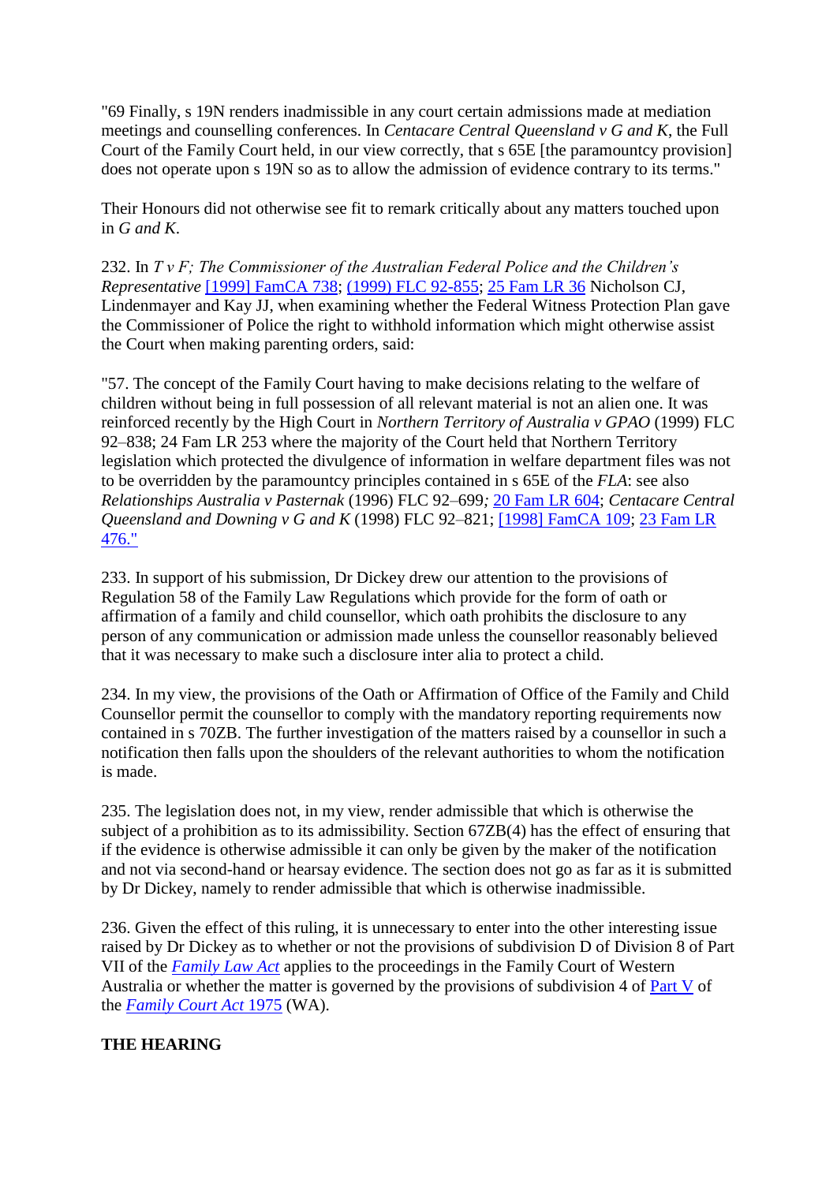"69 Finally, s 19N renders inadmissible in any court certain admissions made at mediation meetings and counselling conferences. In *Centacare Central Queensland v G and K*, the Full Court of the Family Court held, in our view correctly, that s 65E [the paramountcy provision] does not operate upon s 19N so as to allow the admission of evidence contrary to its terms."

Their Honours did not otherwise see fit to remark critically about any matters touched upon in *G and K*.

232. In *T v F; The Commissioner of the Australian Federal Police and the Children's Representative* [1999] FamCA 738; (1999) FLC 92-855; 25 Fam LR 36 Nicholson CJ, Lindenmayer and Kay JJ, when examining whether the Federal Witness Protection Plan gave the Commissioner of Police the right to withhold information which might otherwise assist the Court when making parenting orders, said:

"57. The concept of the Family Court having to make decisions relating to the welfare of children without being in full possession of all relevant material is not an alien one. It was reinforced recently by the High Court in *Northern Territory of Australia v GPAO* (1999) FLC 92–838; 24 Fam LR 253 where the majority of the Court held that Northern Territory legislation which protected the divulgence of information in welfare department files was not to be overridden by the paramountcy principles contained in s 65E of the *FLA*: see also *Relationships Australia v Pasternak* (1996) FLC 92–699*;* 20 Fam LR 604; *Centacare Central Queensland and Downing v G and K* (1998) FLC 92–821; [1998] FamCA 109; 23 Fam LR 476."

233. In support of his submission, Dr Dickey drew our attention to the provisions of Regulation 58 of the Family Law Regulations which provide for the form of oath or affirmation of a family and child counsellor, which oath prohibits the disclosure to any person of any communication or admission made unless the counsellor reasonably believed that it was necessary to make such a disclosure inter alia to protect a child.

234. In my view, the provisions of the Oath or Affirmation of Office of the Family and Child Counsellor permit the counsellor to comply with the mandatory reporting requirements now contained in s 70ZB. The further investigation of the matters raised by a counsellor in such a notification then falls upon the shoulders of the relevant authorities to whom the notification is made.

235. The legislation does not, in my view, render admissible that which is otherwise the subject of a prohibition as to its admissibility. Section 67ZB(4) has the effect of ensuring that if the evidence is otherwise admissible it can only be given by the maker of the notification and not via second-hand or hearsay evidence. The section does not go as far as it is submitted by Dr Dickey, namely to render admissible that which is otherwise inadmissible.

236. Given the effect of this ruling, it is unnecessary to enter into the other interesting issue raised by Dr Dickey as to whether or not the provisions of subdivision D of Division 8 of Part VII of the *Family Law Act* applies to the proceedings in the Family Court of Western Australia or whether the matter is governed by the provisions of subdivision 4 of Part V of the *Family Court Act* 1975 (WA).

**THE HEARING**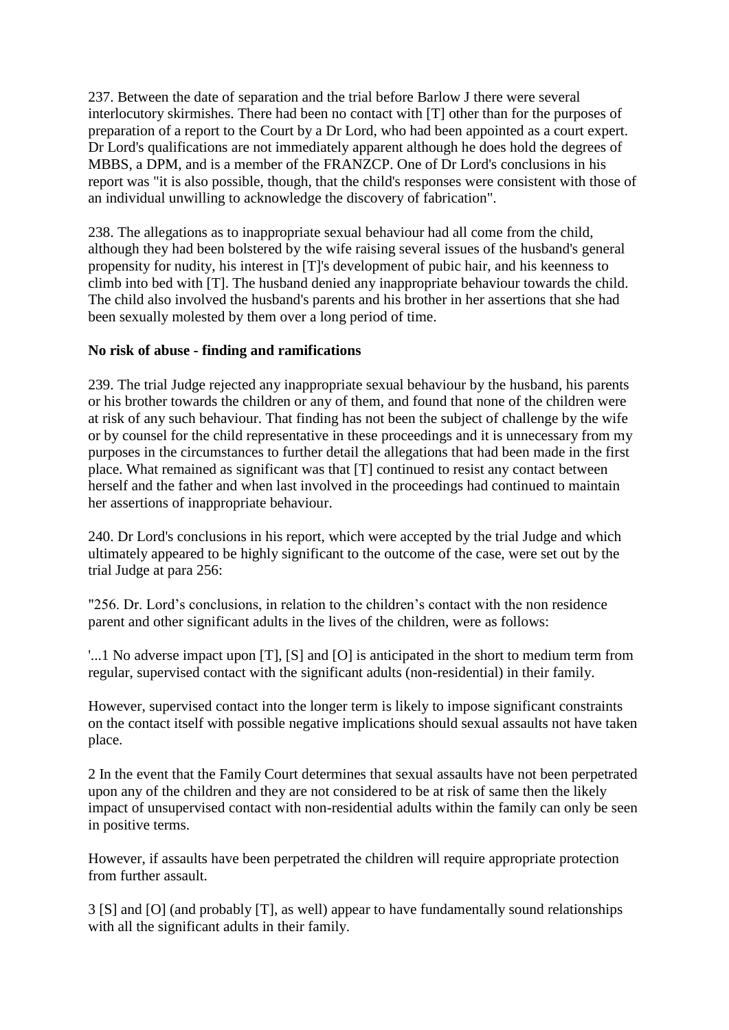237. Between the date of separation and the trial before Barlow J there were several interlocutory skirmishes. There had been no contact with [T] other than for the purposes of preparation of a report to the Court by a Dr Lord, who had been appointed as a court expert. Dr Lord's qualifications are not immediately apparent although he does hold the degrees of MBBS, a DPM, and is a member of the FRANZCP. One of Dr Lord's conclusions in his report was "it is also possible, though, that the child's responses were consistent with those of an individual unwilling to acknowledge the discovery of fabrication".

238. The allegations as to inappropriate sexual behaviour had all come from the child, although they had been bolstered by the wife raising several issues of the husband's general propensity for nudity, his interest in [T]'s development of pubic hair, and his keenness to climb into bed with [T]. The husband denied any inappropriate behaviour towards the child. The child also involved the husband's parents and his brother in her assertions that she had been sexually molested by them over a long period of time.

**No risk of abuse - finding and ramifications**

239. The trial Judge rejected any inappropriate sexual behaviour by the husband, his parents or his brother towards the children or any of them, and found that none of the children were at risk of any such behaviour. That finding has not been the subject of challenge by the wife or by counsel for the child representative in these proceedings and it is unnecessary from my purposes in the circumstances to further detail the allegations that had been made in the first place. What remained as significant was that [T] continued to resist any contact between herself and the father and when last involved in the proceedings had continued to maintain her assertions of inappropriate behaviour.

240. Dr Lord's conclusions in his report, which were accepted by the trial Judge and which ultimately appeared to be highly significant to the outcome of the case, were set out by the trial Judge at para 256:

"256. Dr. Lord's conclusions, in relation to the children's contact with the non residence parent and other significant adults in the lives of the children, were as follows:

'...1 No adverse impact upon [T], [S] and [O] is anticipated in the short to medium term from regular, supervised contact with the significant adults (non-residential) in their family.

However, supervised contact into the longer term is likely to impose significant constraints on the contact itself with possible negative implications should sexual assaults not have taken place.

2 In the event that the Family Court determines that sexual assaults have not been perpetrated upon any of the children and they are not considered to be at risk of same then the likely impact of unsupervised contact with non-residential adults within the family can only be seen in positive terms.

However, if assaults have been perpetrated the children will require appropriate protection from further assault.

3 [S] and [O] (and probably [T], as well) appear to have fundamentally sound relationships with all the significant adults in their family.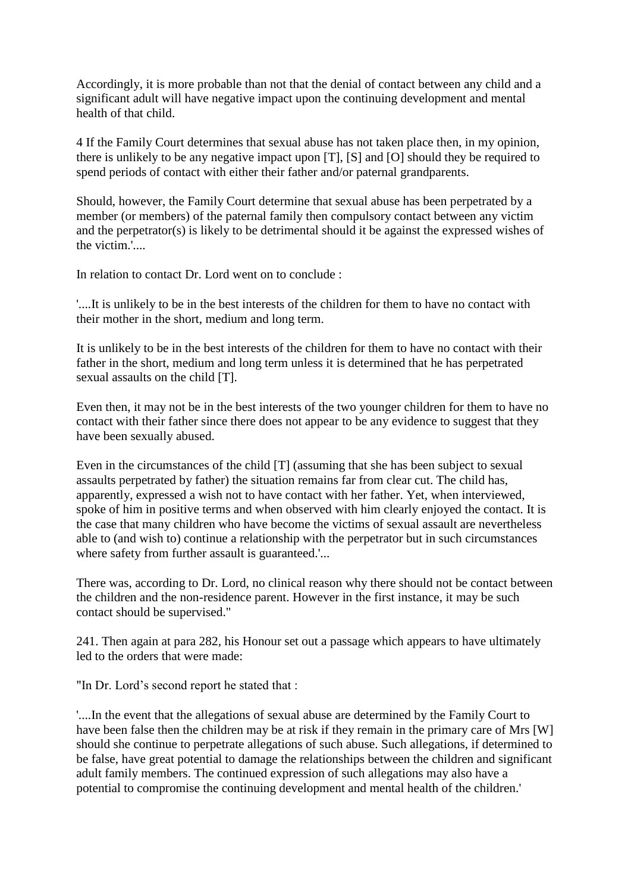Accordingly, it is more probable than not that the denial of contact between any child and a significant adult will have negative impact upon the continuing development and mental health of that child.

4 If the Family Court determines that sexual abuse has not taken place then, in my opinion, there is unlikely to be any negative impact upon [T], [S] and [O] should they be required to spend periods of contact with either their father and/or paternal grandparents.

Should, however, the Family Court determine that sexual abuse has been perpetrated by a member (or members) of the paternal family then compulsory contact between any victim and the perpetrator(s) is likely to be detrimental should it be against the expressed wishes of the victim.'....

In relation to contact Dr. Lord went on to conclude :

'....It is unlikely to be in the best interests of the children for them to have no contact with their mother in the short, medium and long term.

It is unlikely to be in the best interests of the children for them to have no contact with their father in the short, medium and long term unless it is determined that he has perpetrated sexual assaults on the child [T].

Even then, it may not be in the best interests of the two younger children for them to have no contact with their father since there does not appear to be any evidence to suggest that they have been sexually abused.

Even in the circumstances of the child [T] (assuming that she has been subject to sexual assaults perpetrated by father) the situation remains far from clear cut. The child has, apparently, expressed a wish not to have contact with her father. Yet, when interviewed, spoke of him in positive terms and when observed with him clearly enjoyed the contact. It is the case that many children who have become the victims of sexual assault are nevertheless able to (and wish to) continue a relationship with the perpetrator but in such circumstances where safety from further assault is guaranteed.'...

There was, according to Dr. Lord, no clinical reason why there should not be contact between the children and the non-residence parent. However in the first instance, it may be such contact should be supervised."

241. Then again at para 282, his Honour set out a passage which appears to have ultimately led to the orders that were made:

"In Dr. Lord's second report he stated that :

'....In the event that the allegations of sexual abuse are determined by the Family Court to have been false then the children may be at risk if they remain in the primary care of Mrs [W] should she continue to perpetrate allegations of such abuse. Such allegations, if determined to be false, have great potential to damage the relationships between the children and significant adult family members. The continued expression of such allegations may also have a potential to compromise the continuing development and mental health of the children.'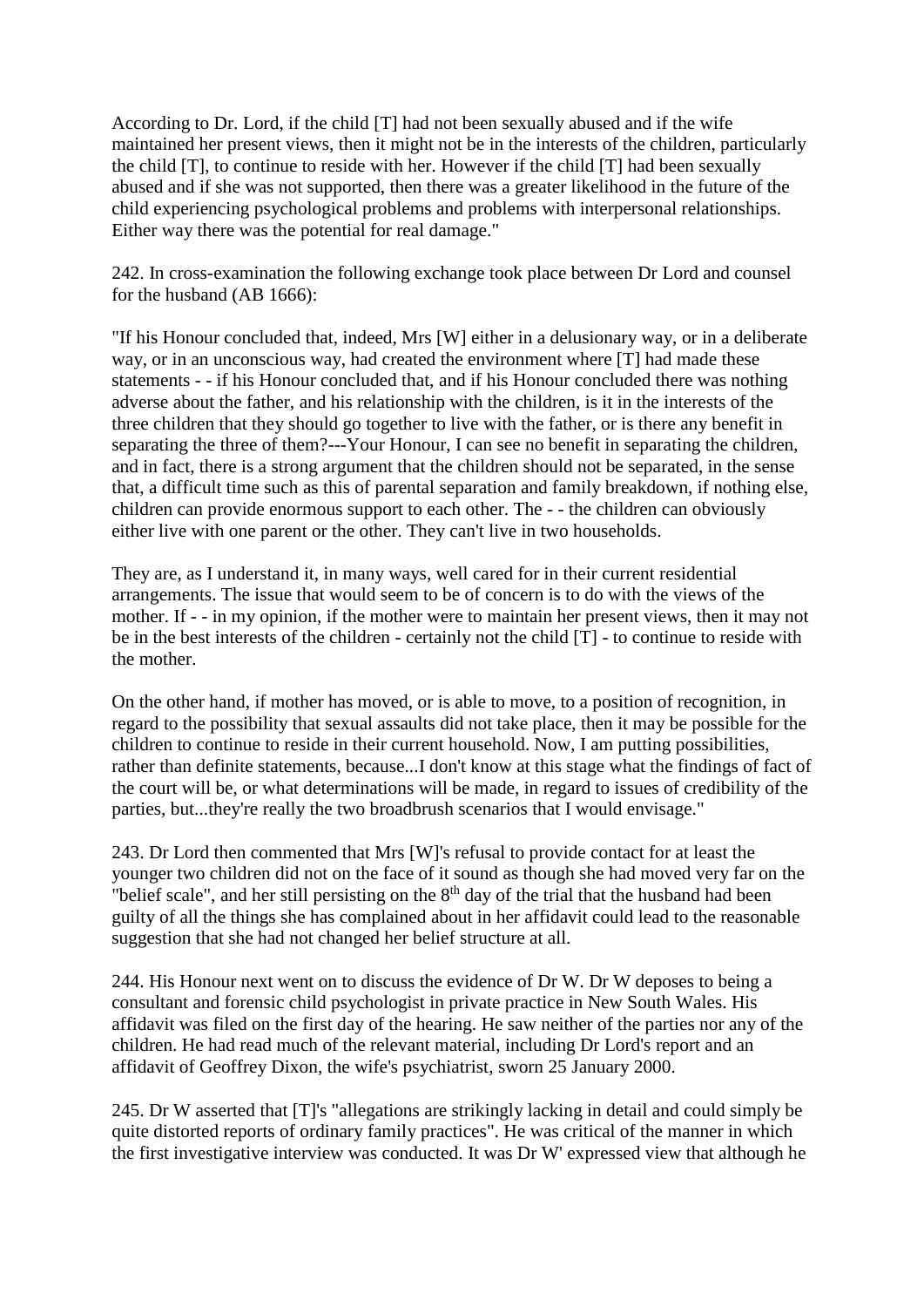According to Dr. Lord, if the child [T] had not been sexually abused and if the wife maintained her present views, then it might not be in the interests of the children, particularly the child [T], to continue to reside with her. However if the child [T] had been sexually abused and if she was not supported, then there was a greater likelihood in the future of the child experiencing psychological problems and problems with interpersonal relationships. Either way there was the potential for real damage."

242. In cross-examination the following exchange took place between Dr Lord and counsel for the husband (AB 1666):

"If his Honour concluded that, indeed, Mrs [W] either in a delusionary way, or in a deliberate way, or in an unconscious way, had created the environment where [T] had made these statements - - if his Honour concluded that, and if his Honour concluded there was nothing adverse about the father, and his relationship with the children, is it in the interests of the three children that they should go together to live with the father, or is there any benefit in separating the three of them?---Your Honour, I can see no benefit in separating the children, and in fact, there is a strong argument that the children should not be separated, in the sense that, a difficult time such as this of parental separation and family breakdown, if nothing else, children can provide enormous support to each other. The - - the children can obviously either live with one parent or the other. They can't live in two households.

They are, as I understand it, in many ways, well cared for in their current residential arrangements. The issue that would seem to be of concern is to do with the views of the mother. If - - in my opinion, if the mother were to maintain her present views, then it may not be in the best interests of the children - certainly not the child [T] - to continue to reside with the mother.

On the other hand, if mother has moved, or is able to move, to a position of recognition, in regard to the possibility that sexual assaults did not take place, then it may be possible for the children to continue to reside in their current household. Now, I am putting possibilities, rather than definite statements, because...I don't know at this stage what the findings of fact of the court will be, or what determinations will be made, in regard to issues of credibility of the parties, but...they're really the two broadbrush scenarios that I would envisage."

243. Dr Lord then commented that Mrs [W]'s refusal to provide contact for at least the younger two children did not on the face of it sound as though she had moved very far on the "belief scale", and her still persisting on the 8th day of the trial that the husband had been guilty of all the things she has complained about in her affidavit could lead to the reasonable suggestion that she had not changed her belief structure at all.

244. His Honour next went on to discuss the evidence of Dr W. Dr W deposes to being a consultant and forensic child psychologist in private practice in New South Wales. His affidavit was filed on the first day of the hearing. He saw neither of the parties nor any of the children. He had read much of the relevant material, including Dr Lord's report and an affidavit of Geoffrey Dixon, the wife's psychiatrist, sworn 25 January 2000.

245. Dr W asserted that [T]'s "allegations are strikingly lacking in detail and could simply be quite distorted reports of ordinary family practices". He was critical of the manner in which the first investigative interview was conducted. It was Dr W' expressed view that although he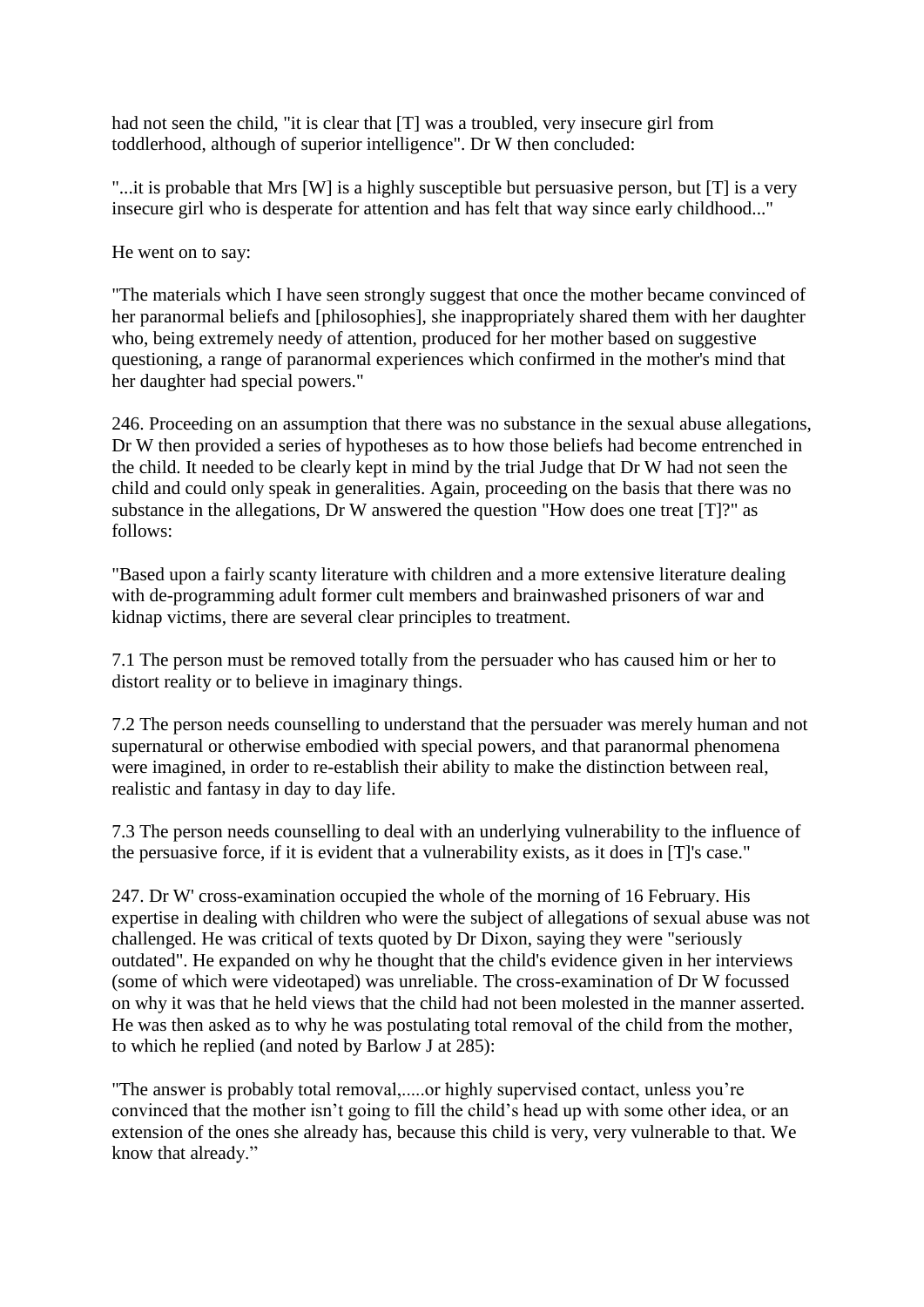had not seen the child, "it is clear that [T] was a troubled, very insecure girl from toddlerhood, although of superior intelligence". Dr W then concluded:

"...it is probable that Mrs [W] is a highly susceptible but persuasive person, but [T] is a very insecure girl who is desperate for attention and has felt that way since early childhood..."

He went on to say:

"The materials which I have seen strongly suggest that once the mother became convinced of her paranormal beliefs and [philosophies], she inappropriately shared them with her daughter who, being extremely needy of attention, produced for her mother based on suggestive questioning, a range of paranormal experiences which confirmed in the mother's mind that her daughter had special powers."

246. Proceeding on an assumption that there was no substance in the sexual abuse allegations, Dr W then provided a series of hypotheses as to how those beliefs had become entrenched in the child. It needed to be clearly kept in mind by the trial Judge that Dr W had not seen the child and could only speak in generalities. Again, proceeding on the basis that there was no substance in the allegations, Dr W answered the question "How does one treat [T]?" as follows:

"Based upon a fairly scanty literature with children and a more extensive literature dealing with de-programming adult former cult members and brainwashed prisoners of war and kidnap victims, there are several clear principles to treatment.

7.1 The person must be removed totally from the persuader who has caused him or her to distort reality or to believe in imaginary things.

7.2 The person needs counselling to understand that the persuader was merely human and not supernatural or otherwise embodied with special powers, and that paranormal phenomena were imagined, in order to re-establish their ability to make the distinction between real, realistic and fantasy in day to day life.

7.3 The person needs counselling to deal with an underlying vulnerability to the influence of the persuasive force, if it is evident that a vulnerability exists, as it does in [T]'s case."

247. Dr W' cross-examination occupied the whole of the morning of 16 February. His expertise in dealing with children who were the subject of allegations of sexual abuse was not challenged. He was critical of texts quoted by Dr Dixon, saying they were "seriously outdated". He expanded on why he thought that the child's evidence given in her interviews (some of which were videotaped) was unreliable. The cross-examination of Dr W focussed on why it was that he held views that the child had not been molested in the manner asserted. He was then asked as to why he was postulating total removal of the child from the mother, to which he replied (and noted by Barlow J at 285):

"The answer is probably total removal,.....or highly supervised contact, unless you're convinced that the mother isn't going to fill the child's head up with some other idea, or an extension of the ones she already has, because this child is very, very vulnerable to that. We know that already."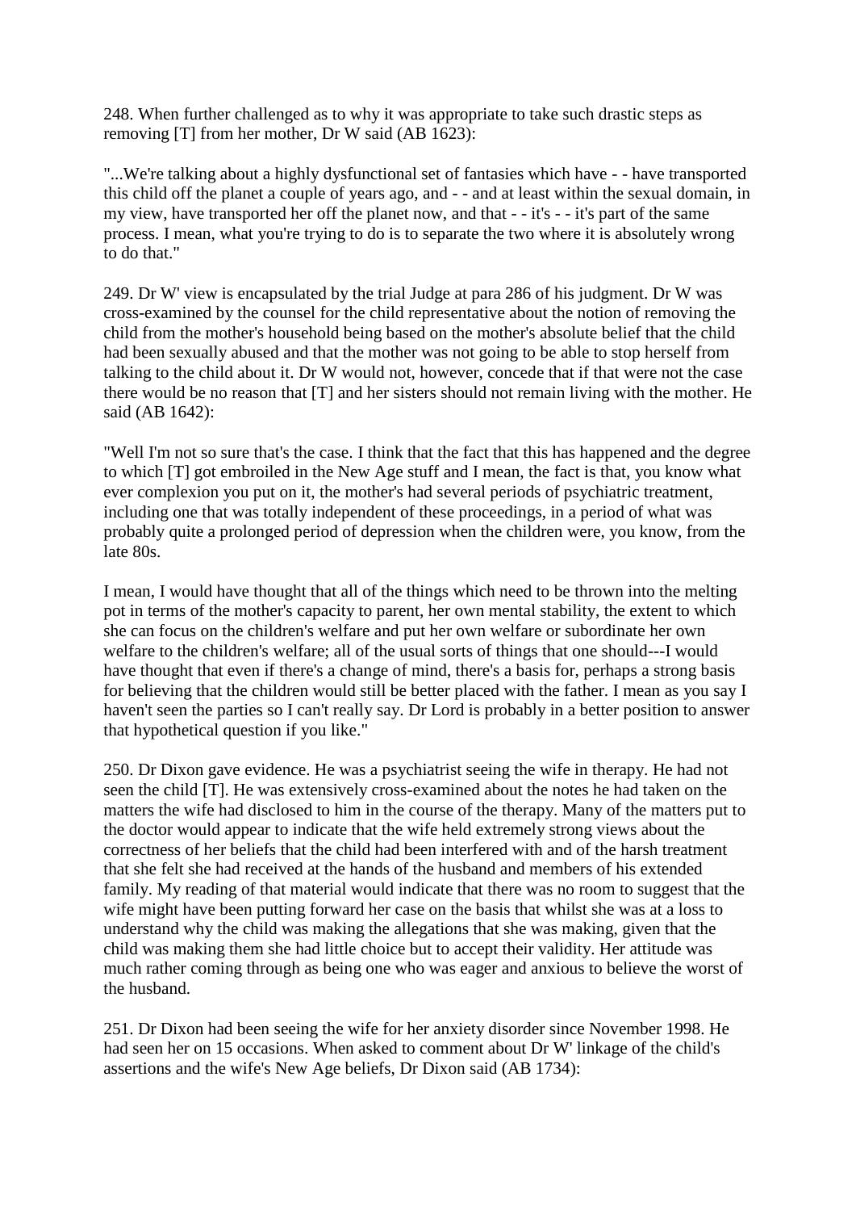248. When further challenged as to why it was appropriate to take such drastic steps as removing [T] from her mother, Dr W said (AB 1623):

"...We're talking about a highly dysfunctional set of fantasies which have - - have transported this child off the planet a couple of years ago, and - - and at least within the sexual domain, in my view, have transported her off the planet now, and that - - it's - - it's part of the same process. I mean, what you're trying to do is to separate the two where it is absolutely wrong to do that."

249. Dr W' view is encapsulated by the trial Judge at para 286 of his judgment. Dr W was cross-examined by the counsel for the child representative about the notion of removing the child from the mother's household being based on the mother's absolute belief that the child had been sexually abused and that the mother was not going to be able to stop herself from talking to the child about it. Dr W would not, however, concede that if that were not the case there would be no reason that [T] and her sisters should not remain living with the mother. He said (AB 1642):

"Well I'm not so sure that's the case. I think that the fact that this has happened and the degree to which [T] got embroiled in the New Age stuff and I mean, the fact is that, you know what ever complexion you put on it, the mother's had several periods of psychiatric treatment, including one that was totally independent of these proceedings, in a period of what was probably quite a prolonged period of depression when the children were, you know, from the late 80s.

I mean, I would have thought that all of the things which need to be thrown into the melting pot in terms of the mother's capacity to parent, her own mental stability, the extent to which she can focus on the children's welfare and put her own welfare or subordinate her own welfare to the children's welfare; all of the usual sorts of things that one should---I would have thought that even if there's a change of mind, there's a basis for, perhaps a strong basis for believing that the children would still be better placed with the father. I mean as you say I haven't seen the parties so I can't really say. Dr Lord is probably in a better position to answer that hypothetical question if you like."

250. Dr Dixon gave evidence. He was a psychiatrist seeing the wife in therapy. He had not seen the child [T]. He was extensively cross-examined about the notes he had taken on the matters the wife had disclosed to him in the course of the therapy. Many of the matters put to the doctor would appear to indicate that the wife held extremely strong views about the correctness of her beliefs that the child had been interfered with and of the harsh treatment that she felt she had received at the hands of the husband and members of his extended family. My reading of that material would indicate that there was no room to suggest that the wife might have been putting forward her case on the basis that whilst she was at a loss to understand why the child was making the allegations that she was making, given that the child was making them she had little choice but to accept their validity. Her attitude was much rather coming through as being one who was eager and anxious to believe the worst of the husband.

251. Dr Dixon had been seeing the wife for her anxiety disorder since November 1998. He had seen her on 15 occasions. When asked to comment about Dr W' linkage of the child's assertions and the wife's New Age beliefs, Dr Dixon said (AB 1734):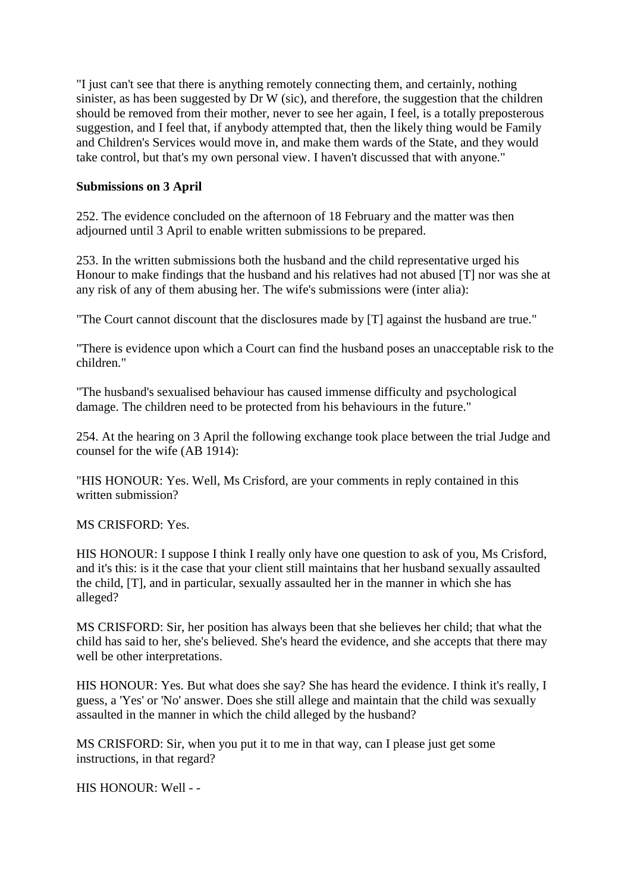"I just can't see that there is anything remotely connecting them, and certainly, nothing sinister, as has been suggested by Dr W (sic), and therefore, the suggestion that the children should be removed from their mother, never to see her again, I feel, is a totally preposterous suggestion, and I feel that, if anybody attempted that, then the likely thing would be Family and Children's Services would move in, and make them wards of the State, and they would take control, but that's my own personal view. I haven't discussed that with anyone."

**Submissions on 3 April**

252. The evidence concluded on the afternoon of 18 February and the matter was then adjourned until 3 April to enable written submissions to be prepared.

253. In the written submissions both the husband and the child representative urged his Honour to make findings that the husband and his relatives had not abused [T] nor was she at any risk of any of them abusing her. The wife's submissions were (inter alia):

"The Court cannot discount that the disclosures made by [T] against the husband are true."

"There is evidence upon which a Court can find the husband poses an unacceptable risk to the children."

"The husband's sexualised behaviour has caused immense difficulty and psychological damage. The children need to be protected from his behaviours in the future."

254. At the hearing on 3 April the following exchange took place between the trial Judge and counsel for the wife (AB 1914):

"HIS HONOUR: Yes. Well, Ms Crisford, are your comments in reply contained in this written submission?

MS CRISFORD: Yes.

HIS HONOUR: I suppose I think I really only have one question to ask of you, Ms Crisford, and it's this: is it the case that your client still maintains that her husband sexually assaulted the child, [T], and in particular, sexually assaulted her in the manner in which she has alleged?

MS CRISFORD: Sir, her position has always been that she believes her child; that what the child has said to her, she's believed. She's heard the evidence, and she accepts that there may well be other interpretations.

HIS HONOUR: Yes. But what does she say? She has heard the evidence. I think it's really, I guess, a 'Yes' or 'No' answer. Does she still allege and maintain that the child was sexually assaulted in the manner in which the child alleged by the husband?

MS CRISFORD: Sir, when you put it to me in that way, can I please just get some instructions, in that regard?

HIS HONOUR: Well - -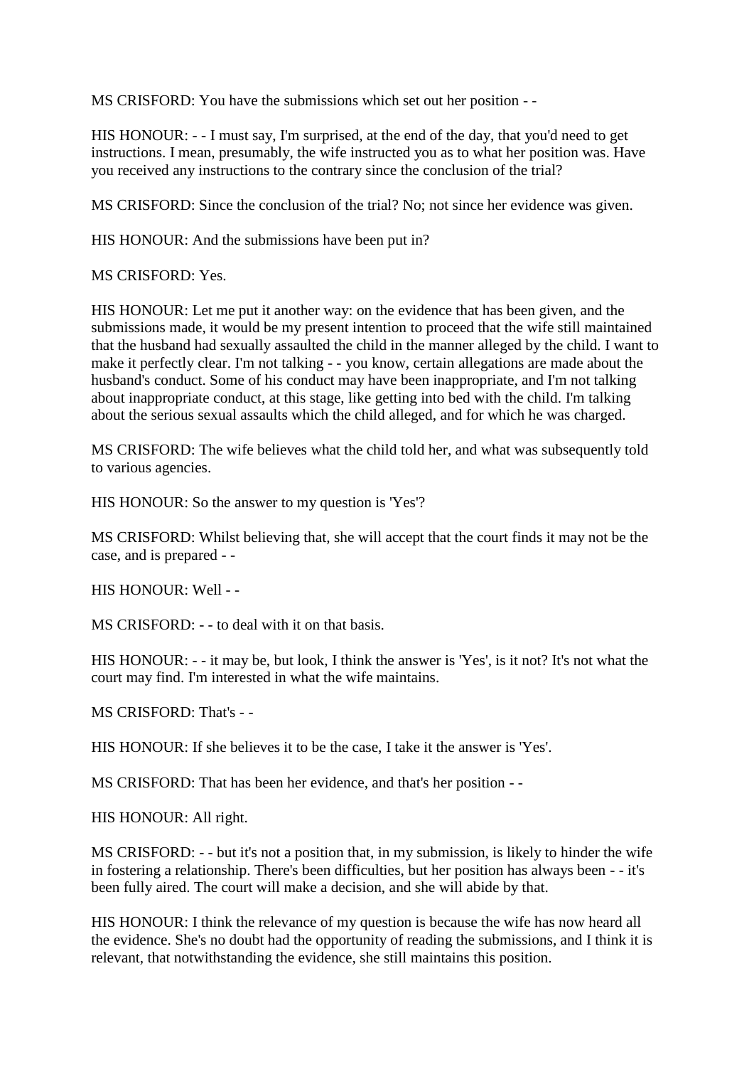MS CRISFORD: You have the submissions which set out her position - -

HIS HONOUR: - - I must say, I'm surprised, at the end of the day, that you'd need to get instructions. I mean, presumably, the wife instructed you as to what her position was. Have you received any instructions to the contrary since the conclusion of the trial?

MS CRISFORD: Since the conclusion of the trial? No; not since her evidence was given.

HIS HONOUR: And the submissions have been put in?

MS CRISFORD: Yes.

HIS HONOUR: Let me put it another way: on the evidence that has been given, and the submissions made, it would be my present intention to proceed that the wife still maintained that the husband had sexually assaulted the child in the manner alleged by the child. I want to make it perfectly clear. I'm not talking - - you know, certain allegations are made about the husband's conduct. Some of his conduct may have been inappropriate, and I'm not talking about inappropriate conduct, at this stage, like getting into bed with the child. I'm talking about the serious sexual assaults which the child alleged, and for which he was charged.

MS CRISFORD: The wife believes what the child told her, and what was subsequently told to various agencies.

HIS HONOUR: So the answer to my question is 'Yes'?

MS CRISFORD: Whilst believing that, she will accept that the court finds it may not be the case, and is prepared - -

HIS HONOUR: Well - -

MS CRISFORD: - - to deal with it on that basis.

HIS HONOUR: - - it may be, but look, I think the answer is 'Yes', is it not? It's not what the court may find. I'm interested in what the wife maintains.

MS CRISFORD: That's - -

HIS HONOUR: If she believes it to be the case, I take it the answer is 'Yes'.

MS CRISFORD: That has been her evidence, and that's her position - -

HIS HONOUR: All right.

MS CRISFORD: - - but it's not a position that, in my submission, is likely to hinder the wife in fostering a relationship. There's been difficulties, but her position has always been - - it's been fully aired. The court will make a decision, and she will abide by that.

HIS HONOUR: I think the relevance of my question is because the wife has now heard all the evidence. She's no doubt had the opportunity of reading the submissions, and I think it is relevant, that notwithstanding the evidence, she still maintains this position.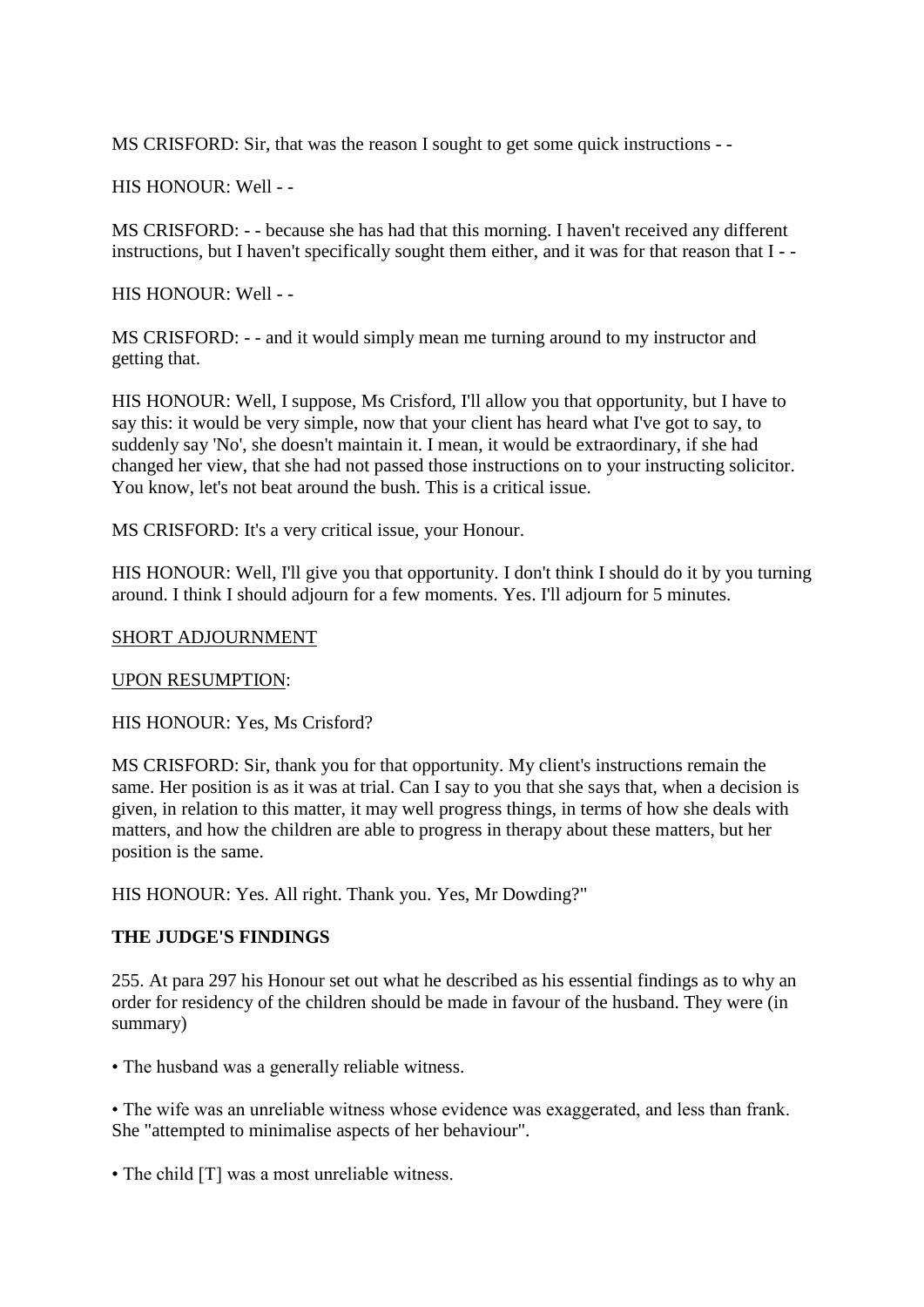MS CRISFORD: Sir, that was the reason I sought to get some quick instructions - -

HIS HONOUR: Well - -

MS CRISFORD: - - because she has had that this morning. I haven't received any different instructions, but I haven't specifically sought them either, and it was for that reason that I - -

HIS HONOUR: Well - -

MS CRISFORD: - - and it would simply mean me turning around to my instructor and getting that.

HIS HONOUR: Well, I suppose, Ms Crisford, I'll allow you that opportunity, but I have to say this: it would be very simple, now that your client has heard what I've got to say, to suddenly say 'No', she doesn't maintain it. I mean, it would be extraordinary, if she had changed her view, that she had not passed those instructions on to your instructing solicitor. You know, let's not beat around the bush. This is a critical issue.

MS CRISFORD: It's a very critical issue, your Honour.

HIS HONOUR: Well, I'll give you that opportunity. I don't think I should do it by you turning around. I think I should adjourn for a few moments. Yes. I'll adjourn for 5 minutes.

<u>SHORT ADJOURNMENT</u>

<u>UPON RESUMPTION</u>:

HIS HONOUR: Yes, Ms Crisford?

MS CRISFORD: Sir, thank you for that opportunity. My client's instructions remain the same. Her position is as it was at trial. Can I say to you that she says that, when a decision is given, in relation to this matter, it may well progress things, in terms of how she deals with matters, and how the children are able to progress in therapy about these matters, but her position is the same.

HIS HONOUR: Yes. All right. Thank you. Yes, Mr Dowding?"

**THE JUDGE'S FINDINGS**

255. At para 297 his Honour set out what he described as his essential findings as to why an order for residency of the children should be made in favour of the husband. They were (in summary)

- The husband was a generally reliable witness.
- The wife was an unreliable witness whose evidence was exaggerated, and less than frank. She "attempted to minimalise aspects of her behaviour".
- The child [T] was a most unreliable witness.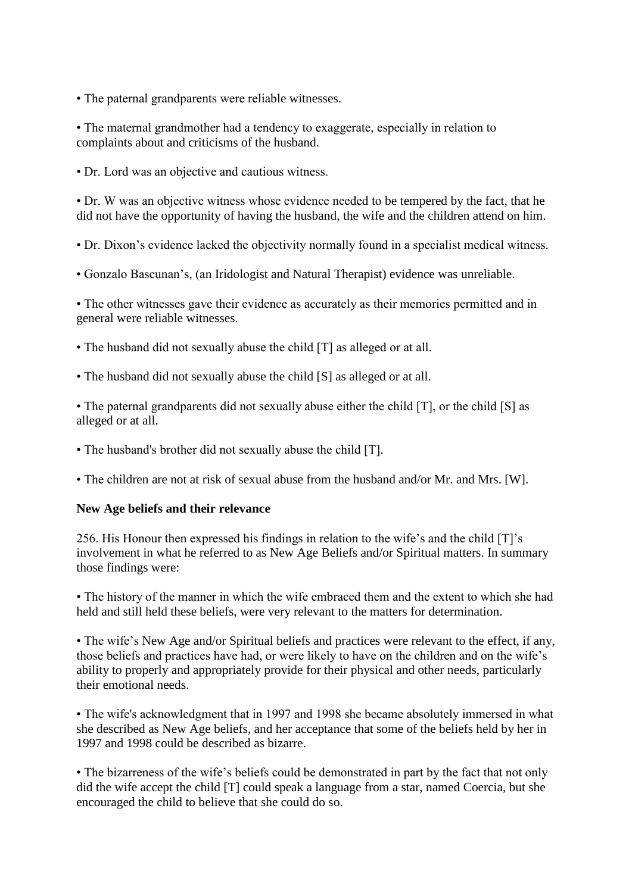- The paternal grandparents were reliable witnesses.

- The maternal grandmother had a tendency to exaggerate, especially in relation to complaints about and criticisms of the husband.

- Dr. Lord was an objective and cautious witness.

- Dr. W was an objective witness whose evidence needed to be tempered by the fact, that he did not have the opportunity of having the husband, the wife and the children attend on him.

- Dr. Dixon's evidence lacked the objectivity normally found in a specialist medical witness.

- Gonzalo Bascunan's, (an Iridologist and Natural Therapist) evidence was unreliable.

- The other witnesses gave their evidence as accurately as their memories permitted and in general were reliable witnesses.

- The husband did not sexually abuse the child [T] as alleged or at all.

- The husband did not sexually abuse the child [S] as alleged or at all.

- The paternal grandparents did not sexually abuse either the child [T], or the child [S] as alleged or at all.

- The husband's brother did not sexually abuse the child [T].

- The children are not at risk of sexual abuse from the husband and/or Mr. and Mrs. [W].

**New Age beliefs and their relevance**

256. His Honour then expressed his findings in relation to the wife's and the child [T]'s involvement in what he referred to as New Age Beliefs and/or Spiritual matters. In summary those findings were:

- The history of the manner in which the wife embraced them and the extent to which she had held and still held these beliefs, were very relevant to the matters for determination.

- The wife's New Age and/or Spiritual beliefs and practices were relevant to the effect, if any, those beliefs and practices have had, or were likely to have on the children and on the wife's ability to properly and appropriately provide for their physical and other needs, particularly their emotional needs.

- The wife's acknowledgment that in 1997 and 1998 she became absolutely immersed in what she described as New Age beliefs, and her acceptance that some of the beliefs held by her in 1997 and 1998 could be described as bizarre.

- The bizarreness of the wife's beliefs could be demonstrated in part by the fact that not only did the wife accept the child [T] could speak a language from a star, named Coercia, but she encouraged the child to believe that she could do so.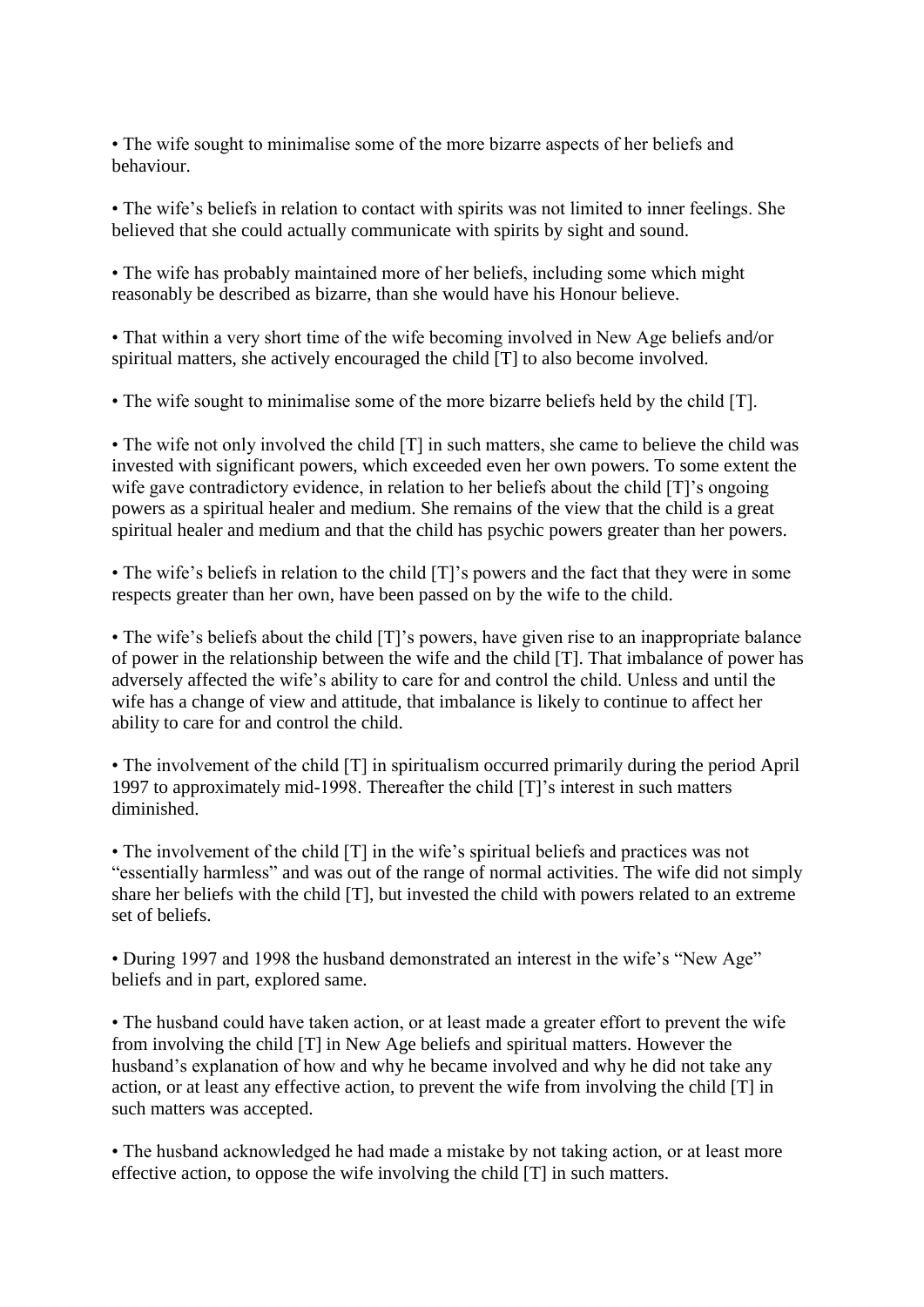- The wife sought to minimalise some of the more bizarre aspects of her beliefs and behaviour.

- The wife's beliefs in relation to contact with spirits was not limited to inner feelings. She believed that she could actually communicate with spirits by sight and sound.

- The wife has probably maintained more of her beliefs, including some which might reasonably be described as bizarre, than she would have his Honour believe.

- That within a very short time of the wife becoming involved in New Age beliefs and/or spiritual matters, she actively encouraged the child [T] to also become involved.

- The wife sought to minimalise some of the more bizarre beliefs held by the child [T].

- The wife not only involved the child [T] in such matters, she came to believe the child was invested with significant powers, which exceeded even her own powers. To some extent the wife gave contradictory evidence, in relation to her beliefs about the child [T]'s ongoing powers as a spiritual healer and medium. She remains of the view that the child is a great spiritual healer and medium and that the child has psychic powers greater than her powers.

- The wife's beliefs in relation to the child [T]'s powers and the fact that they were in some respects greater than her own, have been passed on by the wife to the child.

- The wife's beliefs about the child [T]'s powers, have given rise to an inappropriate balance of power in the relationship between the wife and the child [T]. That imbalance of power has adversely affected the wife's ability to care for and control the child. Unless and until the wife has a change of view and attitude, that imbalance is likely to continue to affect her ability to care for and control the child.

- The involvement of the child [T] in spiritualism occurred primarily during the period April 1997 to approximately mid-1998. Thereafter the child [T]'s interest in such matters diminished.

- The involvement of the child [T] in the wife's spiritual beliefs and practices was not "essentially harmless" and was out of the range of normal activities. The wife did not simply share her beliefs with the child [T], but invested the child with powers related to an extreme set of beliefs.

- During 1997 and 1998 the husband demonstrated an interest in the wife's "New Age" beliefs and in part, explored same.

- The husband could have taken action, or at least made a greater effort to prevent the wife from involving the child [T] in New Age beliefs and spiritual matters. However the husband's explanation of how and why he became involved and why he did not take any action, or at least any effective action, to prevent the wife from involving the child [T] in such matters was accepted.

- The husband acknowledged he had made a mistake by not taking action, or at least more effective action, to oppose the wife involving the child [T] in such matters.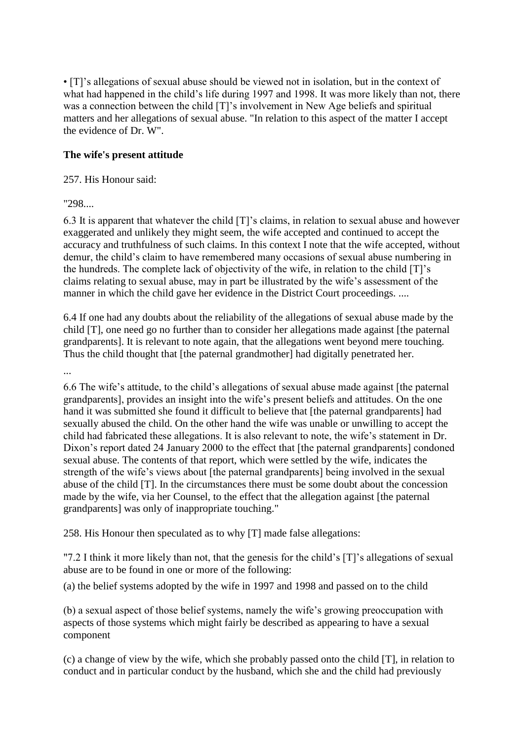• [T]'s allegations of sexual abuse should be viewed not in isolation, but in the context of what had happened in the child's life during 1997 and 1998. It was more likely than not, there was a connection between the child [T]'s involvement in New Age beliefs and spiritual matters and her allegations of sexual abuse. "In relation to this aspect of the matter I accept the evidence of Dr. W".

**The wife's present attitude**

257. His Honour said:

"298....

6.3 It is apparent that whatever the child [T]'s claims, in relation to sexual abuse and however exaggerated and unlikely they might seem, the wife accepted and continued to accept the accuracy and truthfulness of such claims. In this context I note that the wife accepted, without demur, the child's claim to have remembered many occasions of sexual abuse numbering in the hundreds. The complete lack of objectivity of the wife, in relation to the child [T]'s claims relating to sexual abuse, may in part be illustrated by the wife's assessment of the manner in which the child gave her evidence in the District Court proceedings. ....

6.4 If one had any doubts about the reliability of the allegations of sexual abuse made by the child [T], one need go no further than to consider her allegations made against [the paternal grandparents]. It is relevant to note again, that the allegations went beyond mere touching. Thus the child thought that [the paternal grandmother] had digitally penetrated her.

...

6.6 The wife's attitude, to the child's allegations of sexual abuse made against [the paternal grandparents], provides an insight into the wife's present beliefs and attitudes. On the one hand it was submitted she found it difficult to believe that [the paternal grandparents] had sexually abused the child. On the other hand the wife was unable or unwilling to accept the child had fabricated these allegations. It is also relevant to note, the wife's statement in Dr. Dixon's report dated 24 January 2000 to the effect that [the paternal grandparents] condoned sexual abuse. The contents of that report, which were settled by the wife, indicates the strength of the wife's views about [the paternal grandparents] being involved in the sexual abuse of the child [T]. In the circumstances there must be some doubt about the concession made by the wife, via her Counsel, to the effect that the allegation against [the paternal grandparents] was only of inappropriate touching."

258. His Honour then speculated as to why [T] made false allegations:

"7.2 I think it more likely than not, that the genesis for the child's [T]'s allegations of sexual abuse are to be found in one or more of the following:

(a) the belief systems adopted by the wife in 1997 and 1998 and passed on to the child

(b) a sexual aspect of those belief systems, namely the wife's growing preoccupation with aspects of those systems which might fairly be described as appearing to have a sexual component

(c) a change of view by the wife, which she probably passed onto the child [T], in relation to conduct and in particular conduct by the husband, which she and the child had previously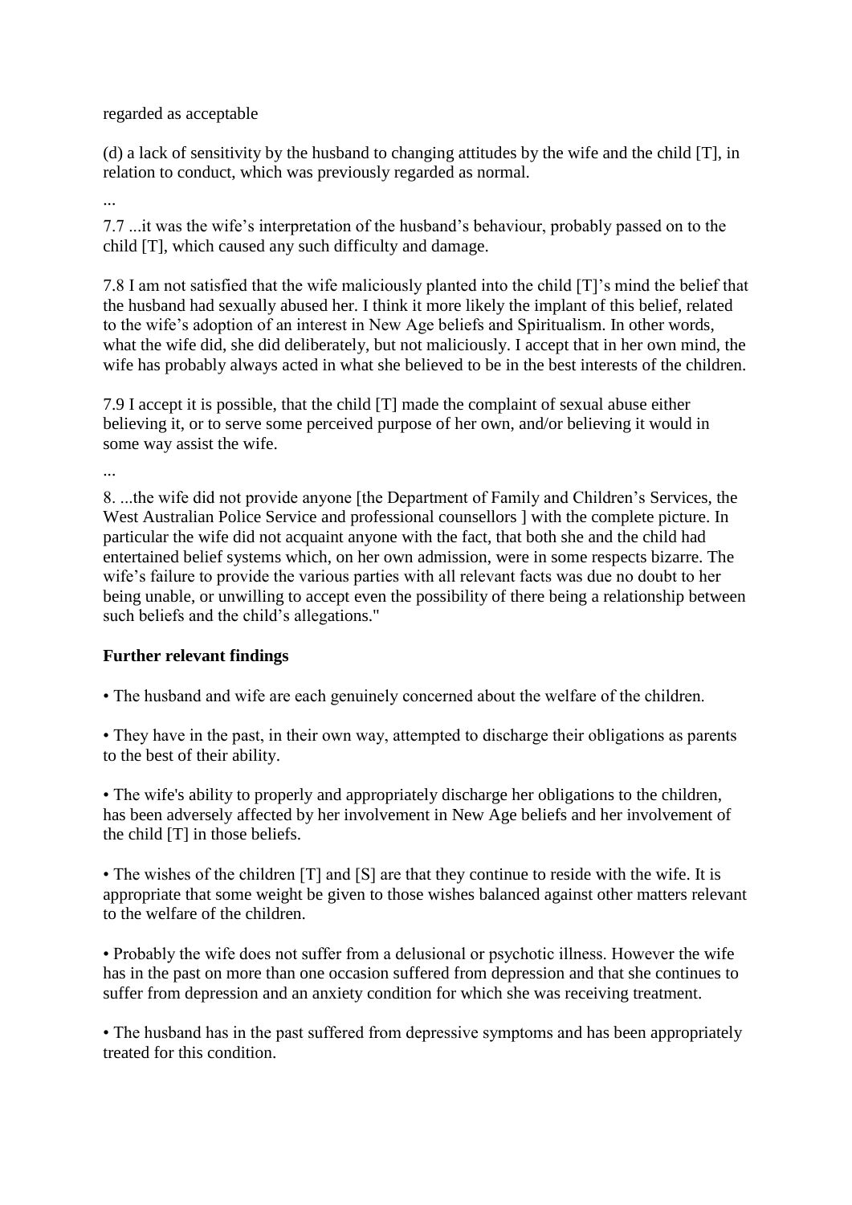regarded as acceptable

(d) a lack of sensitivity by the husband to changing attitudes by the wife and the child [T], in relation to conduct, which was previously regarded as normal.

...

7.7 ...it was the wife's interpretation of the husband's behaviour, probably passed on to the child [T], which caused any such difficulty and damage.

7.8 I am not satisfied that the wife maliciously planted into the child [T]'s mind the belief that the husband had sexually abused her. I think it more likely the implant of this belief, related to the wife's adoption of an interest in New Age beliefs and Spiritualism. In other words, what the wife did, she did deliberately, but not maliciously. I accept that in her own mind, the wife has probably always acted in what she believed to be in the best interests of the children.

7.9 I accept it is possible, that the child [T] made the complaint of sexual abuse either believing it, or to serve some perceived purpose of her own, and/or believing it would in some way assist the wife.

...

8. ...the wife did not provide anyone [the Department of Family and Children's Services, the West Australian Police Service and professional counsellors ] with the complete picture. In particular the wife did not acquaint anyone with the fact, that both she and the child had entertained belief systems which, on her own admission, were in some respects bizarre. The wife's failure to provide the various parties with all relevant facts was due no doubt to her being unable, or unwilling to accept even the possibility of there being a relationship between such beliefs and the child's allegations."

**Further relevant findings**

• The husband and wife are each genuinely concerned about the welfare of the children.

• They have in the past, in their own way, attempted to discharge their obligations as parents to the best of their ability.

• The wife's ability to properly and appropriately discharge her obligations to the children, has been adversely affected by her involvement in New Age beliefs and her involvement of the child [T] in those beliefs.

• The wishes of the children [T] and [S] are that they continue to reside with the wife. It is appropriate that some weight be given to those wishes balanced against other matters relevant to the welfare of the children.

• Probably the wife does not suffer from a delusional or psychotic illness. However the wife has in the past on more than one occasion suffered from depression and that she continues to suffer from depression and an anxiety condition for which she was receiving treatment.

• The husband has in the past suffered from depressive symptoms and has been appropriately treated for this condition.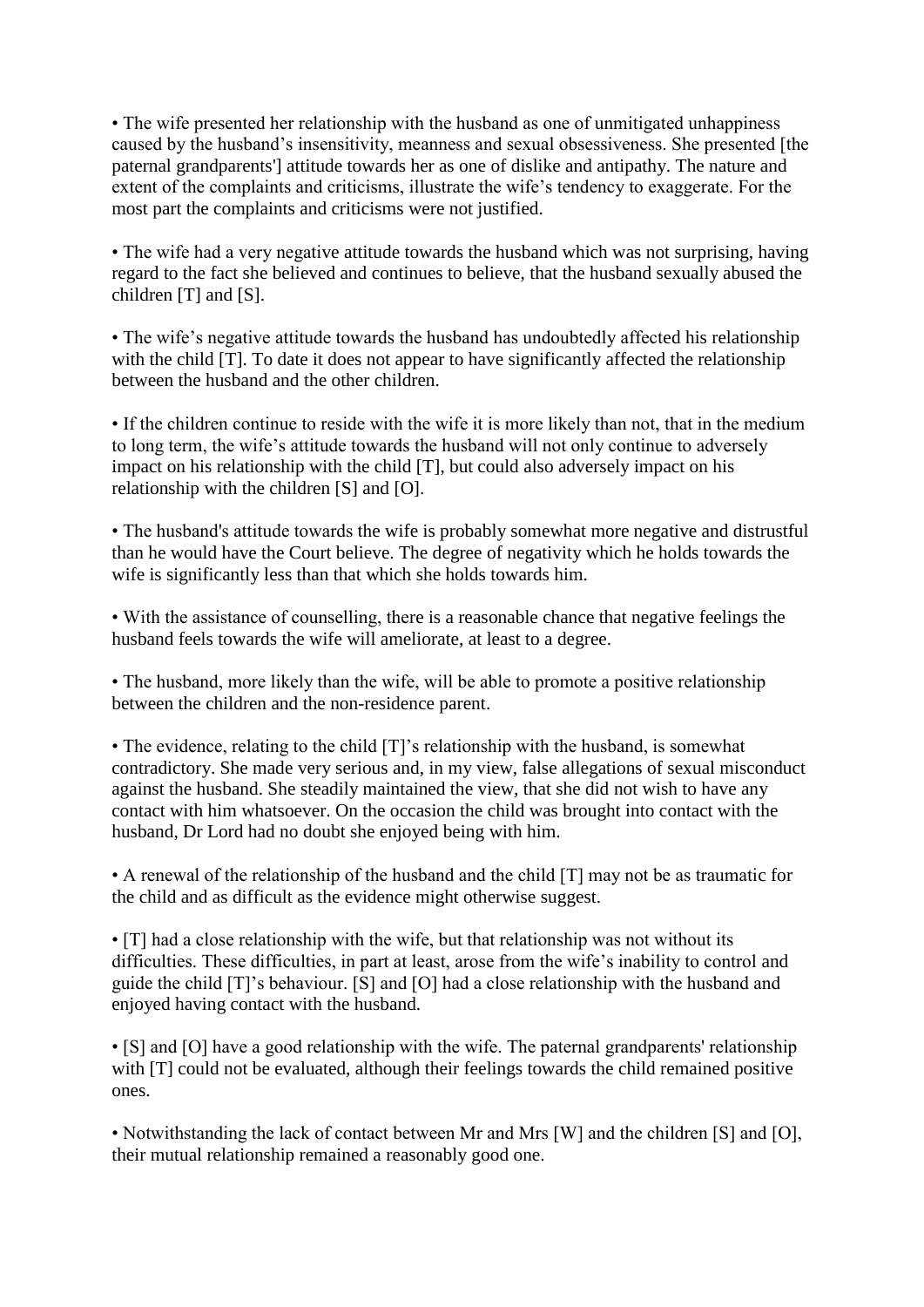- The wife presented her relationship with the husband as one of unmitigated unhappiness caused by the husband's insensitivity, meanness and sexual obsessiveness. She presented [the paternal grandparents'] attitude towards her as one of dislike and antipathy. The nature and extent of the complaints and criticisms, illustrate the wife's tendency to exaggerate. For the most part the complaints and criticisms were not justified.

- The wife had a very negative attitude towards the husband which was not surprising, having regard to the fact she believed and continues to believe, that the husband sexually abused the children [T] and [S].

- The wife's negative attitude towards the husband has undoubtedly affected his relationship with the child [T]. To date it does not appear to have significantly affected the relationship between the husband and the other children.

- If the children continue to reside with the wife it is more likely than not, that in the medium to long term, the wife's attitude towards the husband will not only continue to adversely impact on his relationship with the child [T], but could also adversely impact on his relationship with the children [S] and [O].

- The husband's attitude towards the wife is probably somewhat more negative and distrustful than he would have the Court believe. The degree of negativity which he holds towards the wife is significantly less than that which she holds towards him.

- With the assistance of counselling, there is a reasonable chance that negative feelings the husband feels towards the wife will ameliorate, at least to a degree.

- The husband, more likely than the wife, will be able to promote a positive relationship between the children and the non-residence parent.

- The evidence, relating to the child [T]'s relationship with the husband, is somewhat contradictory. She made very serious and, in my view, false allegations of sexual misconduct against the husband. She steadily maintained the view, that she did not wish to have any contact with him whatsoever. On the occasion the child was brought into contact with the husband, Dr Lord had no doubt she enjoyed being with him.

- A renewal of the relationship of the husband and the child [T] may not be as traumatic for the child and as difficult as the evidence might otherwise suggest.

- [T] had a close relationship with the wife, but that relationship was not without its difficulties. These difficulties, in part at least, arose from the wife's inability to control and guide the child [T]'s behaviour. [S] and [O] had a close relationship with the husband and enjoyed having contact with the husband.

- [S] and [O] have a good relationship with the wife. The paternal grandparents' relationship with [T] could not be evaluated, although their feelings towards the child remained positive ones.

- Notwithstanding the lack of contact between Mr and Mrs [W] and the children [S] and [O], their mutual relationship remained a reasonably good one.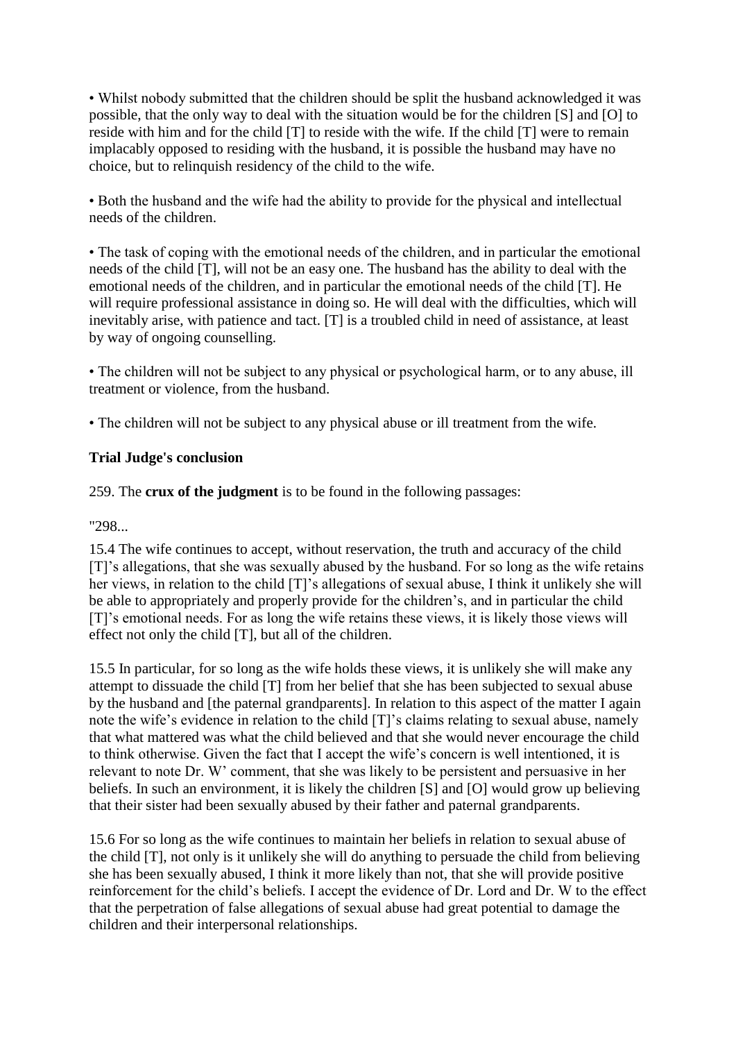• Whilst nobody submitted that the children should be split the husband acknowledged it was possible, that the only way to deal with the situation would be for the children [S] and [O] to reside with him and for the child [T] to reside with the wife. If the child [T] were to remain implacably opposed to residing with the husband, it is possible the husband may have no choice, but to relinquish residency of the child to the wife.

• Both the husband and the wife had the ability to provide for the physical and intellectual needs of the children.

• The task of coping with the emotional needs of the children, and in particular the emotional needs of the child [T], will not be an easy one. The husband has the ability to deal with the emotional needs of the children, and in particular the emotional needs of the child [T]. He will require professional assistance in doing so. He will deal with the difficulties, which will inevitably arise, with patience and tact. [T] is a troubled child in need of assistance, at least by way of ongoing counselling.

• The children will not be subject to any physical or psychological harm, or to any abuse, ill treatment or violence, from the husband.

• The children will not be subject to any physical abuse or ill treatment from the wife.

**Trial Judge's conclusion**

259. The **crux of the judgment** is to be found in the following passages:

"298...

15.4 The wife continues to accept, without reservation, the truth and accuracy of the child [T]'s allegations, that she was sexually abused by the husband. For so long as the wife retains her views, in relation to the child [T]'s allegations of sexual abuse, I think it unlikely she will be able to appropriately and properly provide for the children's, and in particular the child [T]'s emotional needs. For as long the wife retains these views, it is likely those views will effect not only the child [T], but all of the children.

15.5 In particular, for so long as the wife holds these views, it is unlikely she will make any attempt to dissuade the child [T] from her belief that she has been subjected to sexual abuse by the husband and [the paternal grandparents]. In relation to this aspect of the matter I again note the wife's evidence in relation to the child [T]'s claims relating to sexual abuse, namely that what mattered was what the child believed and that she would never encourage the child to think otherwise. Given the fact that I accept the wife's concern is well intentioned, it is relevant to note Dr. W' comment, that she was likely to be persistent and persuasive in her beliefs. In such an environment, it is likely the children [S] and [O] would grow up believing that their sister had been sexually abused by their father and paternal grandparents.

15.6 For so long as the wife continues to maintain her beliefs in relation to sexual abuse of the child [T], not only is it unlikely she will do anything to persuade the child from believing she has been sexually abused, I think it more likely than not, that she will provide positive reinforcement for the child's beliefs. I accept the evidence of Dr. Lord and Dr. W to the effect that the perpetration of false allegations of sexual abuse had great potential to damage the children and their interpersonal relationships.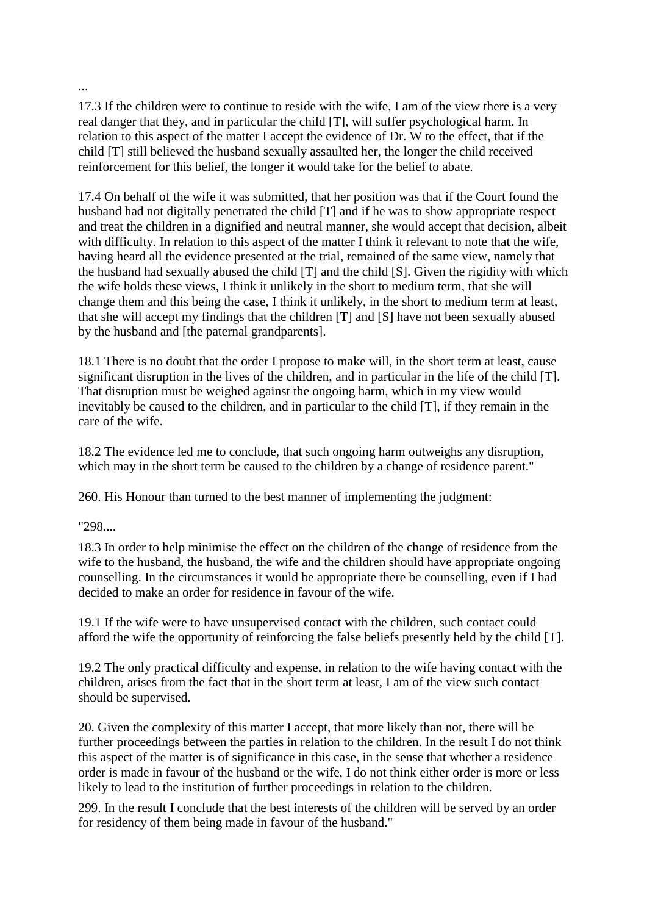...

17.3 If the children were to continue to reside with the wife, I am of the view there is a very real danger that they, and in particular the child [T], will suffer psychological harm. In relation to this aspect of the matter I accept the evidence of Dr. W to the effect, that if the child [T] still believed the husband sexually assaulted her, the longer the child received reinforcement for this belief, the longer it would take for the belief to abate.

17.4 On behalf of the wife it was submitted, that her position was that if the Court found the husband had not digitally penetrated the child [T] and if he was to show appropriate respect and treat the children in a dignified and neutral manner, she would accept that decision, albeit with difficulty. In relation to this aspect of the matter I think it relevant to note that the wife, having heard all the evidence presented at the trial, remained of the same view, namely that the husband had sexually abused the child [T] and the child [S]. Given the rigidity with which the wife holds these views, I think it unlikely in the short to medium term, that she will change them and this being the case, I think it unlikely, in the short to medium term at least, that she will accept my findings that the children [T] and [S] have not been sexually abused by the husband and [the paternal grandparents].

18.1 There is no doubt that the order I propose to make will, in the short term at least, cause significant disruption in the lives of the children, and in particular in the life of the child [T]. That disruption must be weighed against the ongoing harm, which in my view would inevitably be caused to the children, and in particular to the child [T], if they remain in the care of the wife.

18.2 The evidence led me to conclude, that such ongoing harm outweighs any disruption, which may in the short term be caused to the children by a change of residence parent."

260. His Honour than turned to the best manner of implementing the judgment:

"298....

18.3 In order to help minimise the effect on the children of the change of residence from the wife to the husband, the husband, the wife and the children should have appropriate ongoing counselling. In the circumstances it would be appropriate there be counselling, even if I had decided to make an order for residence in favour of the wife.

19.1 If the wife were to have unsupervised contact with the children, such contact could afford the wife the opportunity of reinforcing the false beliefs presently held by the child [T].

19.2 The only practical difficulty and expense, in relation to the wife having contact with the children, arises from the fact that in the short term at least, I am of the view such contact should be supervised.

20. Given the complexity of this matter I accept, that more likely than not, there will be further proceedings between the parties in relation to the children. In the result I do not think this aspect of the matter is of significance in this case, in the sense that whether a residence order is made in favour of the husband or the wife, I do not think either order is more or less likely to lead to the institution of further proceedings in relation to the children.

299. In the result I conclude that the best interests of the children will be served by an order for residency of them being made in favour of the husband."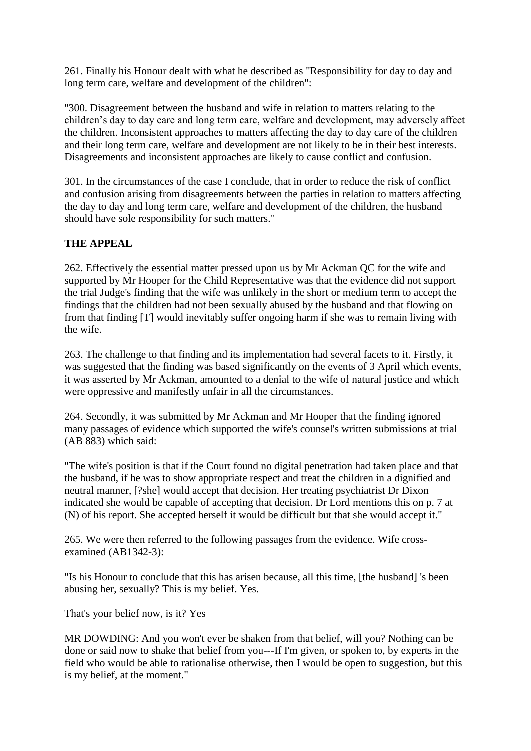261. Finally his Honour dealt with what he described as "Responsibility for day to day and long term care, welfare and development of the children":

"300. Disagreement between the husband and wife in relation to matters relating to the children's day to day care and long term care, welfare and development, may adversely affect the children. Inconsistent approaches to matters affecting the day to day care of the children and their long term care, welfare and development are not likely to be in their best interests. Disagreements and inconsistent approaches are likely to cause conflict and confusion.

301. In the circumstances of the case I conclude, that in order to reduce the risk of conflict and confusion arising from disagreements between the parties in relation to matters affecting the day to day and long term care, welfare and development of the children, the husband should have sole responsibility for such matters."

## THE APPEAL

262. Effectively the essential matter pressed upon us by Mr Ackman QC for the wife and supported by Mr Hooper for the Child Representative was that the evidence did not support the trial Judge's finding that the wife was unlikely in the short or medium term to accept the findings that the children had not been sexually abused by the husband and that flowing on from that finding [T] would inevitably suffer ongoing harm if she was to remain living with the wife.

263. The challenge to that finding and its implementation had several facets to it. Firstly, it was suggested that the finding was based significantly on the events of 3 April which events, it was asserted by Mr Ackman, amounted to a denial to the wife of natural justice and which were oppressive and manifestly unfair in all the circumstances.

264. Secondly, it was submitted by Mr Ackman and Mr Hooper that the finding ignored many passages of evidence which supported the wife's counsel's written submissions at trial (AB 883) which said:

"The wife's position is that if the Court found no digital penetration had taken place and that the husband, if he was to show appropriate respect and treat the children in a dignified and neutral manner, [?she] would accept that decision. Her treating psychiatrist Dr Dixon indicated she would be capable of accepting that decision. Dr Lord mentions this on p. 7 at (N) of his report. She accepted herself it would be difficult but that she would accept it."

265. We were then referred to the following passages from the evidence. Wife cross-examined (AB1342-3):

"Is his Honour to conclude that this has arisen because, all this time, [the husband] 's been abusing her, sexually? This is my belief. Yes.

That's your belief now, is it? Yes

MR DOWDING: And you won't ever be shaken from that belief, will you? Nothing can be done or said now to shake that belief from you---If I'm given, or spoken to, by experts in the field who would be able to rationalise otherwise, then I would be open to suggestion, but this is my belief, at the moment."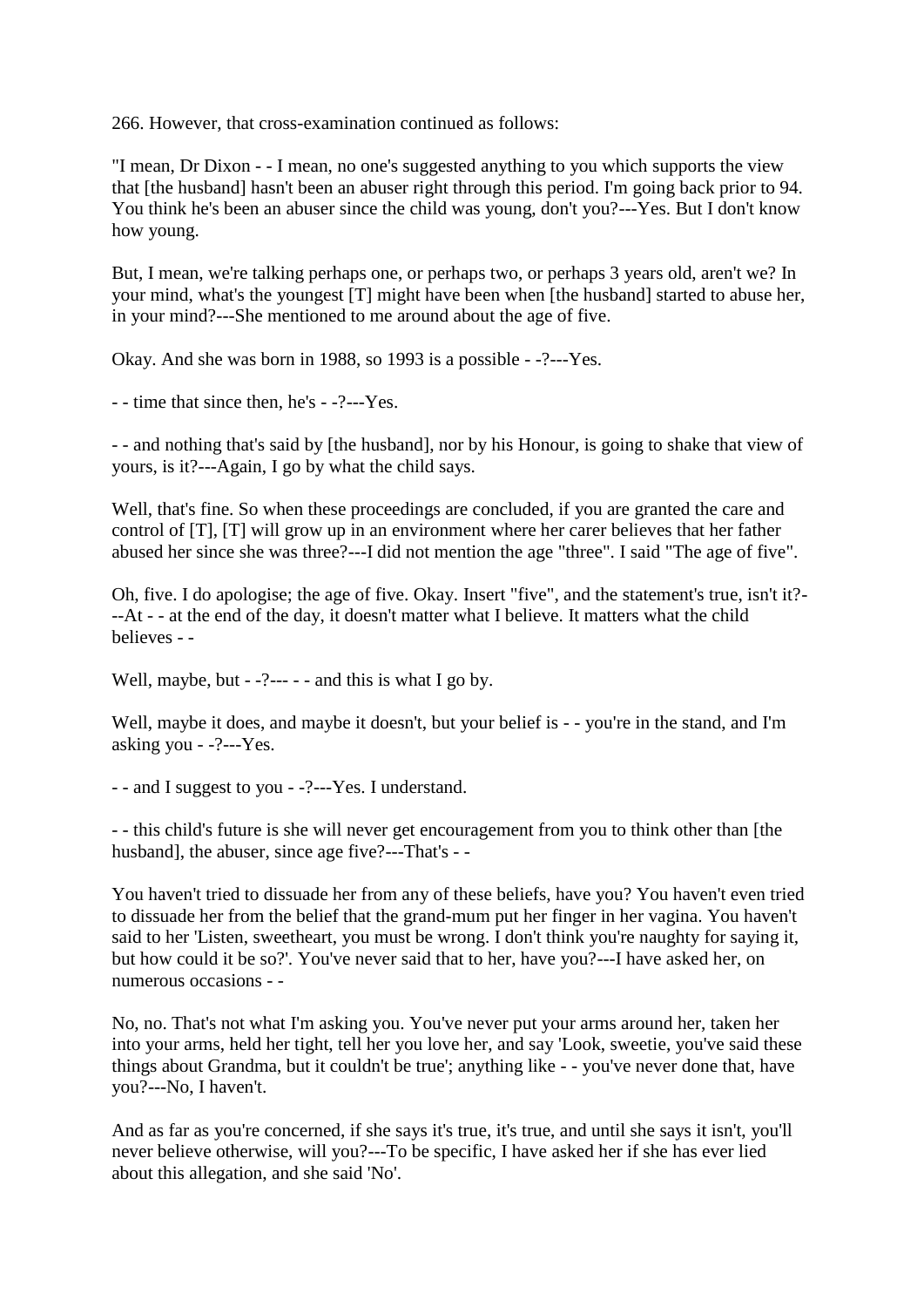266. However, that cross-examination continued as follows:

"I mean, Dr Dixon - - I mean, no one's suggested anything to you which supports the view that [the husband] hasn't been an abuser right through this period. I'm going back prior to 94. You think he's been an abuser since the child was young, don't you?---Yes. But I don't know how young.

But, I mean, we're talking perhaps one, or perhaps two, or perhaps 3 years old, aren't we? In your mind, what's the youngest [T] might have been when [the husband] started to abuse her, in your mind?---She mentioned to me around about the age of five.

Okay. And she was born in 1988, so 1993 is a possible - -?---Yes.

- - time that since then, he's - -?---Yes.

- - and nothing that's said by [the husband], nor by his Honour, is going to shake that view of yours, is it?---Again, I go by what the child says.

Well, that's fine. So when these proceedings are concluded, if you are granted the care and control of [T], [T] will grow up in an environment where her carer believes that her father abused her since she was three?---I did not mention the age "three". I said "The age of five".

Oh, five. I do apologise; the age of five. Okay. Insert "five", and the statement's true, isn't it?---At - - at the end of the day, it doesn't matter what I believe. It matters what the child believes - -

Well, maybe, but - -?--- - - and this is what I go by.

Well, maybe it does, and maybe it doesn't, but your belief is - - you're in the stand, and I'm asking you - -?---Yes.

- - and I suggest to you - -?---Yes. I understand.

- - this child's future is she will never get encouragement from you to think other than [the husband], the abuser, since age five?---That's - -

You haven't tried to dissuade her from any of these beliefs, have you? You haven't even tried to dissuade her from the belief that the grand-mum put her finger in her vagina. You haven't said to her 'Listen, sweetheart, you must be wrong. I don't think you're naughty for saying it, but how could it be so?'. You've never said that to her, have you?---I have asked her, on numerous occasions - -

No, no. That's not what I'm asking you. You've never put your arms around her, taken her into your arms, held her tight, tell her you love her, and say 'Look, sweetie, you've said these things about Grandma, but it couldn't be true'; anything like - - you've never done that, have you?---No, I haven't.

And as far as you're concerned, if she says it's true, it's true, and until she says it isn't, you'll never believe otherwise, will you?---To be specific, I have asked her if she has ever lied about this allegation, and she said 'No'.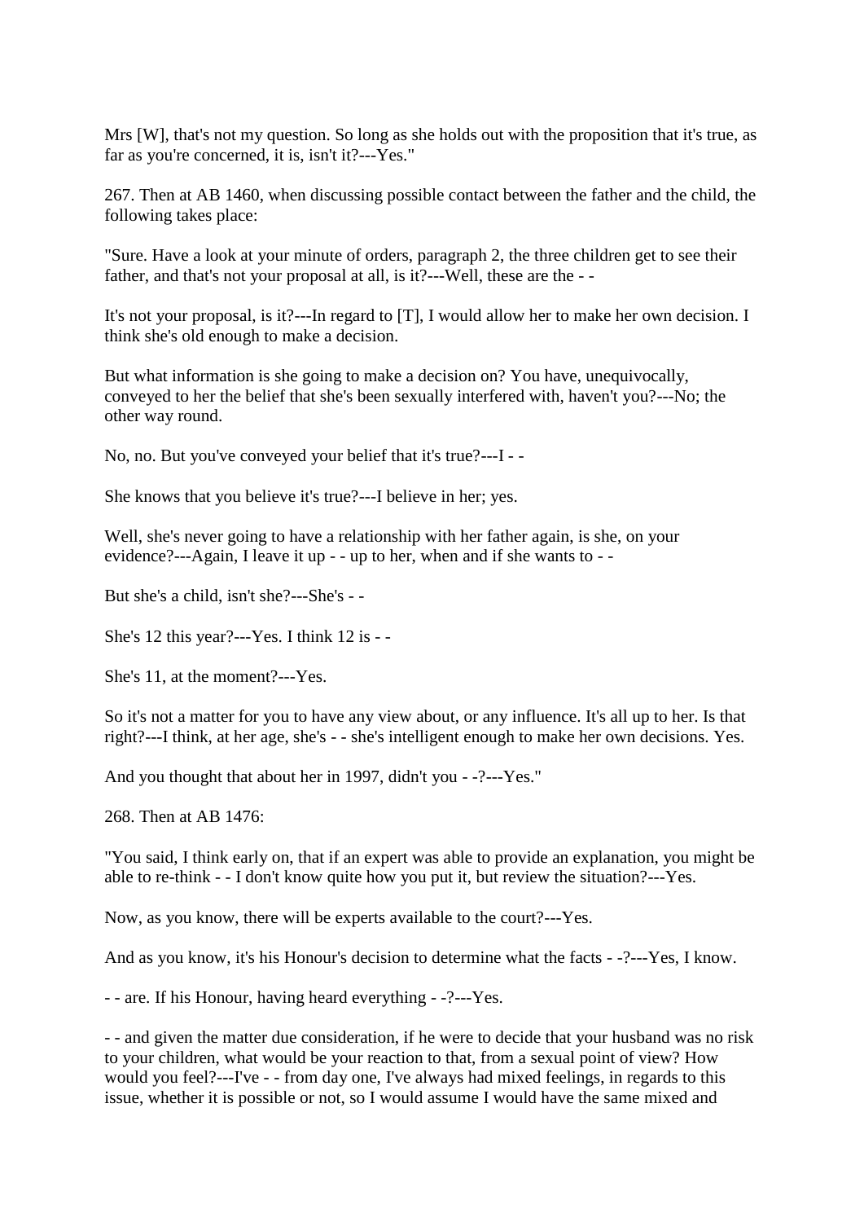Mrs [W], that's not my question. So long as she holds out with the proposition that it's true, as far as you're concerned, it is, isn't it?---Yes."

267. Then at AB 1460, when discussing possible contact between the father and the child, the following takes place:

"Sure. Have a look at your minute of orders, paragraph 2, the three children get to see their father, and that's not your proposal at all, is it?---Well, these are the - -

It's not your proposal, is it?---In regard to [T], I would allow her to make her own decision. I think she's old enough to make a decision.

But what information is she going to make a decision on? You have, unequivocally, conveyed to her the belief that she's been sexually interfered with, haven't you?---No; the other way round.

No, no. But you've conveyed your belief that it's true?---I - -

She knows that you believe it's true?---I believe in her; yes.

Well, she's never going to have a relationship with her father again, is she, on your evidence?---Again, I leave it up - - up to her, when and if she wants to - -

But she's a child, isn't she?---She's - -

She's 12 this year?---Yes. I think 12 is - -

She's 11, at the moment?---Yes.

So it's not a matter for you to have any view about, or any influence. It's all up to her. Is that right?---I think, at her age, she's - - she's intelligent enough to make her own decisions. Yes.

And you thought that about her in 1997, didn't you - -?---Yes."

268. Then at AB 1476:

"You said, I think early on, that if an expert was able to provide an explanation, you might be able to re-think - - I don't know quite how you put it, but review the situation?---Yes.

Now, as you know, there will be experts available to the court?---Yes.

And as you know, it's his Honour's decision to determine what the facts - -?---Yes, I know.

- - are. If his Honour, having heard everything - -?---Yes.

- - and given the matter due consideration, if he were to decide that your husband was no risk to your children, what would be your reaction to that, from a sexual point of view? How would you feel?---I've - - from day one, I've always had mixed feelings, in regards to this issue, whether it is possible or not, so I would assume I would have the same mixed and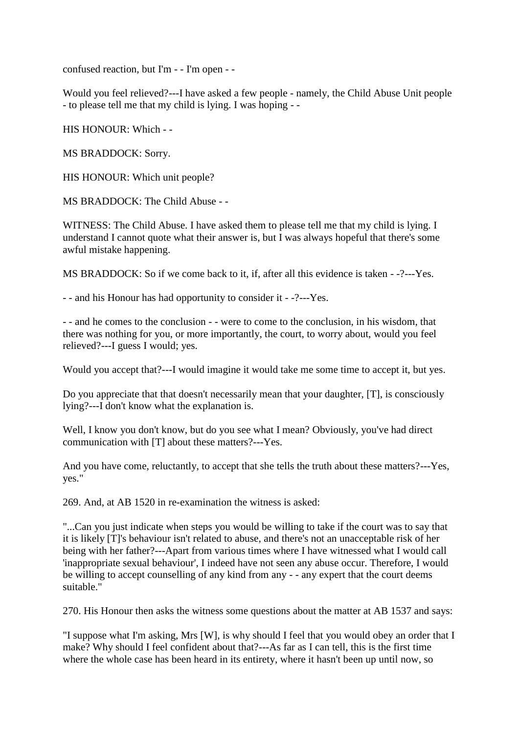confused reaction, but I'm - - I'm open - -

Would you feel relieved?---I have asked a few people - namely, the Child Abuse Unit people - to please tell me that my child is lying. I was hoping - -

HIS HONOUR: Which - -

MS BRADDOCK: Sorry.

HIS HONOUR: Which unit people?

MS BRADDOCK: The Child Abuse - -

WITNESS: The Child Abuse. I have asked them to please tell me that my child is lying. I understand I cannot quote what their answer is, but I was always hopeful that there's some awful mistake happening.

MS BRADDOCK: So if we come back to it, if, after all this evidence is taken - -?---Yes.

- - and his Honour has had opportunity to consider it - -?---Yes.

- - and he comes to the conclusion - - were to come to the conclusion, in his wisdom, that there was nothing for you, or more importantly, the court, to worry about, would you feel relieved?---I guess I would; yes.

Would you accept that?---I would imagine it would take me some time to accept it, but yes.

Do you appreciate that that doesn't necessarily mean that your daughter, [T], is consciously lying?---I don't know what the explanation is.

Well, I know you don't know, but do you see what I mean? Obviously, you've had direct communication with [T] about these matters?---Yes.

And you have come, reluctantly, to accept that she tells the truth about these matters?---Yes, yes."

269. And, at AB 1520 in re-examination the witness is asked:

"...Can you just indicate when steps you would be willing to take if the court was to say that it is likely [T]'s behaviour isn't related to abuse, and there's not an unacceptable risk of her being with her father?---Apart from various times where I have witnessed what I would call 'inappropriate sexual behaviour', I indeed have not seen any abuse occur. Therefore, I would be willing to accept counselling of any kind from any - - any expert that the court deems suitable."

270. His Honour then asks the witness some questions about the matter at AB 1537 and says:

"I suppose what I'm asking, Mrs [W], is why should I feel that you would obey an order that I make? Why should I feel confident about that?---As far as I can tell, this is the first time where the whole case has been heard in its entirety, where it hasn't been up until now, so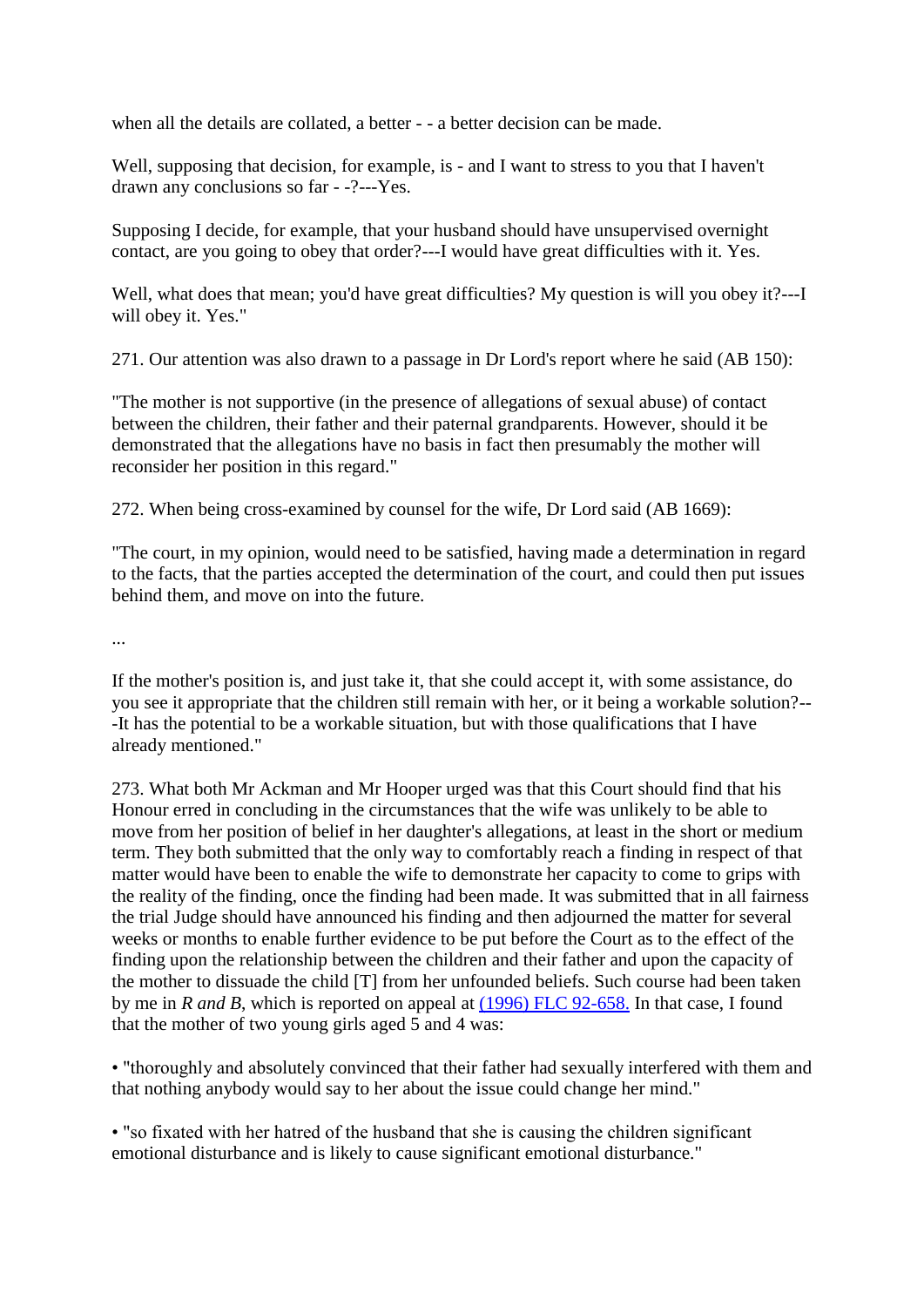when all the details are collated, a better - - a better decision can be made.

Well, supposing that decision, for example, is - and I want to stress to you that I haven't drawn any conclusions so far - -?---Yes.

Supposing I decide, for example, that your husband should have unsupervised overnight contact, are you going to obey that order?---I would have great difficulties with it. Yes.

Well, what does that mean; you'd have great difficulties? My question is will you obey it?---I will obey it. Yes."

271. Our attention was also drawn to a passage in Dr Lord's report where he said (AB 150):

"The mother is not supportive (in the presence of allegations of sexual abuse) of contact between the children, their father and their paternal grandparents. However, should it be demonstrated that the allegations have no basis in fact then presumably the mother will reconsider her position in this regard."

272. When being cross-examined by counsel for the wife, Dr Lord said (AB 1669):

"The court, in my opinion, would need to be satisfied, having made a determination in regard to the facts, that the parties accepted the determination of the court, and could then put issues behind them, and move on into the future.

...

If the mother's position is, and just take it, that she could accept it, with some assistance, do you see it appropriate that the children still remain with her, or it being a workable solution?---It has the potential to be a workable situation, but with those qualifications that I have already mentioned."

273. What both Mr Ackman and Mr Hooper urged was that this Court should find that his Honour erred in concluding in the circumstances that the wife was unlikely to be able to move from her position of belief in her daughter's allegations, at least in the short or medium term. They both submitted that the only way to comfortably reach a finding in respect of that matter would have been to enable the wife to demonstrate her capacity to come to grips with the reality of the finding, once the finding had been made. It was submitted that in all fairness the trial Judge should have announced his finding and then adjourned the matter for several weeks or months to enable further evidence to be put before the Court as to the effect of the finding upon the relationship between the children and their father and upon the capacity of the mother to dissuade the child [T] from her unfounded beliefs. Such course had been taken by me in *R and B*, which is reported on appeal at (1996) FLC 92-658. In that case, I found that the mother of two young girls aged 5 and 4 was:

- "thoroughly and absolutely convinced that their father had sexually interfered with them and that nothing anybody would say to her about the issue could change her mind."
- "so fixated with her hatred of the husband that she is causing the children significant emotional disturbance and is likely to cause significant emotional disturbance."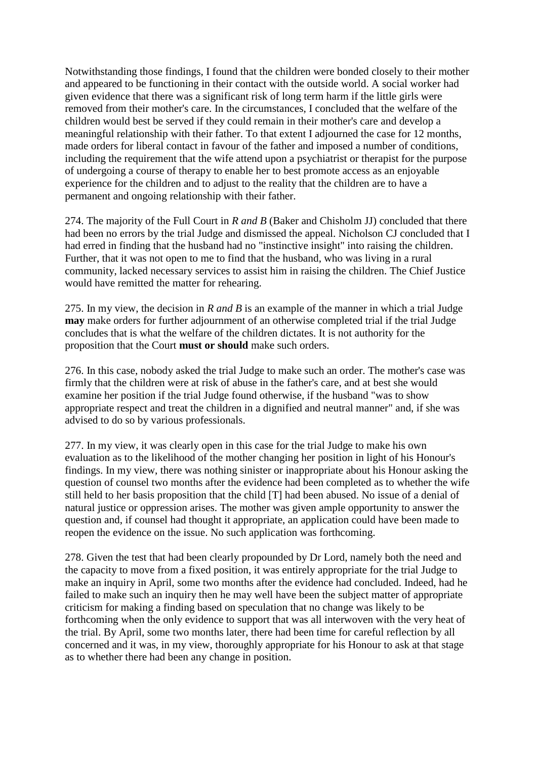Notwithstanding those findings, I found that the children were bonded closely to their mother and appeared to be functioning in their contact with the outside world. A social worker had given evidence that there was a significant risk of long term harm if the little girls were removed from their mother's care. In the circumstances, I concluded that the welfare of the children would best be served if they could remain in their mother's care and develop a meaningful relationship with their father. To that extent I adjourned the case for 12 months, made orders for liberal contact in favour of the father and imposed a number of conditions, including the requirement that the wife attend upon a psychiatrist or therapist for the purpose of undergoing a course of therapy to enable her to best promote access as an enjoyable experience for the children and to adjust to the reality that the children are to have a permanent and ongoing relationship with their father.

274. The majority of the Full Court in *R and B* (Baker and Chisholm JJ) concluded that there had been no errors by the trial Judge and dismissed the appeal. Nicholson CJ concluded that I had erred in finding that the husband had no "instinctive insight" into raising the children. Further, that it was not open to me to find that the husband, who was living in a rural community, lacked necessary services to assist him in raising the children. The Chief Justice would have remitted the matter for rehearing.

275. In my view, the decision in *R and B* is an example of the manner in which a trial Judge **may** make orders for further adjournment of an otherwise completed trial if the trial Judge concludes that is what the welfare of the children dictates. It is not authority for the proposition that the Court **must or should** make such orders.

276. In this case, nobody asked the trial Judge to make such an order. The mother's case was firmly that the children were at risk of abuse in the father's care, and at best she would examine her position if the trial Judge found otherwise, if the husband "was to show appropriate respect and treat the children in a dignified and neutral manner" and, if she was advised to do so by various professionals.

277. In my view, it was clearly open in this case for the trial Judge to make his own evaluation as to the likelihood of the mother changing her position in light of his Honour's findings. In my view, there was nothing sinister or inappropriate about his Honour asking the question of counsel two months after the evidence had been completed as to whether the wife still held to her basis proposition that the child [T] had been abused. No issue of a denial of natural justice or oppression arises. The mother was given ample opportunity to answer the question and, if counsel had thought it appropriate, an application could have been made to reopen the evidence on the issue. No such application was forthcoming.

278. Given the test that had been clearly propounded by Dr Lord, namely both the need and the capacity to move from a fixed position, it was entirely appropriate for the trial Judge to make an inquiry in April, some two months after the evidence had concluded. Indeed, had he failed to make such an inquiry then he may well have been the subject matter of appropriate criticism for making a finding based on speculation that no change was likely to be forthcoming when the only evidence to support that was all interwoven with the very heat of the trial. By April, some two months later, there had been time for careful reflection by all concerned and it was, in my view, thoroughly appropriate for his Honour to ask at that stage as to whether there had been any change in position.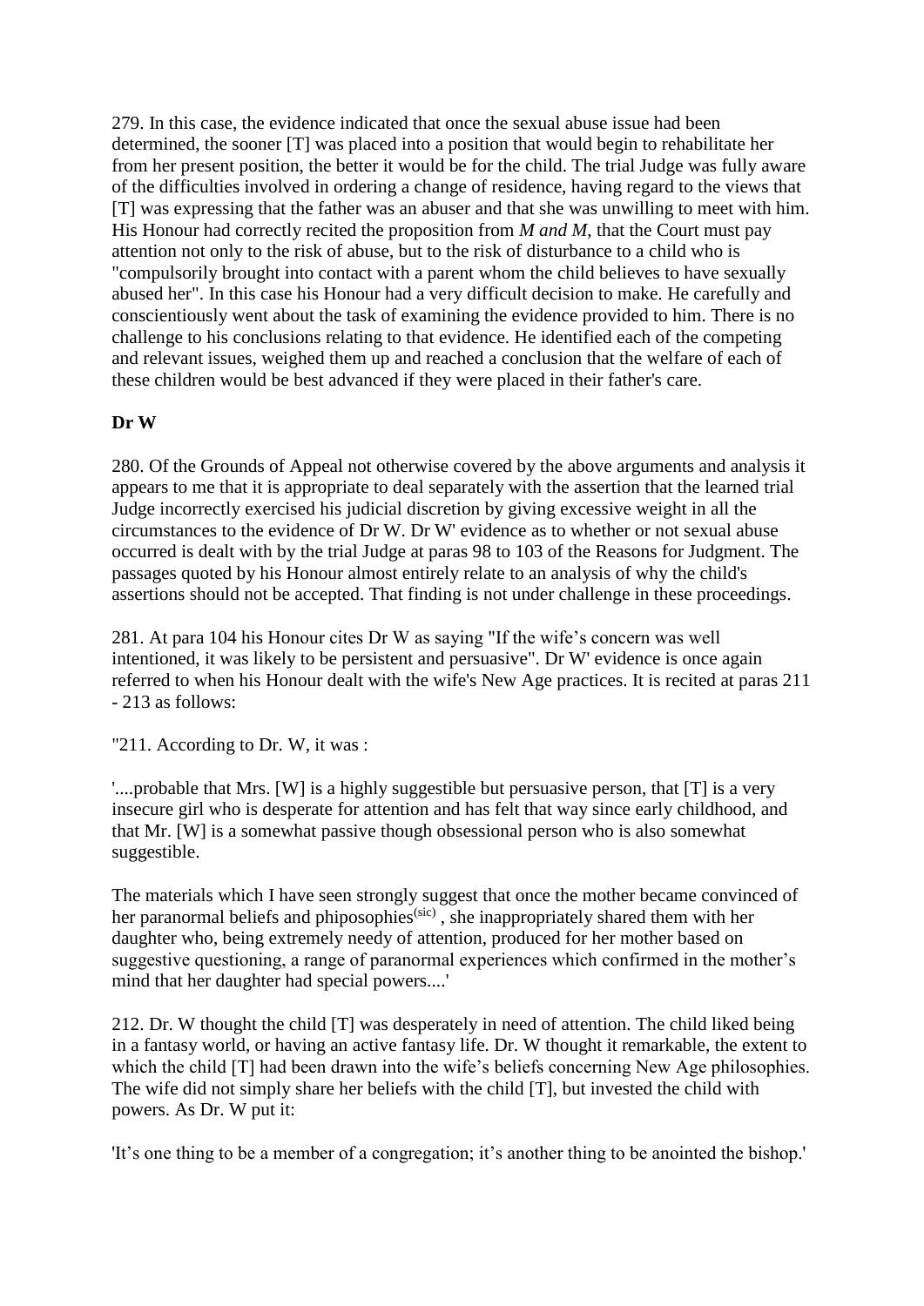279. In this case, the evidence indicated that once the sexual abuse issue had been determined, the sooner [T] was placed into a position that would begin to rehabilitate her from her present position, the better it would be for the child. The trial Judge was fully aware of the difficulties involved in ordering a change of residence, having regard to the views that [T] was expressing that the father was an abuser and that she was unwilling to meet with him. His Honour had correctly recited the proposition from *M and M*, that the Court must pay attention not only to the risk of abuse, but to the risk of disturbance to a child who is "compulsorily brought into contact with a parent whom the child believes to have sexually abused her". In this case his Honour had a very difficult decision to make. He carefully and conscientiously went about the task of examining the evidence provided to him. There is no challenge to his conclusions relating to that evidence. He identified each of the competing and relevant issues, weighed them up and reached a conclusion that the welfare of each of these children would be best advanced if they were placed in their father's care.

**Dr W**

280. Of the Grounds of Appeal not otherwise covered by the above arguments and analysis it appears to me that it is appropriate to deal separately with the assertion that the learned trial Judge incorrectly exercised his judicial discretion by giving excessive weight in all the circumstances to the evidence of Dr W. Dr W' evidence as to whether or not sexual abuse occurred is dealt with by the trial Judge at paras 98 to 103 of the Reasons for Judgment. The passages quoted by his Honour almost entirely relate to an analysis of why the child's assertions should not be accepted. That finding is not under challenge in these proceedings.

281. At para 104 his Honour cites Dr W as saying "If the wife's concern was well intentioned, it was likely to be persistent and persuasive". Dr W' evidence is once again referred to when his Honour dealt with the wife's New Age practices. It is recited at paras 211 - 213 as follows:

"211. According to Dr. W, it was :

'....probable that Mrs. [W] is a highly suggestible but persuasive person, that [T] is a very insecure girl who is desperate for attention and has felt that way since early childhood, and that Mr. [W] is a somewhat passive though obsessional person who is also somewhat suggestible.

The materials which I have seen strongly suggest that once the mother became convinced of her paranormal beliefs and phiposophies(sic) , she inappropriately shared them with her daughter who, being extremely needy of attention, produced for her mother based on suggestive questioning, a range of paranormal experiences which confirmed in the mother's mind that her daughter had special powers....'

212. Dr. W thought the child [T] was desperately in need of attention. The child liked being in a fantasy world, or having an active fantasy life. Dr. W thought it remarkable, the extent to which the child [T] had been drawn into the wife's beliefs concerning New Age philosophies. The wife did not simply share her beliefs with the child [T], but invested the child with powers. As Dr. W put it:

'It's one thing to be a member of a congregation; it's another thing to be anointed the bishop.'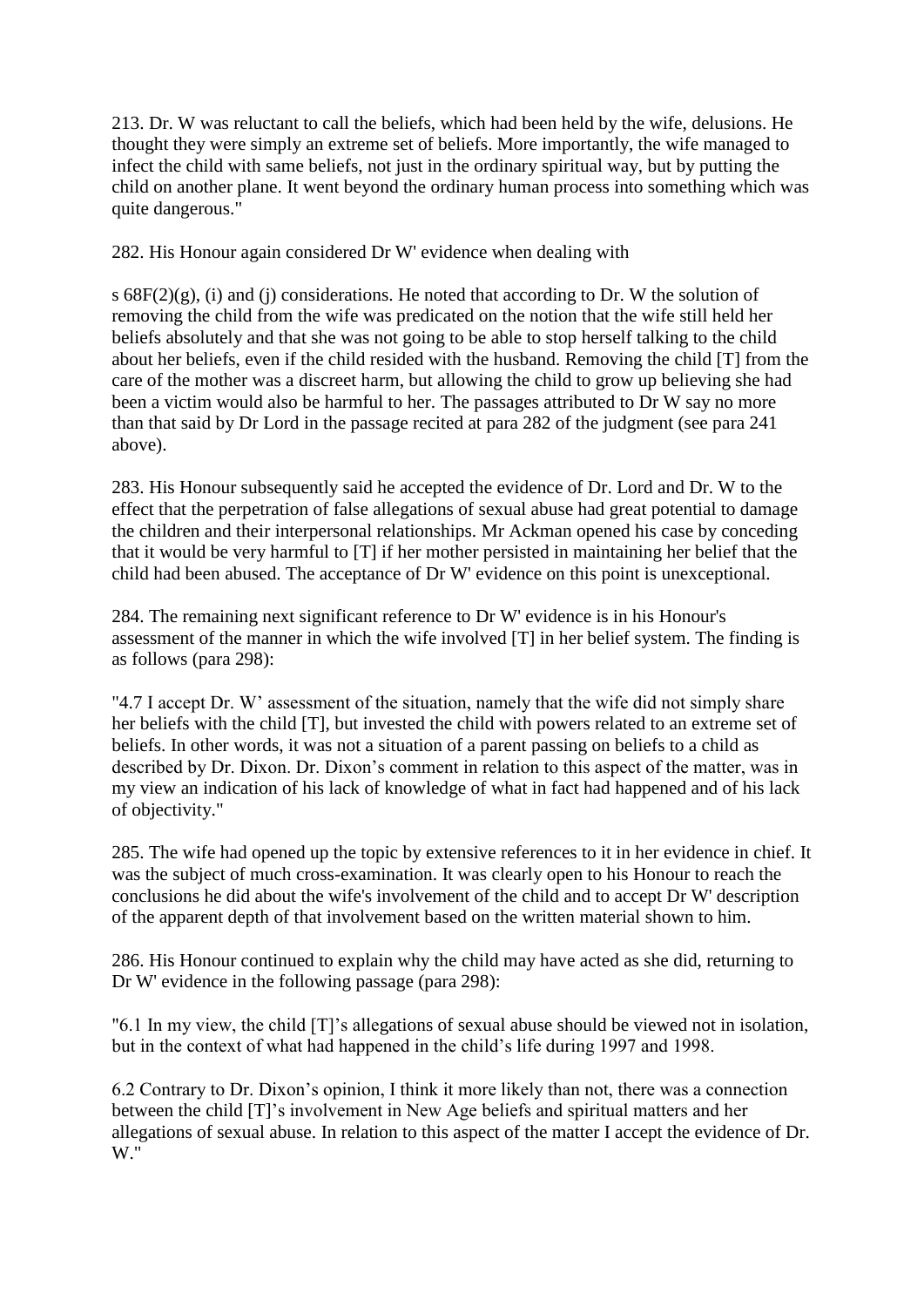213. Dr. W was reluctant to call the beliefs, which had been held by the wife, delusions. He thought they were simply an extreme set of beliefs. More importantly, the wife managed to infect the child with same beliefs, not just in the ordinary spiritual way, but by putting the child on another plane. It went beyond the ordinary human process into something which was quite dangerous."

282. His Honour again considered Dr W' evidence when dealing with

s 68F(2)(g), (i) and (j) considerations. He noted that according to Dr. W the solution of removing the child from the wife was predicated on the notion that the wife still held her beliefs absolutely and that she was not going to be able to stop herself talking to the child about her beliefs, even if the child resided with the husband. Removing the child [T] from the care of the mother was a discreet harm, but allowing the child to grow up believing she had been a victim would also be harmful to her. The passages attributed to Dr W say no more than that said by Dr Lord in the passage recited at para 282 of the judgment (see para 241 above).

283. His Honour subsequently said he accepted the evidence of Dr. Lord and Dr. W to the effect that the perpetration of false allegations of sexual abuse had great potential to damage the children and their interpersonal relationships. Mr Ackman opened his case by conceding that it would be very harmful to [T] if her mother persisted in maintaining her belief that the child had been abused. The acceptance of Dr W' evidence on this point is unexceptional.

284. The remaining next significant reference to Dr W' evidence is in his Honour's assessment of the manner in which the wife involved [T] in her belief system. The finding is as follows (para 298):

"4.7 I accept Dr. W' assessment of the situation, namely that the wife did not simply share her beliefs with the child [T], but invested the child with powers related to an extreme set of beliefs. In other words, it was not a situation of a parent passing on beliefs to a child as described by Dr. Dixon. Dr. Dixon's comment in relation to this aspect of the matter, was in my view an indication of his lack of knowledge of what in fact had happened and of his lack of objectivity."

285. The wife had opened up the topic by extensive references to it in her evidence in chief. It was the subject of much cross-examination. It was clearly open to his Honour to reach the conclusions he did about the wife's involvement of the child and to accept Dr W' description of the apparent depth of that involvement based on the written material shown to him.

286. His Honour continued to explain why the child may have acted as she did, returning to Dr W' evidence in the following passage (para 298):

"6.1 In my view, the child [T]'s allegations of sexual abuse should be viewed not in isolation, but in the context of what had happened in the child's life during 1997 and 1998.

6.2 Contrary to Dr. Dixon's opinion, I think it more likely than not, there was a connection between the child [T]'s involvement in New Age beliefs and spiritual matters and her allegations of sexual abuse. In relation to this aspect of the matter I accept the evidence of Dr. W."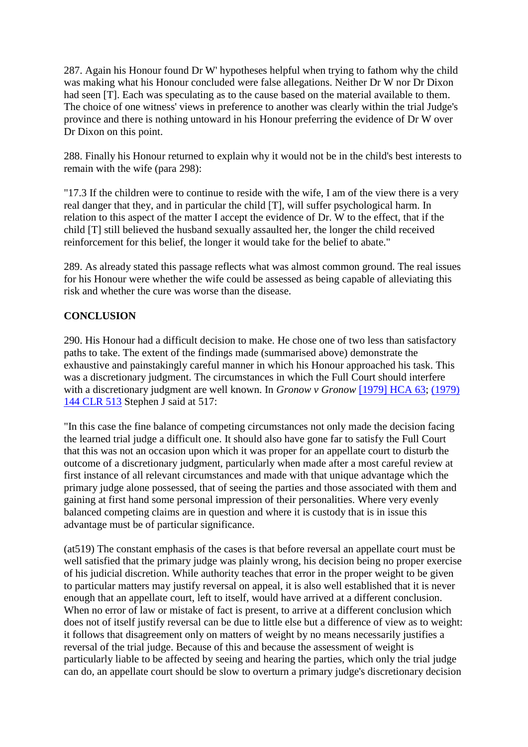287. Again his Honour found Dr W' hypotheses helpful when trying to fathom why the child was making what his Honour concluded were false allegations. Neither Dr W nor Dr Dixon had seen [T]. Each was speculating as to the cause based on the material available to them. The choice of one witness' views in preference to another was clearly within the trial Judge's province and there is nothing untoward in his Honour preferring the evidence of Dr W over Dr Dixon on this point.

288. Finally his Honour returned to explain why it would not be in the child's best interests to remain with the wife (para 298):

"17.3 If the children were to continue to reside with the wife, I am of the view there is a very real danger that they, and in particular the child [T], will suffer psychological harm. In relation to this aspect of the matter I accept the evidence of Dr. W to the effect, that if the child [T] still believed the husband sexually assaulted her, the longer the child received reinforcement for this belief, the longer it would take for the belief to abate."

289. As already stated this passage reflects what was almost common ground. The real issues for his Honour were whether the wife could be assessed as being capable of alleviating this risk and whether the cure was worse than the disease.

**CONCLUSION**

290. His Honour had a difficult decision to make. He chose one of two less than satisfactory paths to take. The extent of the findings made (summarised above) demonstrate the exhaustive and painstakingly careful manner in which his Honour approached his task. This was a discretionary judgment. The circumstances in which the Full Court should interfere with a discretionary judgment are well known. In *Gronow v Gronow* [1979] HCA 63; (1979) 144 CLR 513 Stephen J said at 517:

"In this case the fine balance of competing circumstances not only made the decision facing the learned trial judge a difficult one. It should also have gone far to satisfy the Full Court that this was not an occasion upon which it was proper for an appellate court to disturb the outcome of a discretionary judgment, particularly when made after a most careful review at first instance of all relevant circumstances and made with that unique advantage which the primary judge alone possessed, that of seeing the parties and those associated with them and gaining at first hand some personal impression of their personalities. Where very evenly balanced competing claims are in question and where it is custody that is in issue this advantage must be of particular significance.

(at519) The constant emphasis of the cases is that before reversal an appellate court must be well satisfied that the primary judge was plainly wrong, his decision being no proper exercise of his judicial discretion. While authority teaches that error in the proper weight to be given to particular matters may justify reversal on appeal, it is also well established that it is never enough that an appellate court, left to itself, would have arrived at a different conclusion. When no error of law or mistake of fact is present, to arrive at a different conclusion which does not of itself justify reversal can be due to little else but a difference of view as to weight: it follows that disagreement only on matters of weight by no means necessarily justifies a reversal of the trial judge. Because of this and because the assessment of weight is particularly liable to be affected by seeing and hearing the parties, which only the trial judge can do, an appellate court should be slow to overturn a primary judge's discretionary decision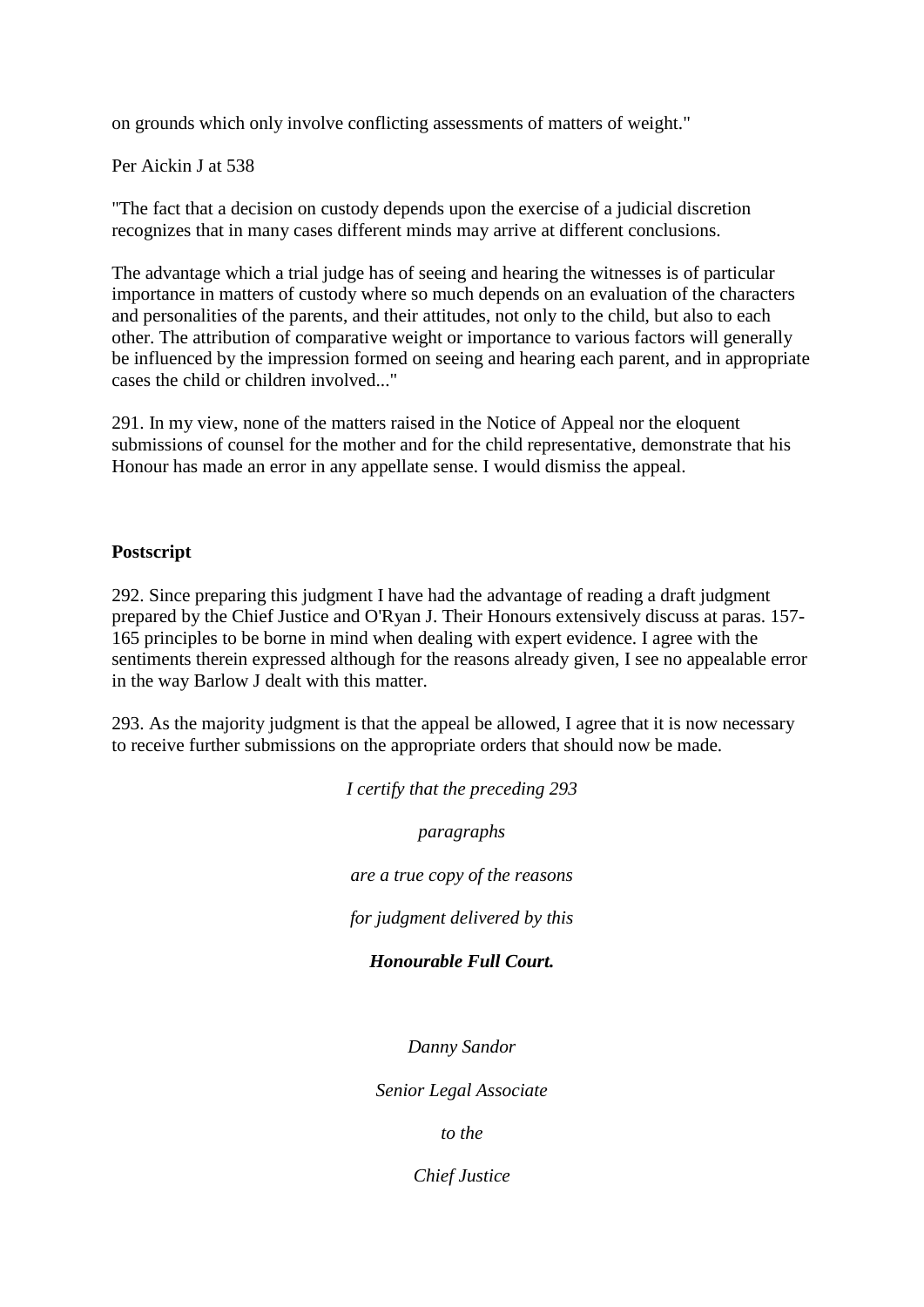on grounds which only involve conflicting assessments of matters of weight."

Per Aickin J at 538

"The fact that a decision on custody depends upon the exercise of a judicial discretion recognizes that in many cases different minds may arrive at different conclusions.

The advantage which a trial judge has of seeing and hearing the witnesses is of particular importance in matters of custody where so much depends on an evaluation of the characters and personalities of the parents, and their attitudes, not only to the child, but also to each other. The attribution of comparative weight or importance to various factors will generally be influenced by the impression formed on seeing and hearing each parent, and in appropriate cases the child or children involved..."

291. In my view, none of the matters raised in the Notice of Appeal nor the eloquent submissions of counsel for the mother and for the child representative, demonstrate that his Honour has made an error in any appellate sense. I would dismiss the appeal.

**Postscript**

292. Since preparing this judgment I have had the advantage of reading a draft judgment prepared by the Chief Justice and O'Ryan J. Their Honours extensively discuss at paras. 157-165 principles to be borne in mind when dealing with expert evidence. I agree with the sentiments therein expressed although for the reasons already given, I see no appealable error in the way Barlow J dealt with this matter.

293. As the majority judgment is that the appeal be allowed, I agree that it is now necessary to receive further submissions on the appropriate orders that should now be made.

*I certify that the preceding 293*

*paragraphs*

*are a true copy of the reasons*

*for judgment delivered by this*

***Honourable Full Court.***

*Danny Sandor*

*Senior Legal Associate*

*to the*

*Chief Justice*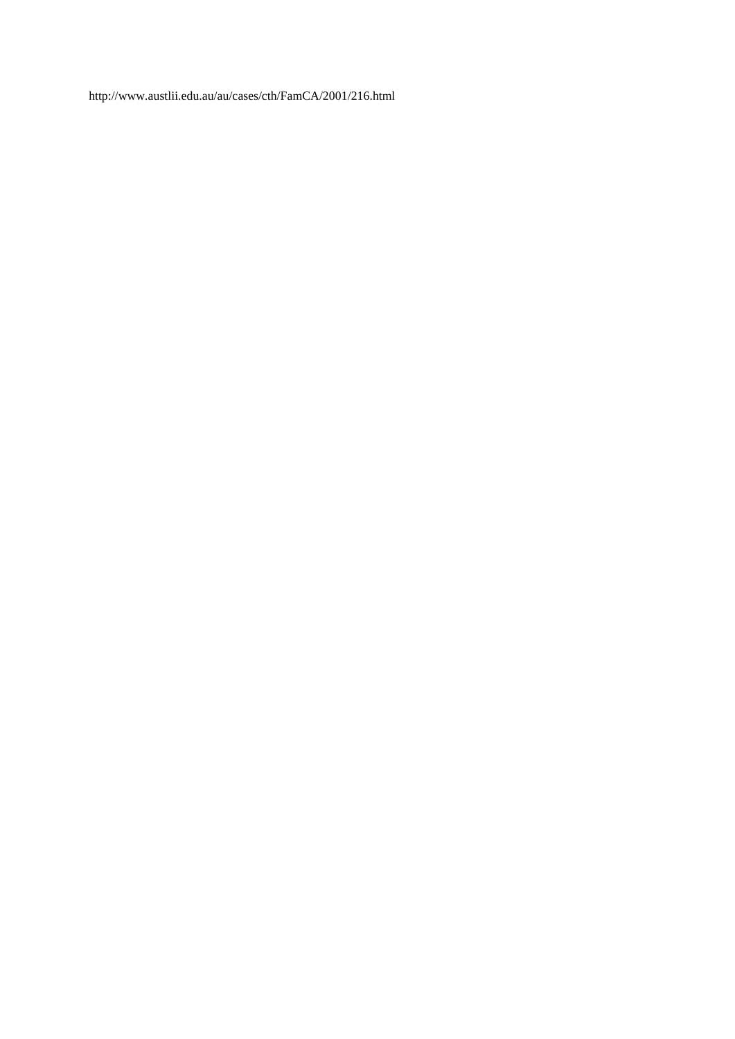http://www.austlii.edu.au/au/cases/cth/FamCA/2001/216.html